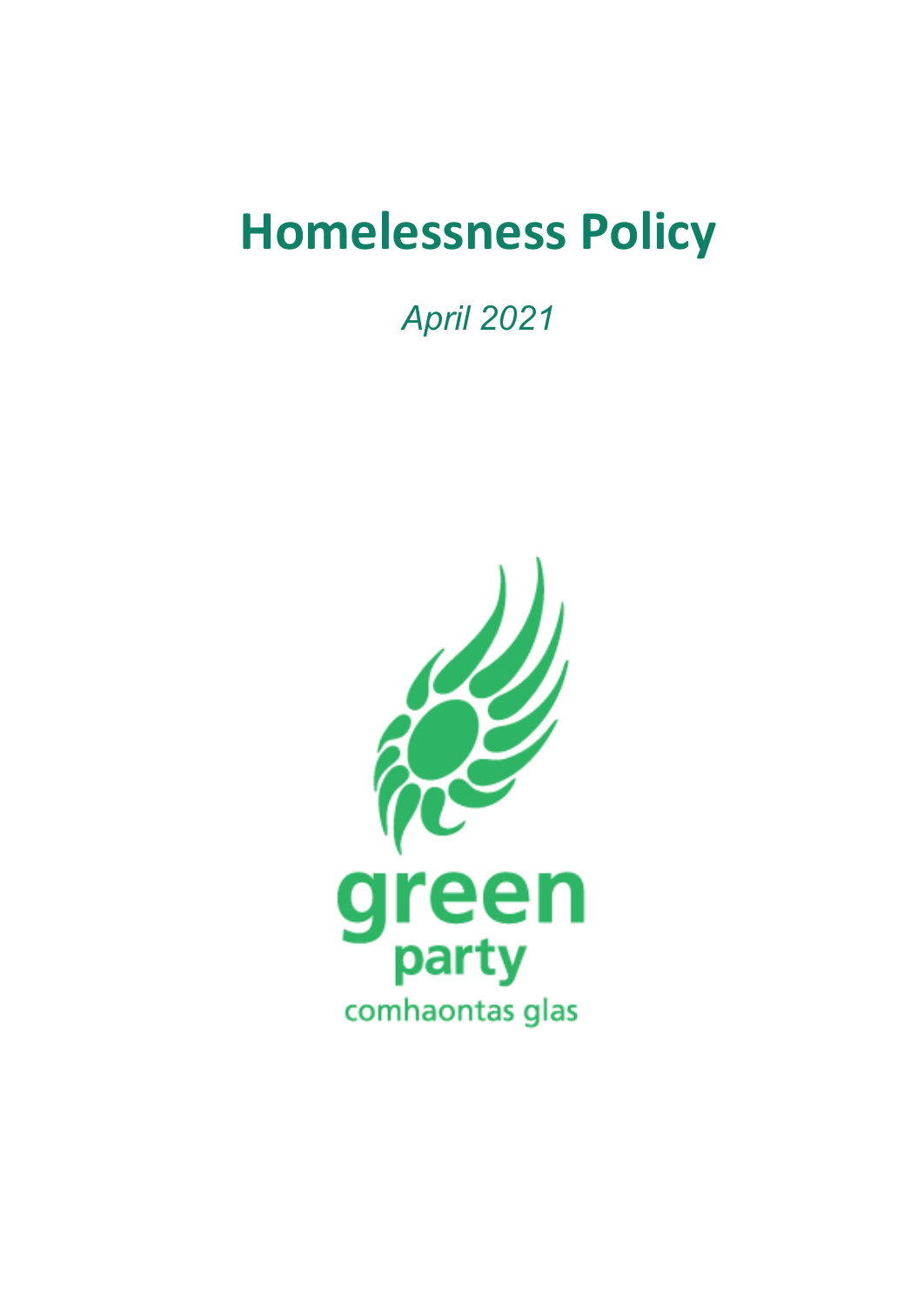# Homelessness Policy

*April 2021*

green
party
comhaontas glas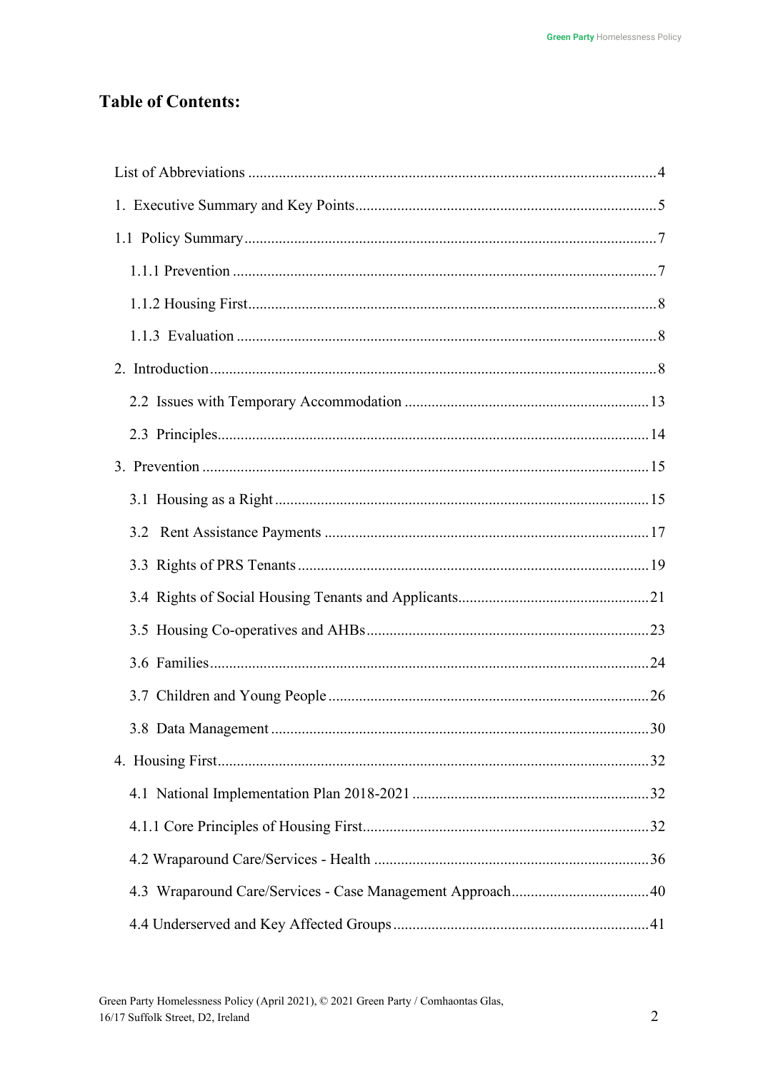## Table of Contents:

- List of Abbreviations ... 4
- 1. Executive Summary and Key Points ... 5
- 1.1 Policy Summary ... 7
  - 1.1.1 Prevention ... 7
  - 1.1.2 Housing First ... 8
  - 1.1.3 Evaluation ... 8
- 2. Introduction ... 8
  - 2.2 Issues with Temporary Accommodation ... 13
  - 2.3 Principles ... 14
- 3. Prevention ... 15
  - 3.1 Housing as a Right ... 15
  - 3.2 Rent Assistance Payments ... 17
  - 3.3 Rights of PRS Tenants ... 19
  - 3.4 Rights of Social Housing Tenants and Applicants ... 21
  - 3.5 Housing Co-operatives and AHBs ... 23
  - 3.6 Families ... 24
  - 3.7 Children and Young People ... 26
  - 3.8 Data Management ... 30
- 4. Housing First ... 32
  - 4.1 National Implementation Plan 2018-2021 ... 32
  - 4.1.1 Core Principles of Housing First ... 32
  - 4.2 Wraparound Care/Services - Health ... 36
  - 4.3 Wraparound Care/Services - Case Management Approach ... 40
  - 4.4 Underserved and Key Affected Groups ... 41

Green Party Homelessness Policy (April 2021), © 2021 Green Party / Comhaontas Glas, 16/17 Suffolk Street, D2, Ireland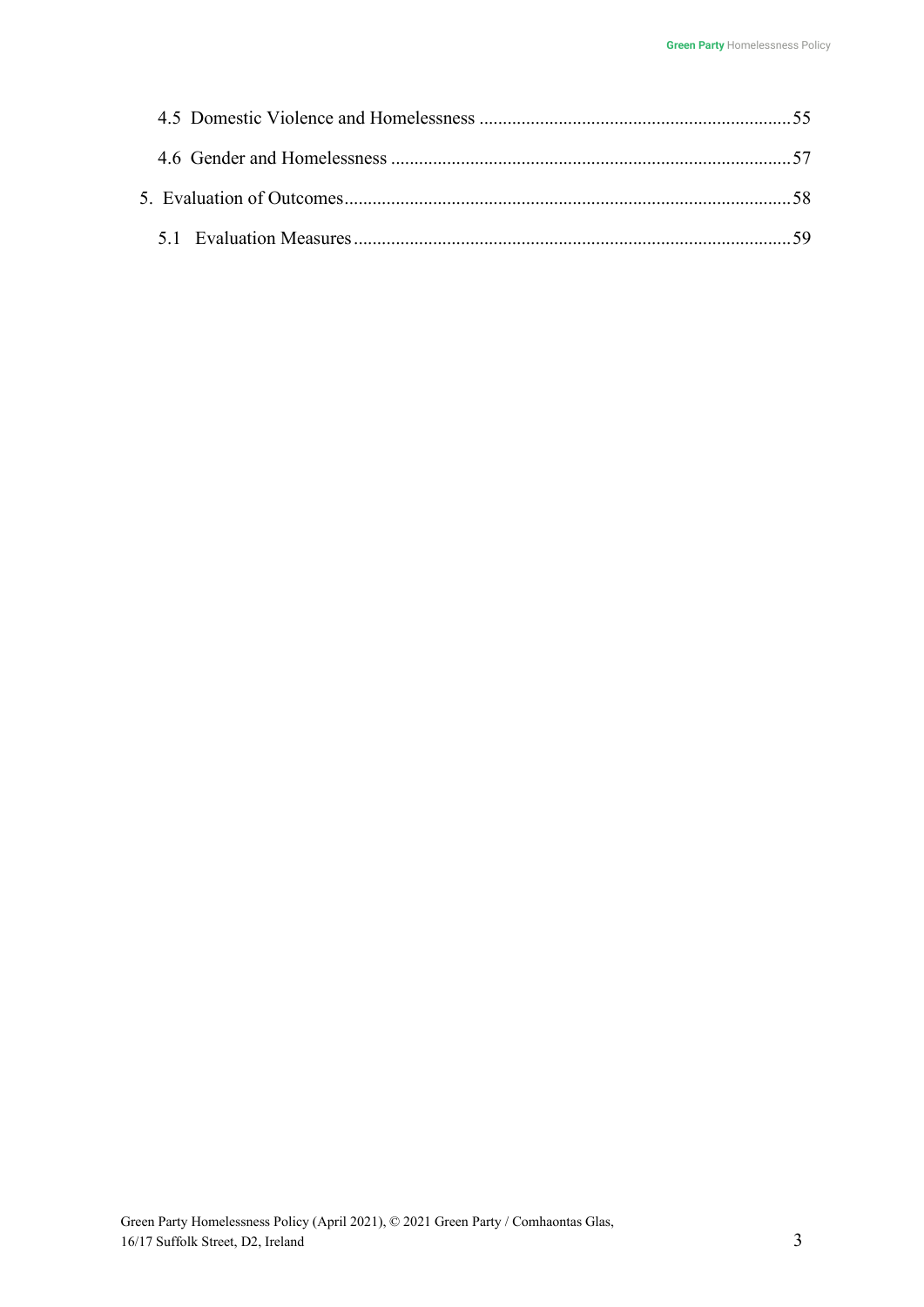4.5 Domestic Violence and Homelessness ..................................................................55

4.6 Gender and Homelessness ......................................................................................57

5. Evaluation of Outcomes..............................................................................................58

5.1 Evaluation Measures ............................................................................................59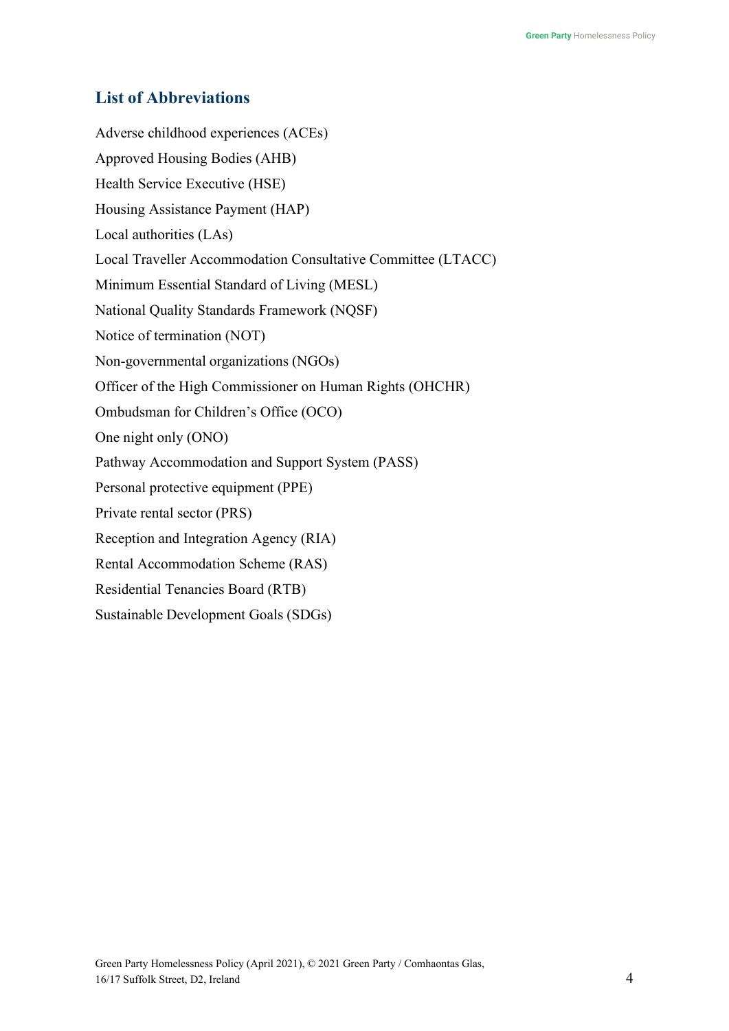## List of Abbreviations

Adverse childhood experiences (ACEs)

Approved Housing Bodies (AHB)

Health Service Executive (HSE)

Housing Assistance Payment (HAP)

Local authorities (LAs)

Local Traveller Accommodation Consultative Committee (LTACC)

Minimum Essential Standard of Living (MESL)

National Quality Standards Framework (NQSF)

Notice of termination (NOT)

Non-governmental organizations (NGOs)

Officer of the High Commissioner on Human Rights (OHCHR)

Ombudsman for Children's Office (OCO)

One night only (ONO)

Pathway Accommodation and Support System (PASS)

Personal protective equipment (PPE)

Private rental sector (PRS)

Reception and Integration Agency (RIA)

Rental Accommodation Scheme (RAS)

Residential Tenancies Board (RTB)

Sustainable Development Goals (SDGs)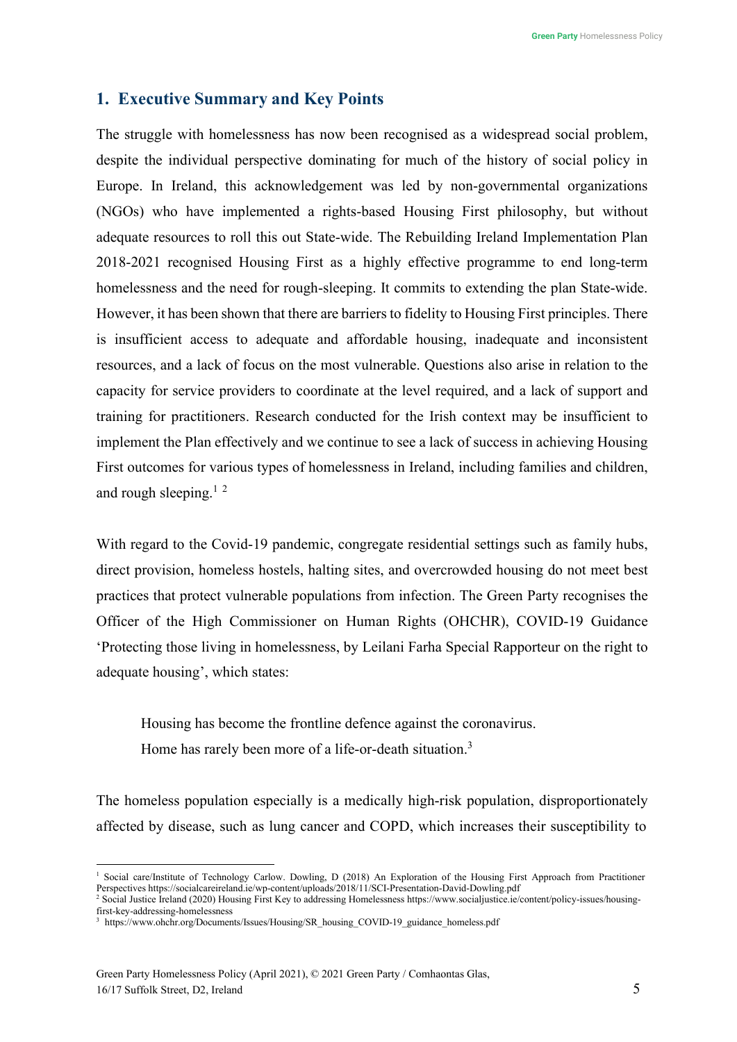## 1. Executive Summary and Key Points

The struggle with homelessness has now been recognised as a widespread social problem, despite the individual perspective dominating for much of the history of social policy in Europe. In Ireland, this acknowledgement was led by non-governmental organizations (NGOs) who have implemented a rights-based Housing First philosophy, but without adequate resources to roll this out State-wide. The Rebuilding Ireland Implementation Plan 2018-2021 recognised Housing First as a highly effective programme to end long-term homelessness and the need for rough-sleeping. It commits to extending the plan State-wide. However, it has been shown that there are barriers to fidelity to Housing First principles. There is insufficient access to adequate and affordable housing, inadequate and inconsistent resources, and a lack of focus on the most vulnerable. Questions also arise in relation to the capacity for service providers to coordinate at the level required, and a lack of support and training for practitioners. Research conducted for the Irish context may be insufficient to implement the Plan effectively and we continue to see a lack of success in achieving Housing First outcomes for various types of homelessness in Ireland, including families and children, and rough sleeping.[1] [2]

With regard to the Covid-19 pandemic, congregate residential settings such as family hubs, direct provision, homeless hostels, halting sites, and overcrowded housing do not meet best practices that protect vulnerable populations from infection. The Green Party recognises the Officer of the High Commissioner on Human Rights (OHCHR), COVID-19 Guidance 'Protecting those living in homelessness, by Leilani Farha Special Rapporteur on the right to adequate housing', which states:

> Housing has become the frontline defence against the coronavirus.
> Home has rarely been more of a life-or-death situation.[3]

The homeless population especially is a medically high-risk population, disproportionately affected by disease, such as lung cancer and COPD, which increases their susceptibility to

---

[1] Social care/Institute of Technology Carlow. Dowling, D (2018) An Exploration of the Housing First Approach from Practitioner Perspectives https://socialcareireland.ie/wp-content/uploads/2018/11/SCI-Presentation-David-Dowling.pdf

[2] Social Justice Ireland (2020) Housing First Key to addressing Homelessness https://www.socialjustice.ie/content/policy-issues/housing-first-key-addressing-homelessness

[3] https://www.ohchr.org/Documents/Issues/Housing/SR_housing_COVID-19_guidance_homeless.pdf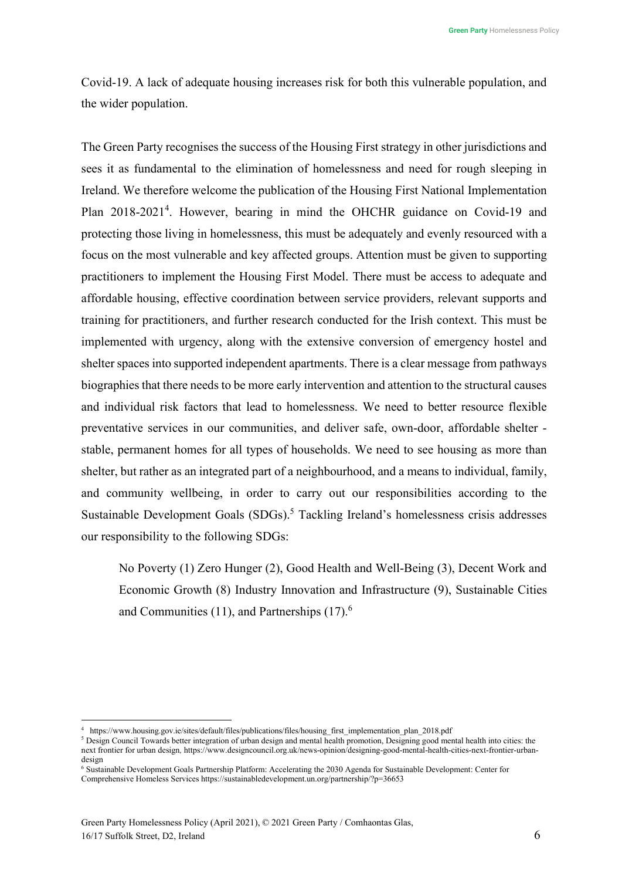Covid-19. A lack of adequate housing increases risk for both this vulnerable population, and the wider population.

The Green Party recognises the success of the Housing First strategy in other jurisdictions and sees it as fundamental to the elimination of homelessness and need for rough sleeping in Ireland. We therefore welcome the publication of the Housing First National Implementation Plan 2018-2021[4]. However, bearing in mind the OHCHR guidance on Covid-19 and protecting those living in homelessness, this must be adequately and evenly resourced with a focus on the most vulnerable and key affected groups. Attention must be given to supporting practitioners to implement the Housing First Model. There must be access to adequate and affordable housing, effective coordination between service providers, relevant supports and training for practitioners, and further research conducted for the Irish context. This must be implemented with urgency, along with the extensive conversion of emergency hostel and shelter spaces into supported independent apartments. There is a clear message from pathways biographies that there needs to be more early intervention and attention to the structural causes and individual risk factors that lead to homelessness. We need to better resource flexible preventative services in our communities, and deliver safe, own-door, affordable shelter - stable, permanent homes for all types of households. We need to see housing as more than shelter, but rather as an integrated part of a neighbourhood, and a means to individual, family, and community wellbeing, in order to carry out our responsibilities according to the Sustainable Development Goals (SDGs).[5] Tackling Ireland's homelessness crisis addresses our responsibility to the following SDGs:

> No Poverty (1) Zero Hunger (2), Good Health and Well-Being (3), Decent Work and Economic Growth (8) Industry Innovation and Infrastructure (9), Sustainable Cities and Communities (11), and Partnerships (17).[6]

---

[4] https://www.housing.gov.ie/sites/default/files/publications/files/housing_first_implementation_plan_2018.pdf

[5] Design Council Towards better integration of urban design and mental health promotion, Designing good mental health into cities: the next frontier for urban design, https://www.designcouncil.org.uk/news-opinion/designing-good-mental-health-cities-next-frontier-urban-design

[6] Sustainable Development Goals Partnership Platform: Accelerating the 2030 Agenda for Sustainable Development: Center for Comprehensive Homeless Services https://sustainabledevelopment.un.org/partnership/?p=36653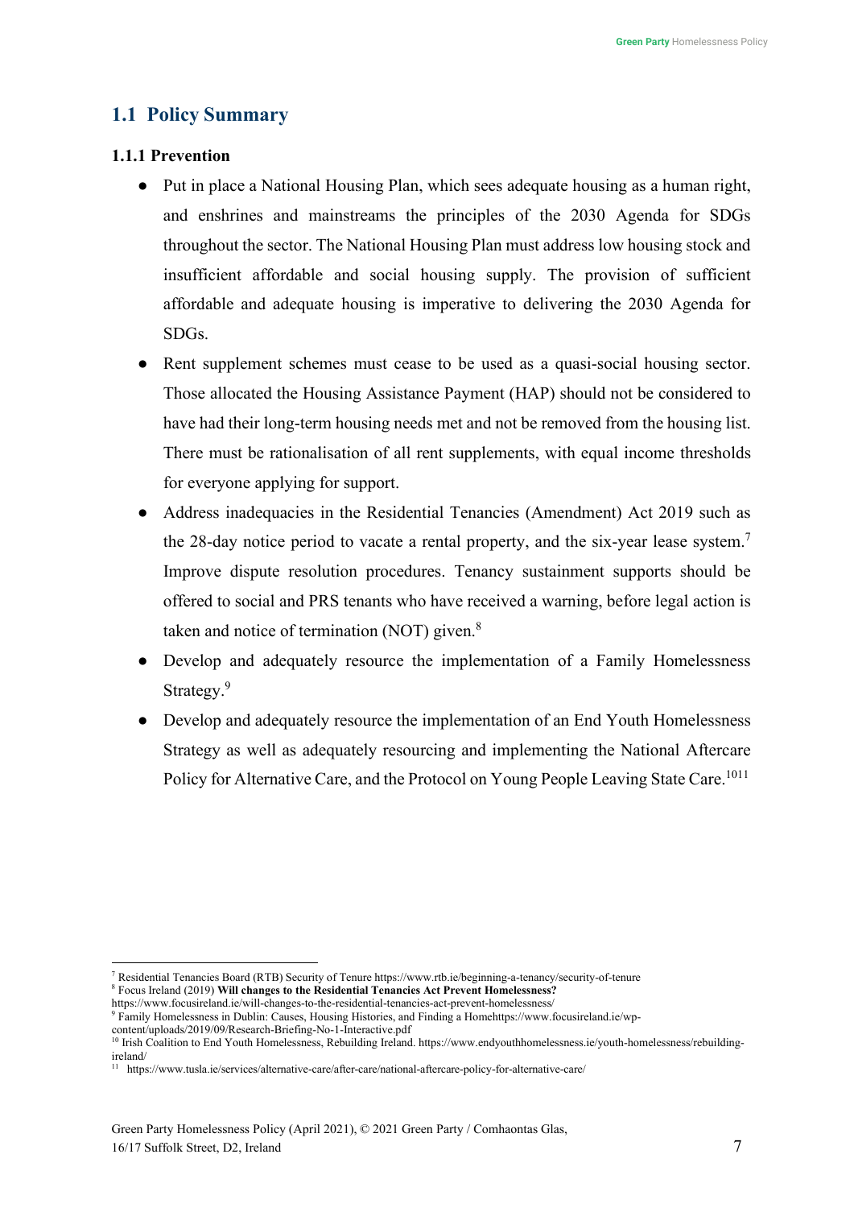## 1.1 Policy Summary

### 1.1.1 Prevention

- Put in place a National Housing Plan, which sees adequate housing as a human right, and enshrines and mainstreams the principles of the 2030 Agenda for SDGs throughout the sector. The National Housing Plan must address low housing stock and insufficient affordable and social housing supply. The provision of sufficient affordable and adequate housing is imperative to delivering the 2030 Agenda for SDGs.
- Rent supplement schemes must cease to be used as a quasi-social housing sector. Those allocated the Housing Assistance Payment (HAP) should not be considered to have had their long-term housing needs met and not be removed from the housing list. There must be rationalisation of all rent supplements, with equal income thresholds for everyone applying for support.
- Address inadequacies in the Residential Tenancies (Amendment) Act 2019 such as the 28-day notice period to vacate a rental property, and the six-year lease system.[7] Improve dispute resolution procedures. Tenancy sustainment supports should be offered to social and PRS tenants who have received a warning, before legal action is taken and notice of termination (NOT) given.[8]
- Develop and adequately resource the implementation of a Family Homelessness Strategy.[9]
- Develop and adequately resource the implementation of an End Youth Homelessness Strategy as well as adequately resourcing and implementing the National Aftercare Policy for Alternative Care, and the Protocol on Young People Leaving State Care.[10][11]

---

[7] Residential Tenancies Board (RTB) Security of Tenure https://www.rtb.ie/beginning-a-tenancy/security-of-tenure

[8] Focus Ireland (2019) **Will changes to the Residential Tenancies Act Prevent Homelessness?** https://www.focusireland.ie/will-changes-to-the-residential-tenancies-act-prevent-homelessness/

[9] Family Homelessness in Dublin: Causes, Housing Histories, and Finding a Homehttps://www.focusireland.ie/wp-content/uploads/2019/09/Research-Briefing-No-1-Interactive.pdf

[10] Irish Coalition to End Youth Homelessness, Rebuilding Ireland. https://www.endyouthhomelessness.ie/youth-homelessness/rebuilding-ireland/

[11] https://www.tusla.ie/services/alternative-care/after-care/national-aftercare-policy-for-alternative-care/

Green Party Homelessness Policy (April 2021), © 2021 Green Party / Comhaontas Glas, 16/17 Suffolk Street, D2, Ireland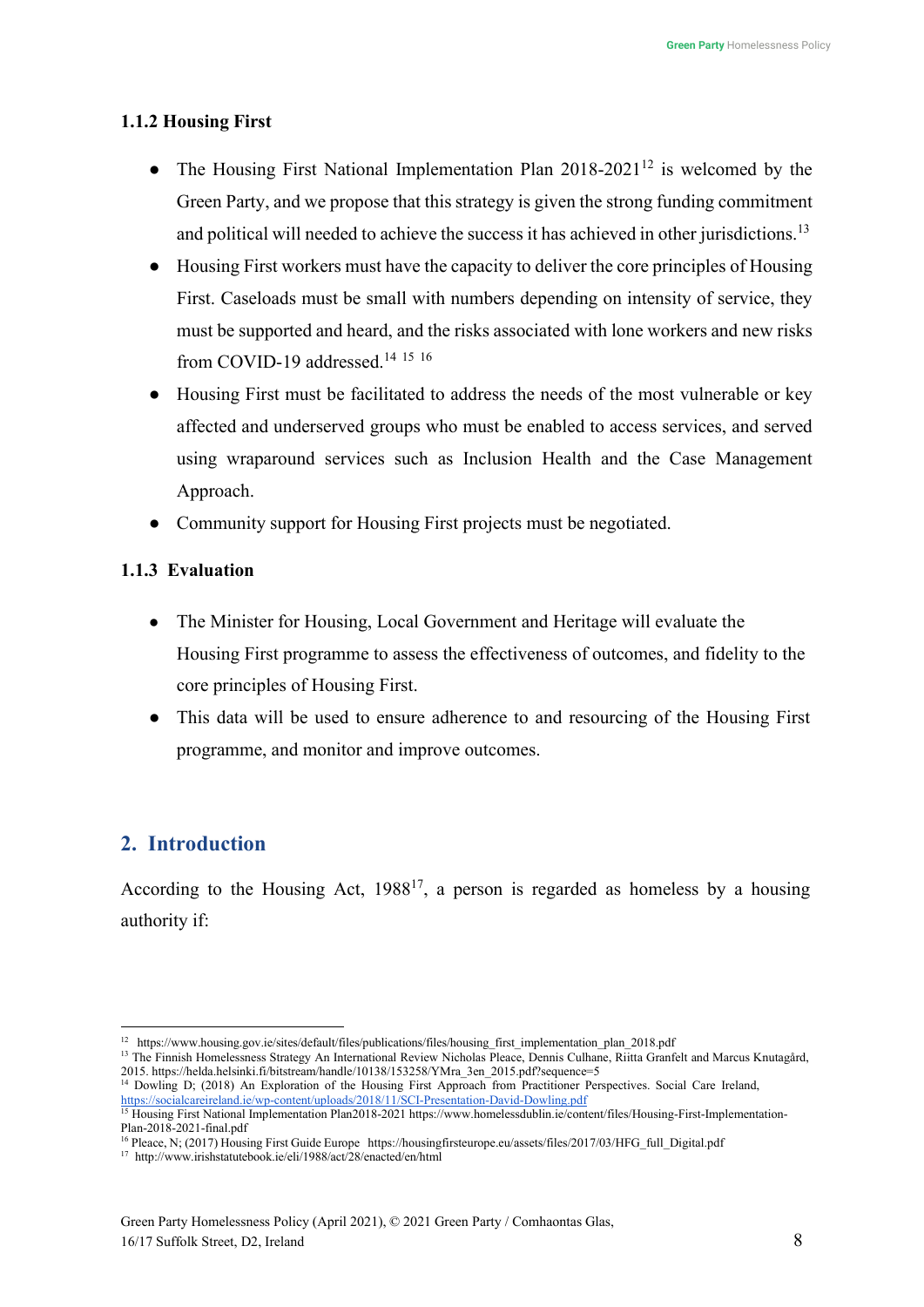### 1.1.2 Housing First

- The Housing First National Implementation Plan 2018-2021[12] is welcomed by the Green Party, and we propose that this strategy is given the strong funding commitment and political will needed to achieve the success it has achieved in other jurisdictions.[13]
- Housing First workers must have the capacity to deliver the core principles of Housing First. Caseloads must be small with numbers depending on intensity of service, they must be supported and heard, and the risks associated with lone workers and new risks from COVID-19 addressed.[14] [15] [16]
- Housing First must be facilitated to address the needs of the most vulnerable or key affected and underserved groups who must be enabled to access services, and served using wraparound services such as Inclusion Health and the Case Management Approach.
- Community support for Housing First projects must be negotiated.

### 1.1.3 Evaluation

- The Minister for Housing, Local Government and Heritage will evaluate the Housing First programme to assess the effectiveness of outcomes, and fidelity to the core principles of Housing First.
- This data will be used to ensure adherence to and resourcing of the Housing First programme, and monitor and improve outcomes.

## 2. Introduction

According to the Housing Act, 1988[17], a person is regarded as homeless by a housing authority if:

---

[12] https://www.housing.gov.ie/sites/default/files/publications/files/housing_first_implementation_plan_2018.pdf

[13] The Finnish Homelessness Strategy An International Review Nicholas Pleace, Dennis Culhane, Riitta Granfelt and Marcus Knutagård, 2015. https://helda.helsinki.fi/bitstream/handle/10138/153258/YMra_3en_2015.pdf?sequence=5

[14] Dowling D; (2018) An Exploration of the Housing First Approach from Practitioner Perspectives. Social Care Ireland, https://socialcareireland.ie/wp-content/uploads/2018/11/SCI-Presentation-David-Dowling.pdf

[15] Housing First National Implementation Plan2018-2021 https://www.homelessdublin.ie/content/files/Housing-First-Implementation-Plan-2018-2021-final.pdf

[16] Pleace, N; (2017) Housing First Guide Europe https://housingfirsteurope.eu/assets/files/2017/03/HFG_full_Digital.pdf

[17] http://www.irishstatutebook.ie/eli/1988/act/28/enacted/en/html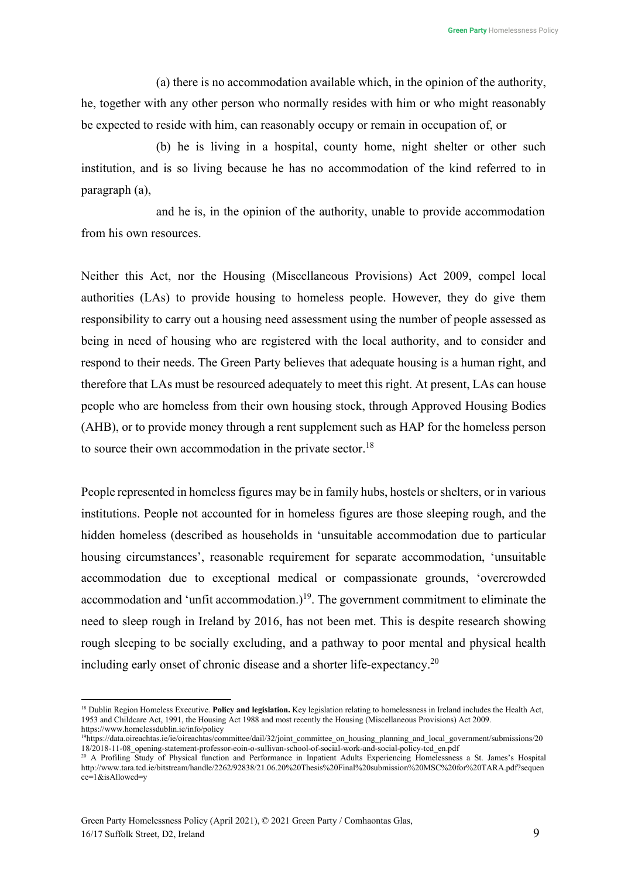(a) there is no accommodation available which, in the opinion of the authority, he, together with any other person who normally resides with him or who might reasonably be expected to reside with him, can reasonably occupy or remain in occupation of, or

(b) he is living in a hospital, county home, night shelter or other such institution, and is so living because he has no accommodation of the kind referred to in paragraph (a),

and he is, in the opinion of the authority, unable to provide accommodation from his own resources.

Neither this Act, nor the Housing (Miscellaneous Provisions) Act 2009, compel local authorities (LAs) to provide housing to homeless people. However, they do give them responsibility to carry out a housing need assessment using the number of people assessed as being in need of housing who are registered with the local authority, and to consider and respond to their needs. The Green Party believes that adequate housing is a human right, and therefore that LAs must be resourced adequately to meet this right. At present, LAs can house people who are homeless from their own housing stock, through Approved Housing Bodies (AHB), or to provide money through a rent supplement such as HAP for the homeless person to source their own accommodation in the private sector.[18]

People represented in homeless figures may be in family hubs, hostels or shelters, or in various institutions. People not accounted for in homeless figures are those sleeping rough, and the hidden homeless (described as households in 'unsuitable accommodation due to particular housing circumstances', reasonable requirement for separate accommodation, 'unsuitable accommodation due to exceptional medical or compassionate grounds, 'overcrowded accommodation and 'unfit accommodation.)[19]. The government commitment to eliminate the need to sleep rough in Ireland by 2016, has not been met. This is despite research showing rough sleeping to be socially excluding, and a pathway to poor mental and physical health including early onset of chronic disease and a shorter life-expectancy.[20]

---

[18] Dublin Region Homeless Executive. **Policy and legislation.** Key legislation relating to homelessness in Ireland includes the Health Act, 1953 and Childcare Act, 1991, the Housing Act 1988 and most recently the Housing (Miscellaneous Provisions) Act 2009. https://www.homelessdublin.ie/info/policy

[19] https://data.oireachtas.ie/ie/oireachtas/committee/dail/32/joint_committee_on_housing_planning_and_local_government/submissions/2018/2018-11-08_opening-statement-professor-eoin-o-sullivan-school-of-social-work-and-social-policy-tcd_en.pdf

[20] A Profiling Study of Physical function and Performance in Inpatient Adults Experiencing Homelessness a St. James's Hospital http://www.tara.tcd.ie/bitstream/handle/2262/92838/21.06.20%20Thesis%20Final%20submission%20MSC%20for%20TARA.pdf?sequence=1&isAllowed=y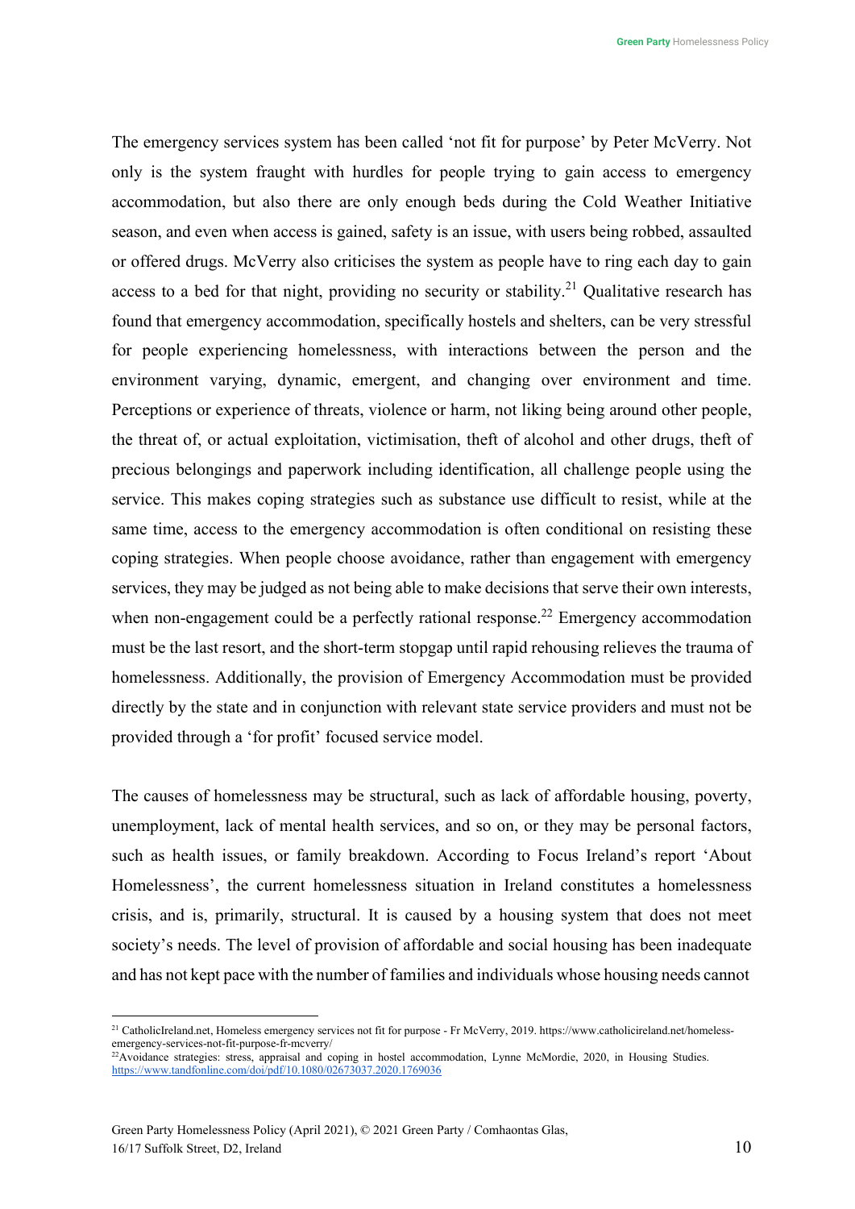The emergency services system has been called 'not fit for purpose' by Peter McVerry. Not only is the system fraught with hurdles for people trying to gain access to emergency accommodation, but also there are only enough beds during the Cold Weather Initiative season, and even when access is gained, safety is an issue, with users being robbed, assaulted or offered drugs. McVerry also criticises the system as people have to ring each day to gain access to a bed for that night, providing no security or stability.[21] Qualitative research has found that emergency accommodation, specifically hostels and shelters, can be very stressful for people experiencing homelessness, with interactions between the person and the environment varying, dynamic, emergent, and changing over environment and time. Perceptions or experience of threats, violence or harm, not liking being around other people, the threat of, or actual exploitation, victimisation, theft of alcohol and other drugs, theft of precious belongings and paperwork including identification, all challenge people using the service. This makes coping strategies such as substance use difficult to resist, while at the same time, access to the emergency accommodation is often conditional on resisting these coping strategies. When people choose avoidance, rather than engagement with emergency services, they may be judged as not being able to make decisions that serve their own interests, when non-engagement could be a perfectly rational response.[22] Emergency accommodation must be the last resort, and the short-term stopgap until rapid rehousing relieves the trauma of homelessness. Additionally, the provision of Emergency Accommodation must be provided directly by the state and in conjunction with relevant state service providers and must not be provided through a 'for profit' focused service model.

The causes of homelessness may be structural, such as lack of affordable housing, poverty, unemployment, lack of mental health services, and so on, or they may be personal factors, such as health issues, or family breakdown. According to Focus Ireland's report 'About Homelessness', the current homelessness situation in Ireland constitutes a homelessness crisis, and is, primarily, structural. It is caused by a housing system that does not meet society's needs. The level of provision of affordable and social housing has been inadequate and has not kept pace with the number of families and individuals whose housing needs cannot

---

[21] CatholicIreland.net, Homeless emergency services not fit for purpose - Fr McVerry, 2019. https://www.catholicireland.net/homeless-emergency-services-not-fit-purpose-fr-mcverry/

[22] Avoidance strategies: stress, appraisal and coping in hostel accommodation, Lynne McMordie, 2020, in Housing Studies. https://www.tandfonline.com/doi/pdf/10.1080/02673037.2020.1769036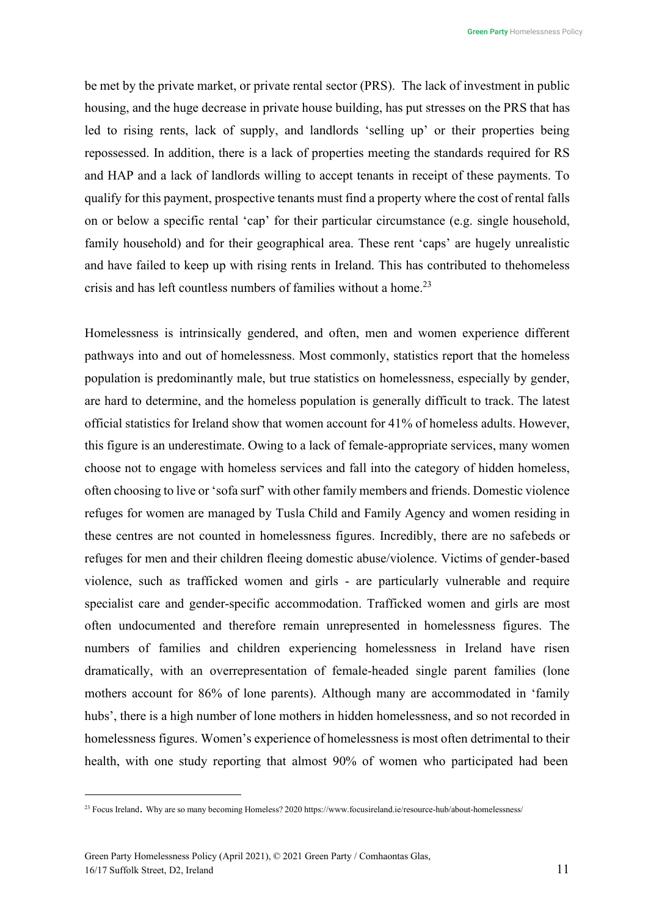be met by the private market, or private rental sector (PRS). The lack of investment in public housing, and the huge decrease in private house building, has put stresses on the PRS that has led to rising rents, lack of supply, and landlords 'selling up' or their properties being repossessed. In addition, there is a lack of properties meeting the standards required for RS and HAP and a lack of landlords willing to accept tenants in receipt of these payments. To qualify for this payment, prospective tenants must find a property where the cost of rental falls on or below a specific rental 'cap' for their particular circumstance (e.g. single household, family household) and for their geographical area. These rent 'caps' are hugely unrealistic and have failed to keep up with rising rents in Ireland. This has contributed to thehomeless crisis and has left countless numbers of families without a home.[23]

Homelessness is intrinsically gendered, and often, men and women experience different pathways into and out of homelessness. Most commonly, statistics report that the homeless population is predominantly male, but true statistics on homelessness, especially by gender, are hard to determine, and the homeless population is generally difficult to track. The latest official statistics for Ireland show that women account for 41% of homeless adults. However, this figure is an underestimate. Owing to a lack of female-appropriate services, many women choose not to engage with homeless services and fall into the category of hidden homeless, often choosing to live or 'sofa surf' with other family members and friends. Domestic violence refuges for women are managed by Tusla Child and Family Agency and women residing in these centres are not counted in homelessness figures. Incredibly, there are no safebeds or refuges for men and their children fleeing domestic abuse/violence. Victims of gender-based violence, such as trafficked women and girls - are particularly vulnerable and require specialist care and gender-specific accommodation. Trafficked women and girls are most often undocumented and therefore remain unrepresented in homelessness figures. The numbers of families and children experiencing homelessness in Ireland have risen dramatically, with an overrepresentation of female-headed single parent families (lone mothers account for 86% of lone parents). Although many are accommodated in 'family hubs', there is a high number of lone mothers in hidden homelessness, and so not recorded in homelessness figures. Women's experience of homelessness is most often detrimental to their health, with one study reporting that almost 90% of women who participated had been

[23] Focus Ireland. Why are so many becoming Homeless? 2020 https://www.focusireland.ie/resource-hub/about-homelessness/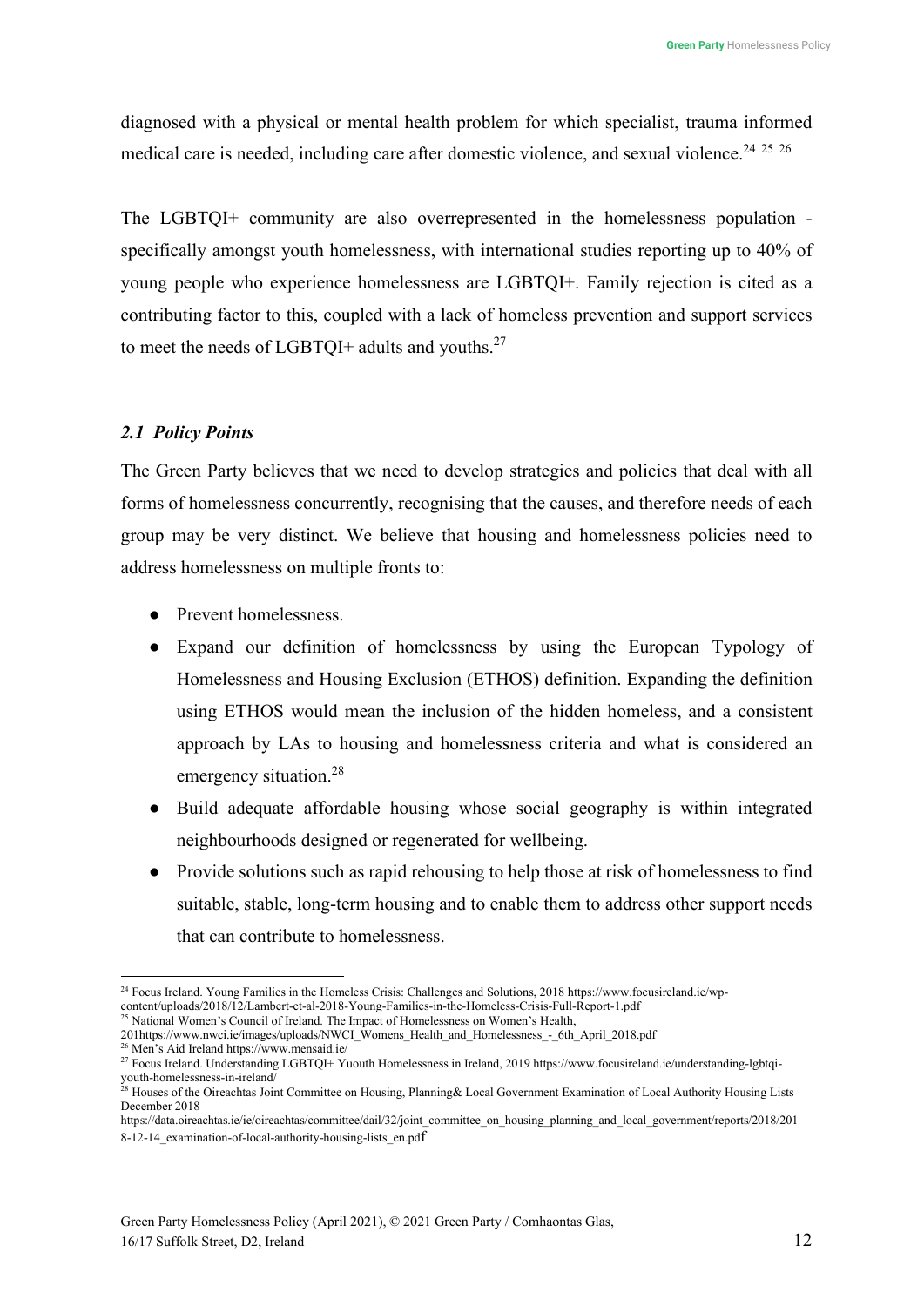diagnosed with a physical or mental health problem for which specialist, trauma informed medical care is needed, including care after domestic violence, and sexual violence.[24] [25] [26]

The LGBTQI+ community are also overrepresented in the homelessness population - specifically amongst youth homelessness, with international studies reporting up to 40% of young people who experience homelessness are LGBTQI+. Family rejection is cited as a contributing factor to this, coupled with a lack of homeless prevention and support services to meet the needs of LGBTQI+ adults and youths.[27]

### *2.1 Policy Points*

The Green Party believes that we need to develop strategies and policies that deal with all forms of homelessness concurrently, recognising that the causes, and therefore needs of each group may be very distinct. We believe that housing and homelessness policies need to address homelessness on multiple fronts to:

- Prevent homelessness.
- Expand our definition of homelessness by using the European Typology of Homelessness and Housing Exclusion (ETHOS) definition. Expanding the definition using ETHOS would mean the inclusion of the hidden homeless, and a consistent approach by LAs to housing and homelessness criteria and what is considered an emergency situation.[28]
- Build adequate affordable housing whose social geography is within integrated neighbourhoods designed or regenerated for wellbeing.
- Provide solutions such as rapid rehousing to help those at risk of homelessness to find suitable, stable, long-term housing and to enable them to address other support needs that can contribute to homelessness.

---

[24] Focus Ireland. Young Families in the Homeless Crisis: Challenges and Solutions, 2018 https://www.focusireland.ie/wp-content/uploads/2018/12/Lambert-et-al-2018-Young-Families-in-the-Homeless-Crisis-Full-Report-1.pdf

[25] National Women's Council of Ireland. The Impact of Homelessness on Women's Health, 201https://www.nwci.ie/images/uploads/NWCI_Womens_Health_and_Homelessness_-_6th_April_2018.pdf

[26] Men's Aid Ireland https://www.mensaid.ie/

[27] Focus Ireland. Understanding LGBTQI+ Yuouth Homelessness in Ireland, 2019 https://www.focusireland.ie/understanding-lgbtqi-youth-homelessness-in-ireland/

[28] Houses of the Oireachtas Joint Committee on Housing, Planning& Local Government Examination of Local Authority Housing Lists December 2018 https://data.oireachtas.ie/ie/oireachtas/committee/dail/32/joint_committee_on_housing_planning_and_local_government/reports/2018/2018-12-14_examination-of-local-authority-housing-lists_en.pdf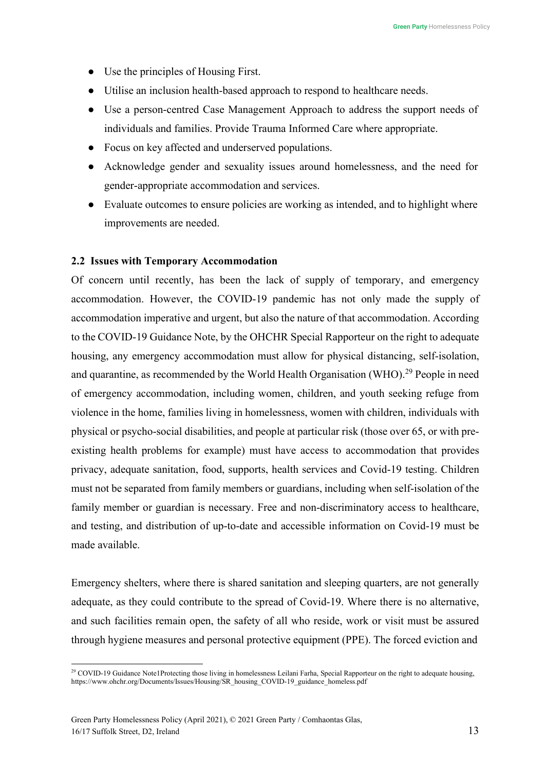- Use the principles of Housing First.
- Utilise an inclusion health-based approach to respond to healthcare needs.
- Use a person-centred Case Management Approach to address the support needs of individuals and families. Provide Trauma Informed Care where appropriate.
- Focus on key affected and underserved populations.
- Acknowledge gender and sexuality issues around homelessness, and the need for gender-appropriate accommodation and services.
- Evaluate outcomes to ensure policies are working as intended, and to highlight where improvements are needed.

### 2.2 Issues with Temporary Accommodation

Of concern until recently, has been the lack of supply of temporary, and emergency accommodation. However, the COVID-19 pandemic has not only made the supply of accommodation imperative and urgent, but also the nature of that accommodation. According to the COVID-19 Guidance Note, by the OHCHR Special Rapporteur on the right to adequate housing, any emergency accommodation must allow for physical distancing, self-isolation, and quarantine, as recommended by the World Health Organisation (WHO).[29] People in need of emergency accommodation, including women, children, and youth seeking refuge from violence in the home, families living in homelessness, women with children, individuals with physical or psycho-social disabilities, and people at particular risk (those over 65, or with pre-existing health problems for example) must have access to accommodation that provides privacy, adequate sanitation, food, supports, health services and Covid-19 testing. Children must not be separated from family members or guardians, including when self-isolation of the family member or guardian is necessary. Free and non-discriminatory access to healthcare, and testing, and distribution of up-to-date and accessible information on Covid-19 must be made available.

Emergency shelters, where there is shared sanitation and sleeping quarters, are not generally adequate, as they could contribute to the spread of Covid-19. Where there is no alternative, and such facilities remain open, the safety of all who reside, work or visit must be assured through hygiene measures and personal protective equipment (PPE). The forced eviction and

[29] COVID-19 Guidance Note1Protecting those living in homelessness Leilani Farha, Special Rapporteur on the right to adequate housing, https://www.ohchr.org/Documents/Issues/Housing/SR_housing_COVID-19_guidance_homeless.pdf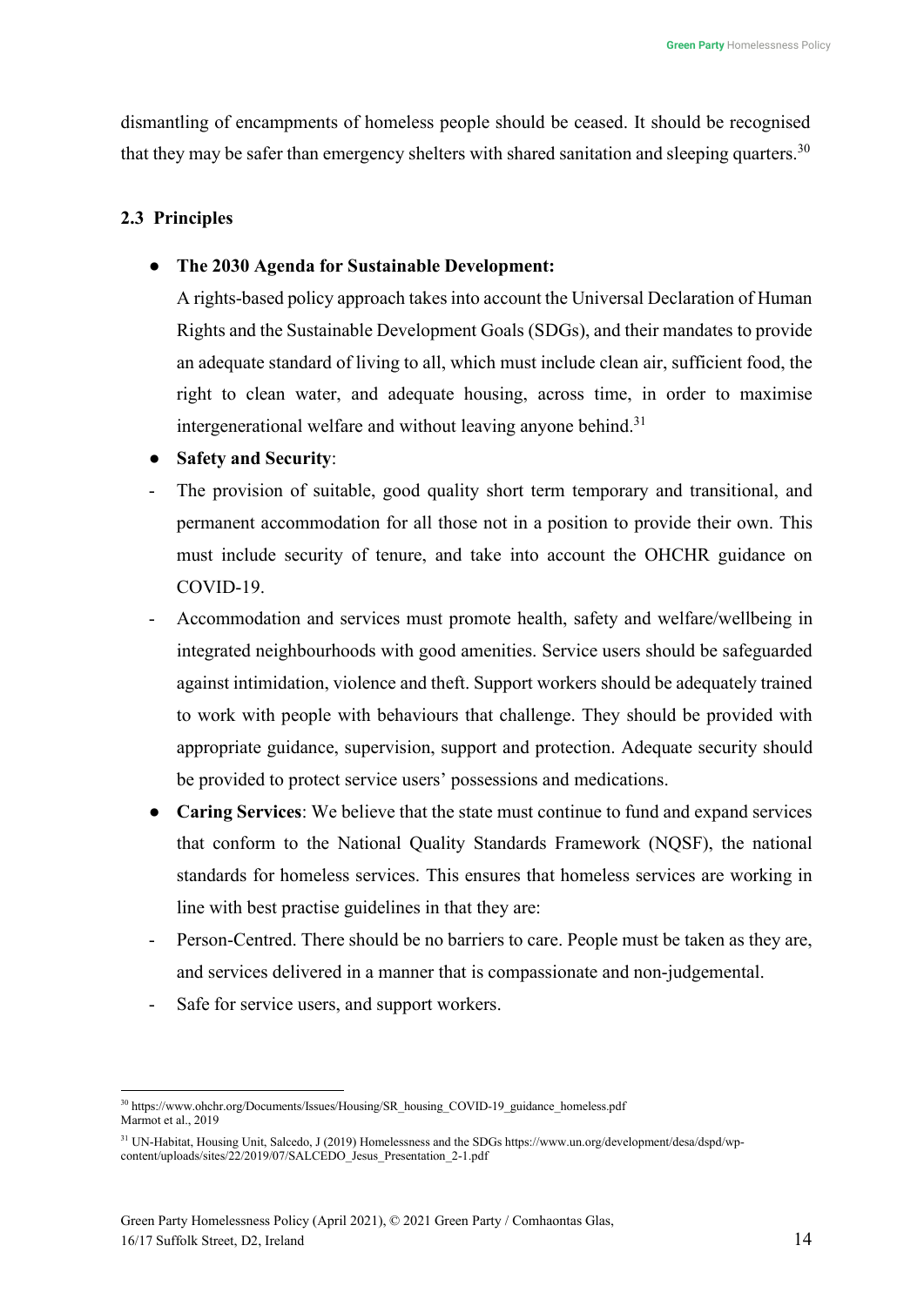dismantling of encampments of homeless people should be ceased. It should be recognised that they may be safer than emergency shelters with shared sanitation and sleeping quarters.[30]

### 2.3 Principles

- **The 2030 Agenda for Sustainable Development:**
  A rights-based policy approach takes into account the Universal Declaration of Human Rights and the Sustainable Development Goals (SDGs), and their mandates to provide an adequate standard of living to all, which must include clean air, sufficient food, the right to clean water, and adequate housing, across time, in order to maximise intergenerational welfare and without leaving anyone behind.[31]
- **Safety and Security**:
  - The provision of suitable, good quality short term temporary and transitional, and permanent accommodation for all those not in a position to provide their own. This must include security of tenure, and take into account the OHCHR guidance on COVID-19.
  - Accommodation and services must promote health, safety and welfare/wellbeing in integrated neighbourhoods with good amenities. Service users should be safeguarded against intimidation, violence and theft. Support workers should be adequately trained to work with people with behaviours that challenge. They should be provided with appropriate guidance, supervision, support and protection. Adequate security should be provided to protect service users' possessions and medications.
- **Caring Services**: We believe that the state must continue to fund and expand services that conform to the National Quality Standards Framework (NQSF), the national standards for homeless services. This ensures that homeless services are working in line with best practise guidelines in that they are:
  - Person-Centred. There should be no barriers to care. People must be taken as they are, and services delivered in a manner that is compassionate and non-judgemental.
  - Safe for service users, and support workers.

---

[30] https://www.ohchr.org/Documents/Issues/Housing/SR_housing_COVID-19_guidance_homeless.pdf
Marmot et al., 2019

[31] UN-Habitat, Housing Unit, Salcedo, J (2019) Homelessness and the SDGs https://www.un.org/development/desa/dspd/wp-content/uploads/sites/22/2019/07/SALCEDO_Jesus_Presentation_2-1.pdf

Green Party Homelessness Policy (April 2021), © 2021 Green Party / Comhaontas Glas, 16/17 Suffolk Street, D2, Ireland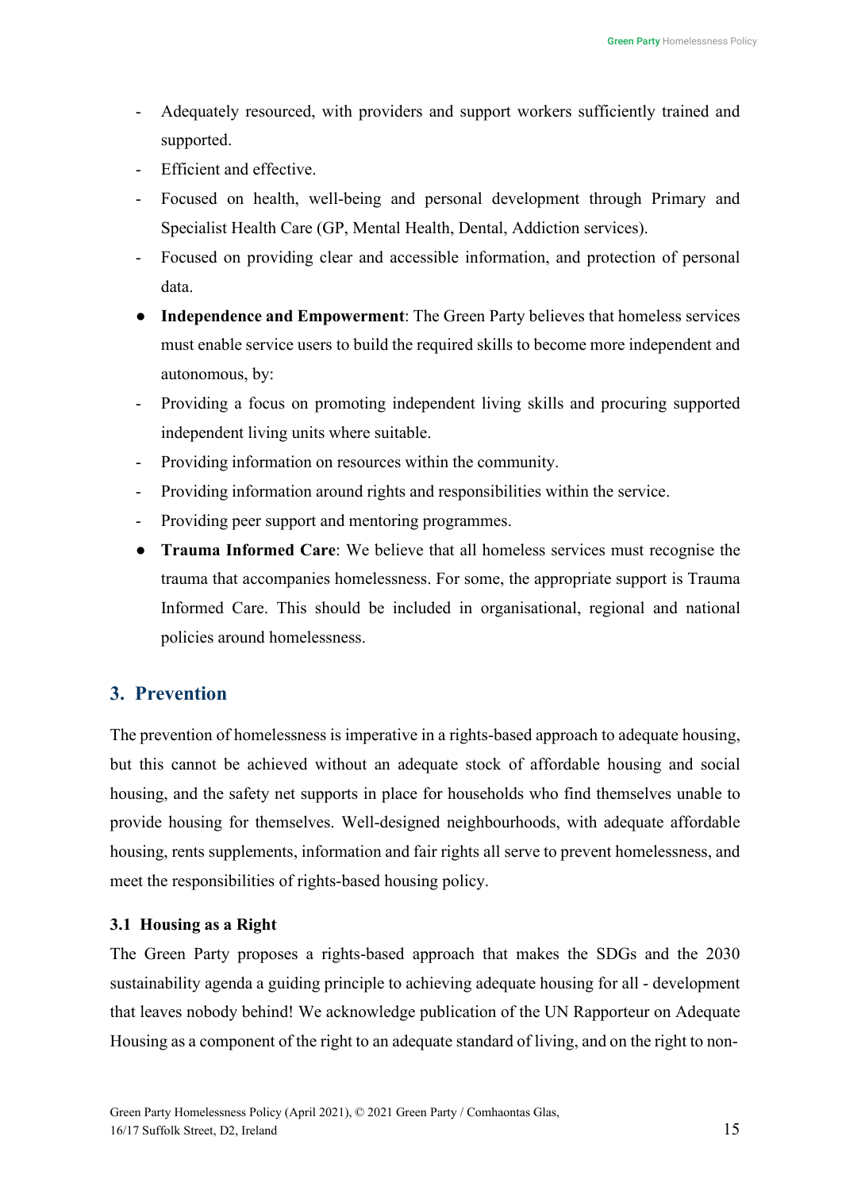- Adequately resourced, with providers and support workers sufficiently trained and supported.
- Efficient and effective.
- Focused on health, well-being and personal development through Primary and Specialist Health Care (GP, Mental Health, Dental, Addiction services).
- Focused on providing clear and accessible information, and protection of personal data.

- **Independence and Empowerment**: The Green Party believes that homeless services must enable service users to build the required skills to become more independent and autonomous, by:

- Providing a focus on promoting independent living skills and procuring supported independent living units where suitable.
- Providing information on resources within the community.
- Providing information around rights and responsibilities within the service.
- Providing peer support and mentoring programmes.

- **Trauma Informed Care**: We believe that all homeless services must recognise the trauma that accompanies homelessness. For some, the appropriate support is Trauma Informed Care. This should be included in organisational, regional and national policies around homelessness.

## 3. Prevention

The prevention of homelessness is imperative in a rights-based approach to adequate housing, but this cannot be achieved without an adequate stock of affordable housing and social housing, and the safety net supports in place for households who find themselves unable to provide housing for themselves. Well-designed neighbourhoods, with adequate affordable housing, rents supplements, information and fair rights all serve to prevent homelessness, and meet the responsibilities of rights-based housing policy.

### 3.1 Housing as a Right

The Green Party proposes a rights-based approach that makes the SDGs and the 2030 sustainability agenda a guiding principle to achieving adequate housing for all - development that leaves nobody behind! We acknowledge publication of the UN Rapporteur on Adequate Housing as a component of the right to an adequate standard of living, and on the right to non-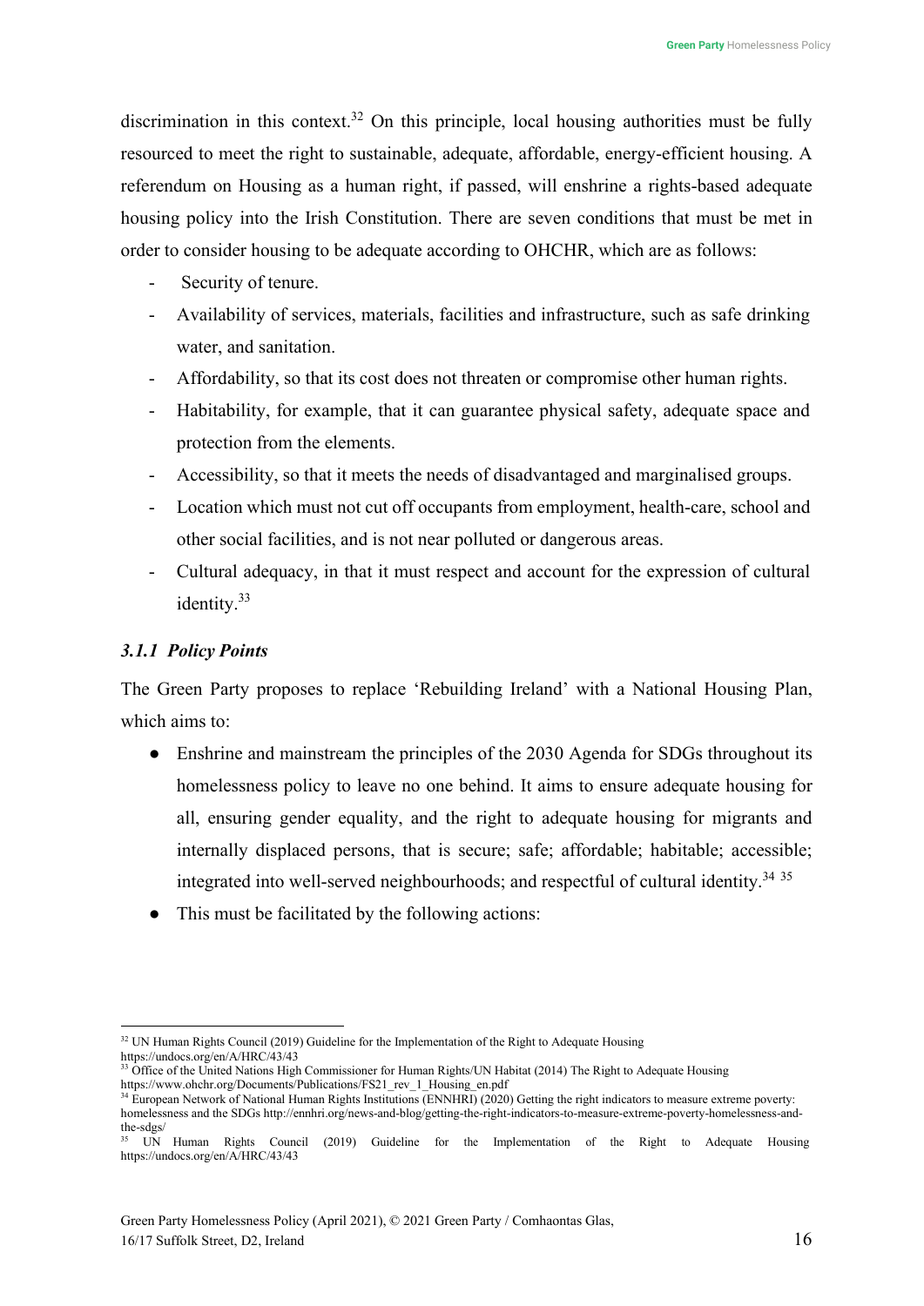discrimination in this context.[32] On this principle, local housing authorities must be fully resourced to meet the right to sustainable, adequate, affordable, energy-efficient housing. A referendum on Housing as a human right, if passed, will enshrine a rights-based adequate housing policy into the Irish Constitution. There are seven conditions that must be met in order to consider housing to be adequate according to OHCHR, which are as follows:

- Security of tenure.
- Availability of services, materials, facilities and infrastructure, such as safe drinking water, and sanitation.
- Affordability, so that its cost does not threaten or compromise other human rights.
- Habitability, for example, that it can guarantee physical safety, adequate space and protection from the elements.
- Accessibility, so that it meets the needs of disadvantaged and marginalised groups.
- Location which must not cut off occupants from employment, health-care, school and other social facilities, and is not near polluted or dangerous areas.
- Cultural adequacy, in that it must respect and account for the expression of cultural identity.[33]

### *3.1.1 Policy Points*

The Green Party proposes to replace 'Rebuilding Ireland' with a National Housing Plan, which aims to:

- Enshrine and mainstream the principles of the 2030 Agenda for SDGs throughout its homelessness policy to leave no one behind. It aims to ensure adequate housing for all, ensuring gender equality, and the right to adequate housing for migrants and internally displaced persons, that is secure; safe; affordable; habitable; accessible; integrated into well-served neighbourhoods; and respectful of cultural identity.[34] [35]
- This must be facilitated by the following actions:

---

[32] UN Human Rights Council (2019) Guideline for the Implementation of the Right to Adequate Housing https://undocs.org/en/A/HRC/43/43

[33] Office of the United Nations High Commissioner for Human Rights/UN Habitat (2014) The Right to Adequate Housing https://www.ohchr.org/Documents/Publications/FS21_rev_1_Housing_en.pdf

[34] European Network of National Human Rights Institutions (ENNHRI) (2020) Getting the right indicators to measure extreme poverty: homelessness and the SDGs http://ennhri.org/news-and-blog/getting-the-right-indicators-to-measure-extreme-poverty-homelessness-and-the-sdgs/

[35] UN Human Rights Council (2019) Guideline for the Implementation of the Right to Adequate Housing https://undocs.org/en/A/HRC/43/43

Green Party Homelessness Policy (April 2021), © 2021 Green Party / Comhaontas Glas, 16/17 Suffolk Street, D2, Ireland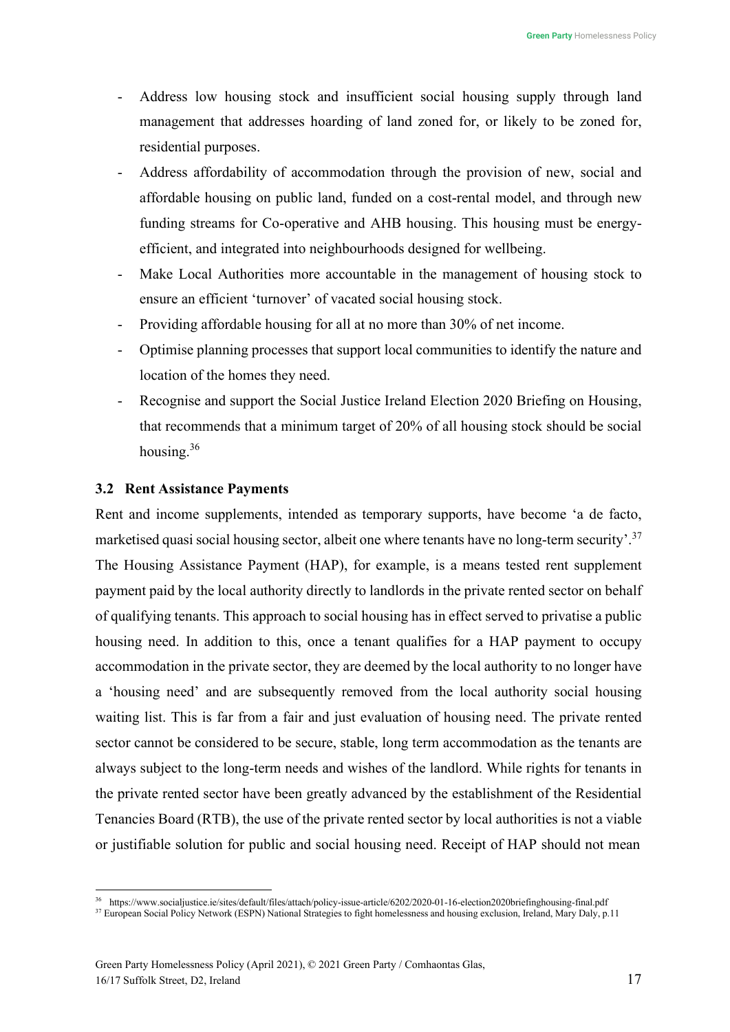- Address low housing stock and insufficient social housing supply through land management that addresses hoarding of land zoned for, or likely to be zoned for, residential purposes.
- Address affordability of accommodation through the provision of new, social and affordable housing on public land, funded on a cost-rental model, and through new funding streams for Co-operative and AHB housing. This housing must be energy-efficient, and integrated into neighbourhoods designed for wellbeing.
- Make Local Authorities more accountable in the management of housing stock to ensure an efficient 'turnover' of vacated social housing stock.
- Providing affordable housing for all at no more than 30% of net income.
- Optimise planning processes that support local communities to identify the nature and location of the homes they need.
- Recognise and support the Social Justice Ireland Election 2020 Briefing on Housing, that recommends that a minimum target of 20% of all housing stock should be social housing.[36]

### 3.2 Rent Assistance Payments

Rent and income supplements, intended as temporary supports, have become 'a de facto, marketised quasi social housing sector, albeit one where tenants have no long-term security'.[37] The Housing Assistance Payment (HAP), for example, is a means tested rent supplement payment paid by the local authority directly to landlords in the private rented sector on behalf of qualifying tenants. This approach to social housing has in effect served to privatise a public housing need. In addition to this, once a tenant qualifies for a HAP payment to occupy accommodation in the private sector, they are deemed by the local authority to no longer have a 'housing need' and are subsequently removed from the local authority social housing waiting list. This is far from a fair and just evaluation of housing need. The private rented sector cannot be considered to be secure, stable, long term accommodation as the tenants are always subject to the long-term needs and wishes of the landlord. While rights for tenants in the private rented sector have been greatly advanced by the establishment of the Residential Tenancies Board (RTB), the use of the private rented sector by local authorities is not a viable or justifiable solution for public and social housing need. Receipt of HAP should not mean

---

[36] https://www.socialjustice.ie/sites/default/files/attach/policy-issue-article/6202/2020-01-16-election2020briefinghousing-final.pdf

[37] European Social Policy Network (ESPN) National Strategies to fight homelessness and housing exclusion, Ireland, Mary Daly, p.11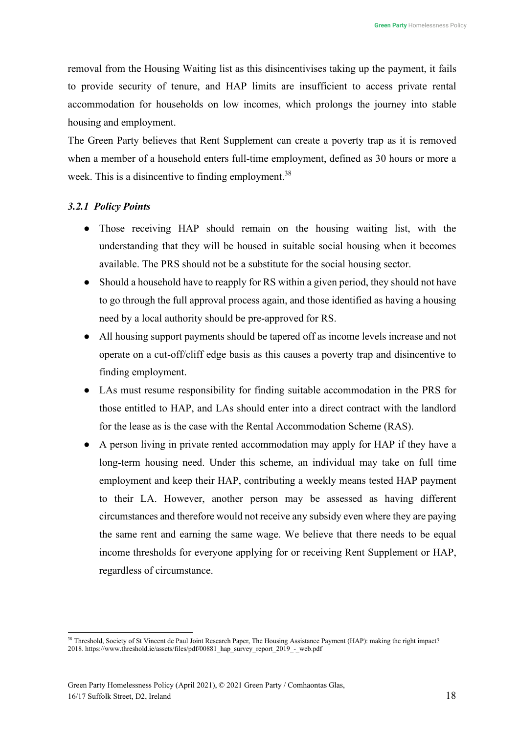removal from the Housing Waiting list as this disincentivises taking up the payment, it fails to provide security of tenure, and HAP limits are insufficient to access private rental accommodation for households on low incomes, which prolongs the journey into stable housing and employment.

The Green Party believes that Rent Supplement can create a poverty trap as it is removed when a member of a household enters full-time employment, defined as 30 hours or more a week. This is a disincentive to finding employment.[38]

### *3.2.1 Policy Points*

- Those receiving HAP should remain on the housing waiting list, with the understanding that they will be housed in suitable social housing when it becomes available. The PRS should not be a substitute for the social housing sector.
- Should a household have to reapply for RS within a given period, they should not have to go through the full approval process again, and those identified as having a housing need by a local authority should be pre-approved for RS.
- All housing support payments should be tapered off as income levels increase and not operate on a cut-off/cliff edge basis as this causes a poverty trap and disincentive to finding employment.
- LAs must resume responsibility for finding suitable accommodation in the PRS for those entitled to HAP, and LAs should enter into a direct contract with the landlord for the lease as is the case with the Rental Accommodation Scheme (RAS).
- A person living in private rented accommodation may apply for HAP if they have a long-term housing need. Under this scheme, an individual may take on full time employment and keep their HAP, contributing a weekly means tested HAP payment to their LA. However, another person may be assessed as having different circumstances and therefore would not receive any subsidy even where they are paying the same rent and earning the same wage. We believe that there needs to be equal income thresholds for everyone applying for or receiving Rent Supplement or HAP, regardless of circumstance.

---

[38] Threshold, Society of St Vincent de Paul Joint Research Paper, The Housing Assistance Payment (HAP): making the right impact? 2018. https://www.threshold.ie/assets/files/pdf/00881_hap_survey_report_2019_-_web.pdf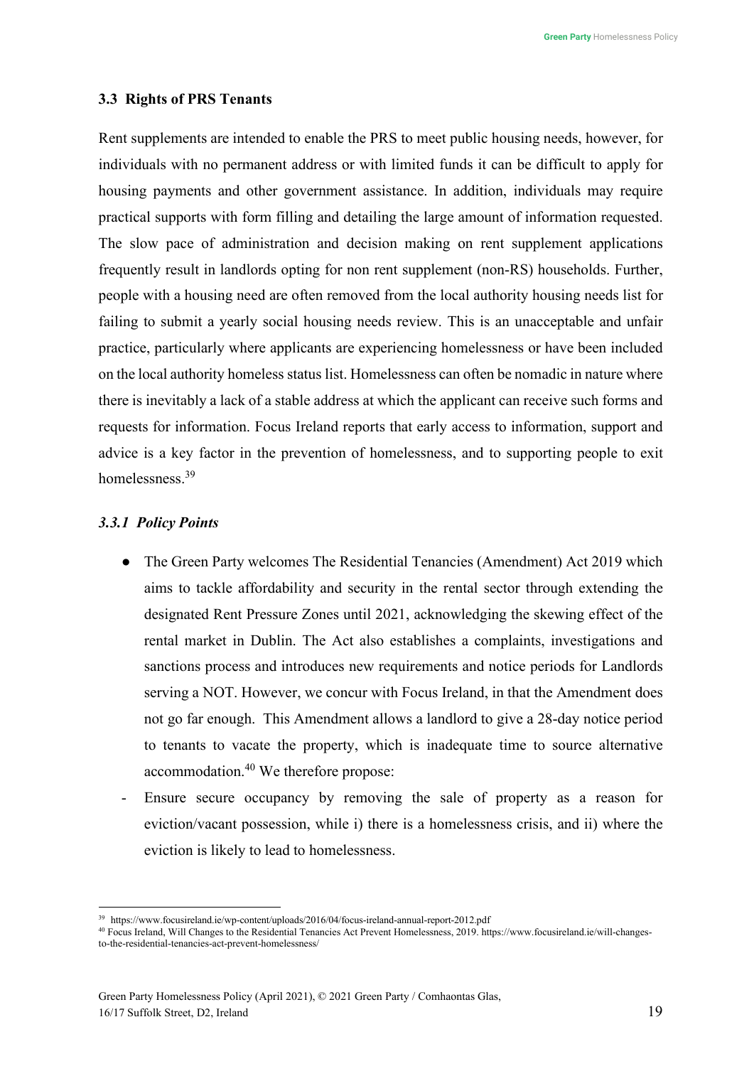### 3.3 Rights of PRS Tenants

Rent supplements are intended to enable the PRS to meet public housing needs, however, for individuals with no permanent address or with limited funds it can be difficult to apply for housing payments and other government assistance. In addition, individuals may require practical supports with form filling and detailing the large amount of information requested. The slow pace of administration and decision making on rent supplement applications frequently result in landlords opting for non rent supplement (non-RS) households. Further, people with a housing need are often removed from the local authority housing needs list for failing to submit a yearly social housing needs review. This is an unacceptable and unfair practice, particularly where applicants are experiencing homelessness or have been included on the local authority homeless status list. Homelessness can often be nomadic in nature where there is inevitably a lack of a stable address at which the applicant can receive such forms and requests for information. Focus Ireland reports that early access to information, support and advice is a key factor in the prevention of homelessness, and to supporting people to exit homelessness.[39]

#### *3.3.1 Policy Points*

- The Green Party welcomes The Residential Tenancies (Amendment) Act 2019 which aims to tackle affordability and security in the rental sector through extending the designated Rent Pressure Zones until 2021, acknowledging the skewing effect of the rental market in Dublin. The Act also establishes a complaints, investigations and sanctions process and introduces new requirements and notice periods for Landlords serving a NOT. However, we concur with Focus Ireland, in that the Amendment does not go far enough. This Amendment allows a landlord to give a 28-day notice period to tenants to vacate the property, which is inadequate time to source alternative accommodation.[40] We therefore propose:

- Ensure secure occupancy by removing the sale of property as a reason for eviction/vacant possession, while i) there is a homelessness crisis, and ii) where the eviction is likely to lead to homelessness.

---

[39] https://www.focusireland.ie/wp-content/uploads/2016/04/focus-ireland-annual-report-2012.pdf

[40] Focus Ireland, Will Changes to the Residential Tenancies Act Prevent Homelessness, 2019. https://www.focusireland.ie/will-changes-to-the-residential-tenancies-act-prevent-homelessness/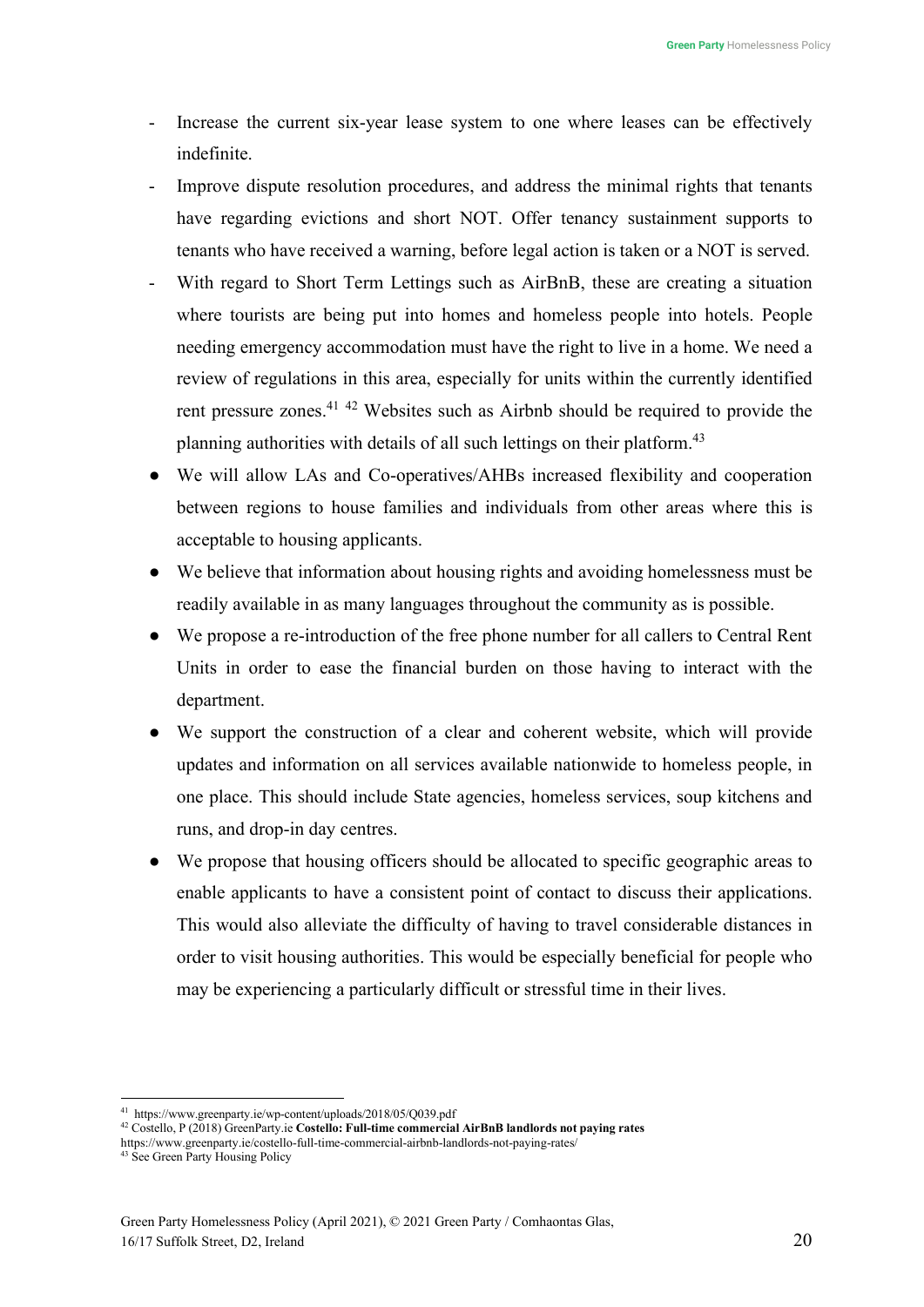- Increase the current six-year lease system to one where leases can be effectively indefinite.
- Improve dispute resolution procedures, and address the minimal rights that tenants have regarding evictions and short NOT. Offer tenancy sustainment supports to tenants who have received a warning, before legal action is taken or a NOT is served.
- With regard to Short Term Lettings such as AirBnB, these are creating a situation where tourists are being put into homes and homeless people into hotels. People needing emergency accommodation must have the right to live in a home. We need a review of regulations in this area, especially for units within the currently identified rent pressure zones.[41] [42] Websites such as Airbnb should be required to provide the planning authorities with details of all such lettings on their platform.[43]

- We will allow LAs and Co-operatives/AHBs increased flexibility and cooperation between regions to house families and individuals from other areas where this is acceptable to housing applicants.
- We believe that information about housing rights and avoiding homelessness must be readily available in as many languages throughout the community as is possible.
- We propose a re-introduction of the free phone number for all callers to Central Rent Units in order to ease the financial burden on those having to interact with the department.
- We support the construction of a clear and coherent website, which will provide updates and information on all services available nationwide to homeless people, in one place. This should include State agencies, homeless services, soup kitchens and runs, and drop-in day centres.
- We propose that housing officers should be allocated to specific geographic areas to enable applicants to have a consistent point of contact to discuss their applications. This would also alleviate the difficulty of having to travel considerable distances in order to visit housing authorities. This would be especially beneficial for people who may be experiencing a particularly difficult or stressful time in their lives.

---

[41] https://www.greenparty.ie/wp-content/uploads/2018/05/Q039.pdf

[42] Costello, P (2018) GreenParty.ie **Costello: Full-time commercial AirBnB landlords not paying rates** https://www.greenparty.ie/costello-full-time-commercial-airbnb-landlords-not-paying-rates/

[43] See Green Party Housing Policy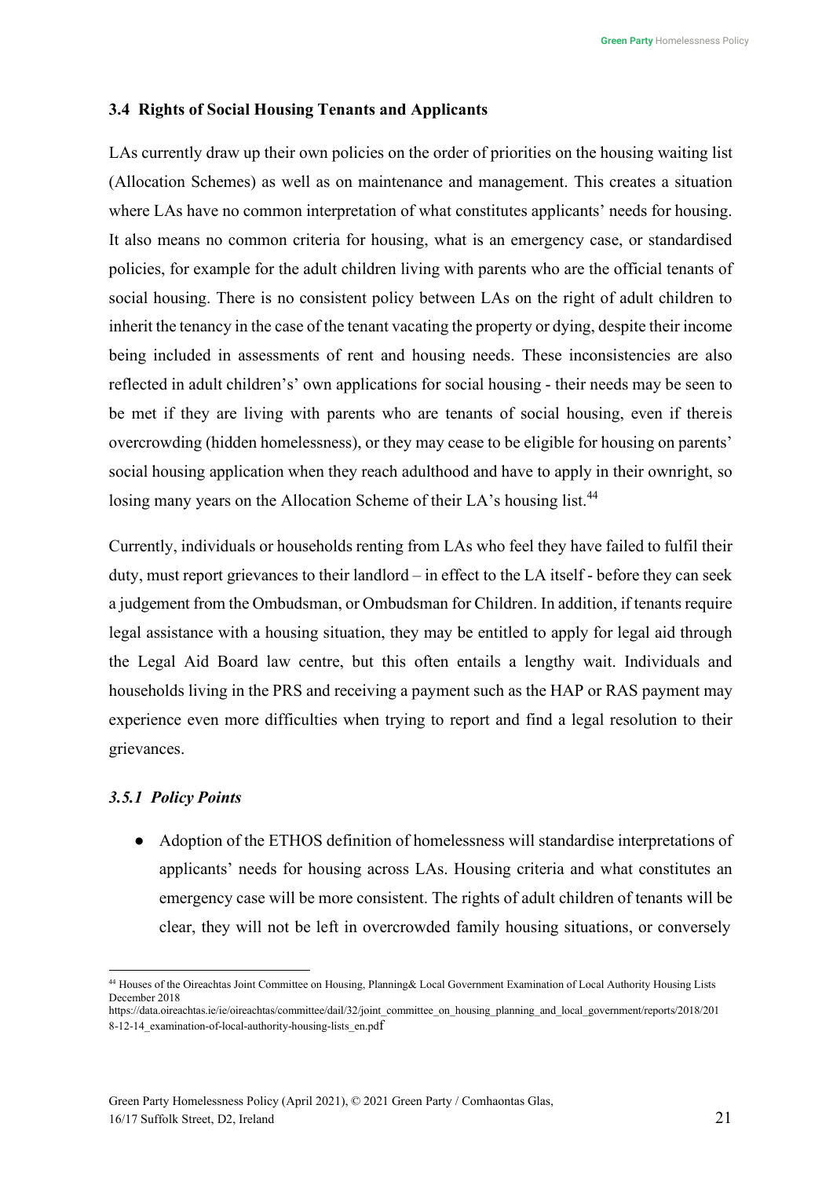### 3.4 Rights of Social Housing Tenants and Applicants

LAs currently draw up their own policies on the order of priorities on the housing waiting list (Allocation Schemes) as well as on maintenance and management. This creates a situation where LAs have no common interpretation of what constitutes applicants' needs for housing. It also means no common criteria for housing, what is an emergency case, or standardised policies, for example for the adult children living with parents who are the official tenants of social housing. There is no consistent policy between LAs on the right of adult children to inherit the tenancy in the case of the tenant vacating the property or dying, despite their income being included in assessments of rent and housing needs. These inconsistencies are also reflected in adult children's' own applications for social housing - their needs may be seen to be met if they are living with parents who are tenants of social housing, even if thereis overcrowding (hidden homelessness), or they may cease to be eligible for housing on parents' social housing application when they reach adulthood and have to apply in their ownright, so losing many years on the Allocation Scheme of their LA's housing list.[44]

Currently, individuals or households renting from LAs who feel they have failed to fulfil their duty, must report grievances to their landlord – in effect to the LA itself - before they can seek a judgement from the Ombudsman, or Ombudsman for Children. In addition, if tenants require legal assistance with a housing situation, they may be entitled to apply for legal aid through the Legal Aid Board law centre, but this often entails a lengthy wait. Individuals and households living in the PRS and receiving a payment such as the HAP or RAS payment may experience even more difficulties when trying to report and find a legal resolution to their grievances.

#### *3.5.1 Policy Points*

- Adoption of the ETHOS definition of homelessness will standardise interpretations of applicants' needs for housing across LAs. Housing criteria and what constitutes an emergency case will be more consistent. The rights of adult children of tenants will be clear, they will not be left in overcrowded family housing situations, or conversely

[44] Houses of the Oireachtas Joint Committee on Housing, Planning& Local Government Examination of Local Authority Housing Lists December 2018
https://data.oireachtas.ie/ie/oireachtas/committee/dail/32/joint_committee_on_housing_planning_and_local_government/reports/2018/2018-12-14_examination-of-local-authority-housing-lists_en.pdf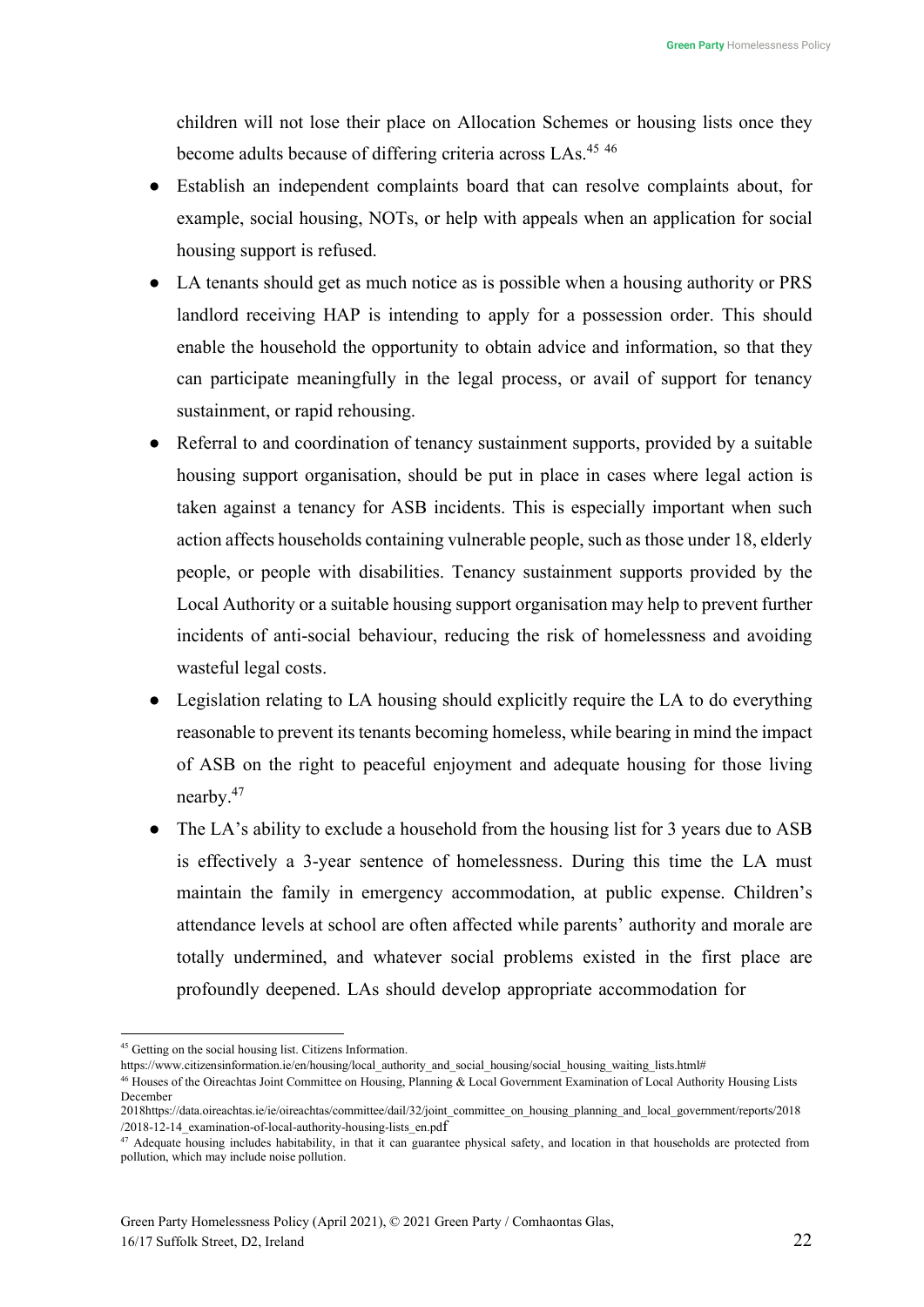children will not lose their place on Allocation Schemes or housing lists once they become adults because of differing criteria across LAs.[45] [46]

- Establish an independent complaints board that can resolve complaints about, for example, social housing, NOTs, or help with appeals when an application for social housing support is refused.
- LA tenants should get as much notice as is possible when a housing authority or PRS landlord receiving HAP is intending to apply for a possession order. This should enable the household the opportunity to obtain advice and information, so that they can participate meaningfully in the legal process, or avail of support for tenancy sustainment, or rapid rehousing.
- Referral to and coordination of tenancy sustainment supports, provided by a suitable housing support organisation, should be put in place in cases where legal action is taken against a tenancy for ASB incidents. This is especially important when such action affects households containing vulnerable people, such as those under 18, elderly people, or people with disabilities. Tenancy sustainment supports provided by the Local Authority or a suitable housing support organisation may help to prevent further incidents of anti-social behaviour, reducing the risk of homelessness and avoiding wasteful legal costs.
- Legislation relating to LA housing should explicitly require the LA to do everything reasonable to prevent its tenants becoming homeless, while bearing in mind the impact of ASB on the right to peaceful enjoyment and adequate housing for those living nearby.[47]
- The LA's ability to exclude a household from the housing list for 3 years due to ASB is effectively a 3-year sentence of homelessness. During this time the LA must maintain the family in emergency accommodation, at public expense. Children's attendance levels at school are often affected while parents' authority and morale are totally undermined, and whatever social problems existed in the first place are profoundly deepened. LAs should develop appropriate accommodation for

---

[45] Getting on the social housing list. Citizens Information. https://www.citizensinformation.ie/en/housing/local_authority_and_social_housing/social_housing_waiting_lists.html#

[46] Houses of the Oireachtas Joint Committee on Housing, Planning & Local Government Examination of Local Authority Housing Lists December 2018https://data.oireachtas.ie/ie/oireachtas/committee/dail/32/joint_committee_on_housing_planning_and_local_government/reports/2018/2018-12-14_examination-of-local-authority-housing-lists_en.pdf

[47] Adequate housing includes habitability, in that it can guarantee physical safety, and location in that households are protected from pollution, which may include noise pollution.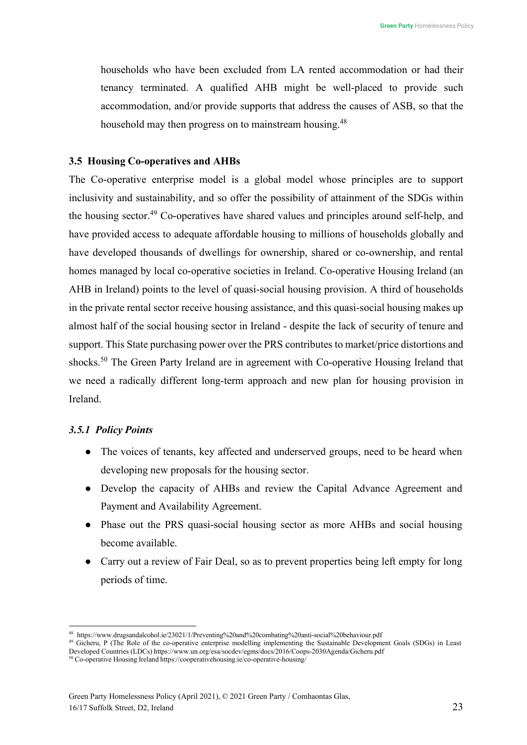households who have been excluded from LA rented accommodation or had their tenancy terminated. A qualified AHB might be well-placed to provide such accommodation, and/or provide supports that address the causes of ASB, so that the household may then progress on to mainstream housing.[48]

### 3.5 Housing Co-operatives and AHBs

The Co-operative enterprise model is a global model whose principles are to support inclusivity and sustainability, and so offer the possibility of attainment of the SDGs within the housing sector.[49] Co-operatives have shared values and principles around self-help, and have provided access to adequate affordable housing to millions of households globally and have developed thousands of dwellings for ownership, shared or co-ownership, and rental homes managed by local co-operative societies in Ireland. Co-operative Housing Ireland (an AHB in Ireland) points to the level of quasi-social housing provision. A third of households in the private rental sector receive housing assistance, and this quasi-social housing makes up almost half of the social housing sector in Ireland - despite the lack of security of tenure and support. This State purchasing power over the PRS contributes to market/price distortions and shocks.[50] The Green Party Ireland are in agreement with Co-operative Housing Ireland that we need a radically different long-term approach and new plan for housing provision in Ireland.

#### *3.5.1 Policy Points*

- The voices of tenants, key affected and underserved groups, need to be heard when developing new proposals for the housing sector.
- Develop the capacity of AHBs and review the Capital Advance Agreement and Payment and Availability Agreement.
- Phase out the PRS quasi-social housing sector as more AHBs and social housing become available.
- Carry out a review of Fair Deal, so as to prevent properties being left empty for long periods of time.

---

[48] https://www.drugsandalcohol.ie/23021/1/Preventing%20and%20combating%20anti-social%20behaviour.pdf

[49] Gicheru, P (The Role of the co-operative enterprise modelling implementing the Sustainable Development Goals (SDGs) in Least Developed Countries (LDCs) https://www.un.org/esa/socdev/egms/docs/2016/Coops-2030Agenda/Gicheru.pdf

[50] Co-operative Housing Ireland https://cooperativehousing.ie/co-operative-housing/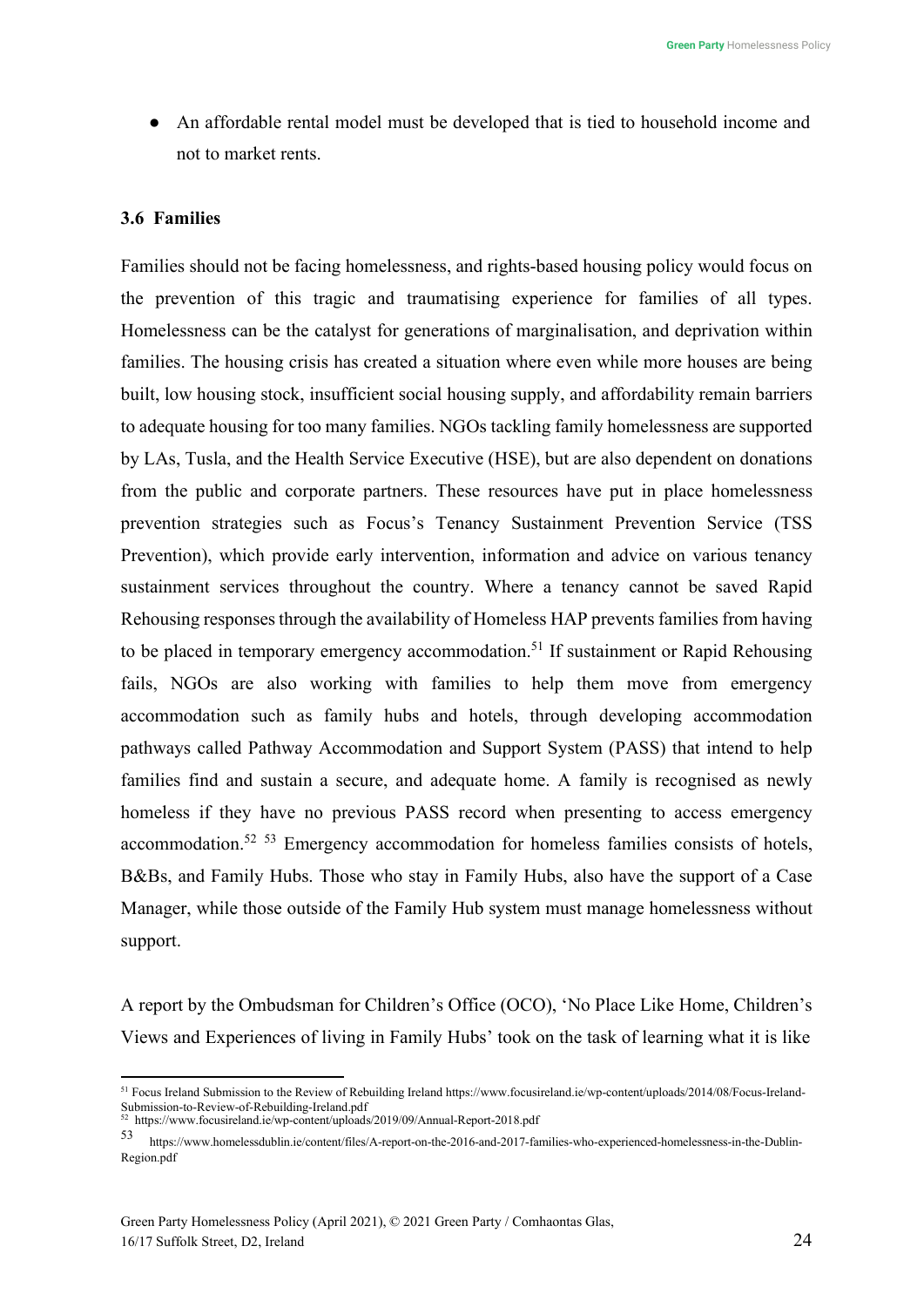- An affordable rental model must be developed that is tied to household income and not to market rents.

### 3.6 Families

Families should not be facing homelessness, and rights-based housing policy would focus on the prevention of this tragic and traumatising experience for families of all types. Homelessness can be the catalyst for generations of marginalisation, and deprivation within families. The housing crisis has created a situation where even while more houses are being built, low housing stock, insufficient social housing supply, and affordability remain barriers to adequate housing for too many families. NGOs tackling family homelessness are supported by LAs, Tusla, and the Health Service Executive (HSE), but are also dependent on donations from the public and corporate partners. These resources have put in place homelessness prevention strategies such as Focus's Tenancy Sustainment Prevention Service (TSS Prevention), which provide early intervention, information and advice on various tenancy sustainment services throughout the country. Where a tenancy cannot be saved Rapid Rehousing responses through the availability of Homeless HAP prevents families from having to be placed in temporary emergency accommodation.[51] If sustainment or Rapid Rehousing fails, NGOs are also working with families to help them move from emergency accommodation such as family hubs and hotels, through developing accommodation pathways called Pathway Accommodation and Support System (PASS) that intend to help families find and sustain a secure, and adequate home. A family is recognised as newly homeless if they have no previous PASS record when presenting to access emergency accommodation.[52] [53] Emergency accommodation for homeless families consists of hotels, B&Bs, and Family Hubs. Those who stay in Family Hubs, also have the support of a Case Manager, while those outside of the Family Hub system must manage homelessness without support.

A report by the Ombudsman for Children's Office (OCO), 'No Place Like Home, Children's Views and Experiences of living in Family Hubs' took on the task of learning what it is like

---

[51] Focus Ireland Submission to the Review of Rebuilding Ireland https://www.focusireland.ie/wp-content/uploads/2014/08/Focus-Ireland-Submission-to-Review-of-Rebuilding-Ireland.pdf

[52] https://www.focusireland.ie/wp-content/uploads/2019/09/Annual-Report-2018.pdf

[53] https://www.homelessdublin.ie/content/files/A-report-on-the-2016-and-2017-families-who-experienced-homelessness-in-the-Dublin-Region.pdf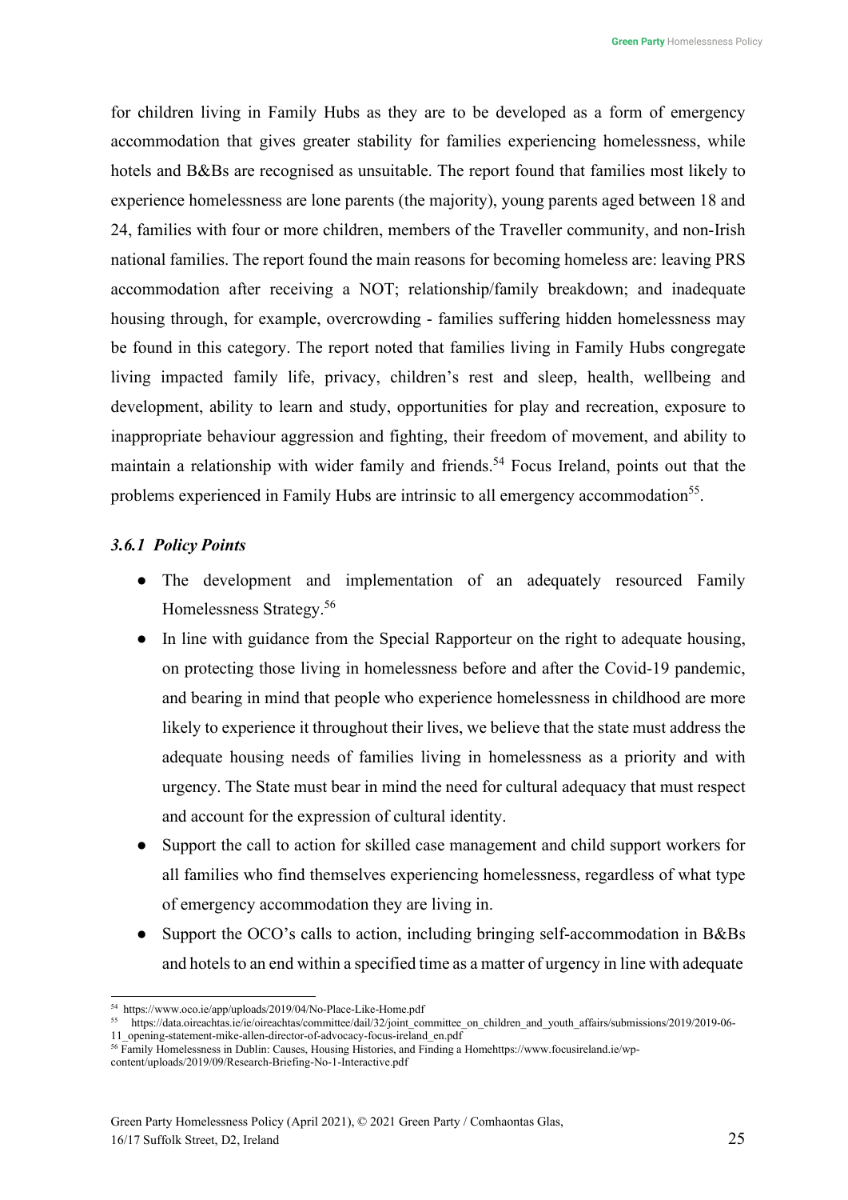for children living in Family Hubs as they are to be developed as a form of emergency accommodation that gives greater stability for families experiencing homelessness, while hotels and B&Bs are recognised as unsuitable. The report found that families most likely to experience homelessness are lone parents (the majority), young parents aged between 18 and 24, families with four or more children, members of the Traveller community, and non-Irish national families. The report found the main reasons for becoming homeless are: leaving PRS accommodation after receiving a NOT; relationship/family breakdown; and inadequate housing through, for example, overcrowding - families suffering hidden homelessness may be found in this category. The report noted that families living in Family Hubs congregate living impacted family life, privacy, children's rest and sleep, health, wellbeing and development, ability to learn and study, opportunities for play and recreation, exposure to inappropriate behaviour aggression and fighting, their freedom of movement, and ability to maintain a relationship with wider family and friends.[54] Focus Ireland, points out that the problems experienced in Family Hubs are intrinsic to all emergency accommodation[55].

### *3.6.1 Policy Points*

- The development and implementation of an adequately resourced Family Homelessness Strategy.[56]
- In line with guidance from the Special Rapporteur on the right to adequate housing, on protecting those living in homelessness before and after the Covid-19 pandemic, and bearing in mind that people who experience homelessness in childhood are more likely to experience it throughout their lives, we believe that the state must address the adequate housing needs of families living in homelessness as a priority and with urgency. The State must bear in mind the need for cultural adequacy that must respect and account for the expression of cultural identity.
- Support the call to action for skilled case management and child support workers for all families who find themselves experiencing homelessness, regardless of what type of emergency accommodation they are living in.
- Support the OCO's calls to action, including bringing self-accommodation in B&Bs and hotels to an end within a specified time as a matter of urgency in line with adequate

---

[54] https://www.oco.ie/app/uploads/2019/04/No-Place-Like-Home.pdf

[55] https://data.oireachtas.ie/ie/oireachtas/committee/dail/32/joint_committee_on_children_and_youth_affairs/submissions/2019/2019-06-11_opening-statement-mike-allen-director-of-advocacy-focus-ireland_en.pdf

[56] Family Homelessness in Dublin: Causes, Housing Histories, and Finding a Homehttps://www.focusireland.ie/wp-content/uploads/2019/09/Research-Briefing-No-1-Interactive.pdf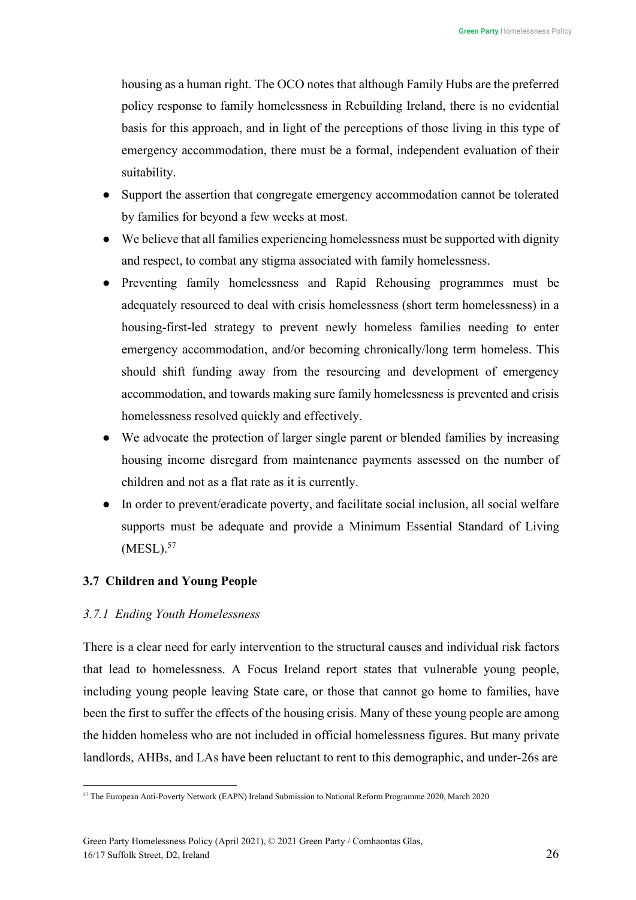housing as a human right. The OCO notes that although Family Hubs are the preferred policy response to family homelessness in Rebuilding Ireland, there is no evidential basis for this approach, and in light of the perceptions of those living in this type of emergency accommodation, there must be a formal, independent evaluation of their suitability.

- Support the assertion that congregate emergency accommodation cannot be tolerated by families for beyond a few weeks at most.
- We believe that all families experiencing homelessness must be supported with dignity and respect, to combat any stigma associated with family homelessness.
- Preventing family homelessness and Rapid Rehousing programmes must be adequately resourced to deal with crisis homelessness (short term homelessness) in a housing-first-led strategy to prevent newly homeless families needing to enter emergency accommodation, and/or becoming chronically/long term homeless. This should shift funding away from the resourcing and development of emergency accommodation, and towards making sure family homelessness is prevented and crisis homelessness resolved quickly and effectively.
- We advocate the protection of larger single parent or blended families by increasing housing income disregard from maintenance payments assessed on the number of children and not as a flat rate as it is currently.
- In order to prevent/eradicate poverty, and facilitate social inclusion, all social welfare supports must be adequate and provide a Minimum Essential Standard of Living (MESL).[57]

### 3.7 Children and Young People

#### *3.7.1 Ending Youth Homelessness*

There is a clear need for early intervention to the structural causes and individual risk factors that lead to homelessness. A Focus Ireland report states that vulnerable young people, including young people leaving State care, or those that cannot go home to families, have been the first to suffer the effects of the housing crisis. Many of these young people are among the hidden homeless who are not included in official homelessness figures. But many private landlords, AHBs, and LAs have been reluctant to rent to this demographic, and under-26s are

[57] The European Anti-Poverty Network (EAPN) Ireland Submission to National Reform Programme 2020, March 2020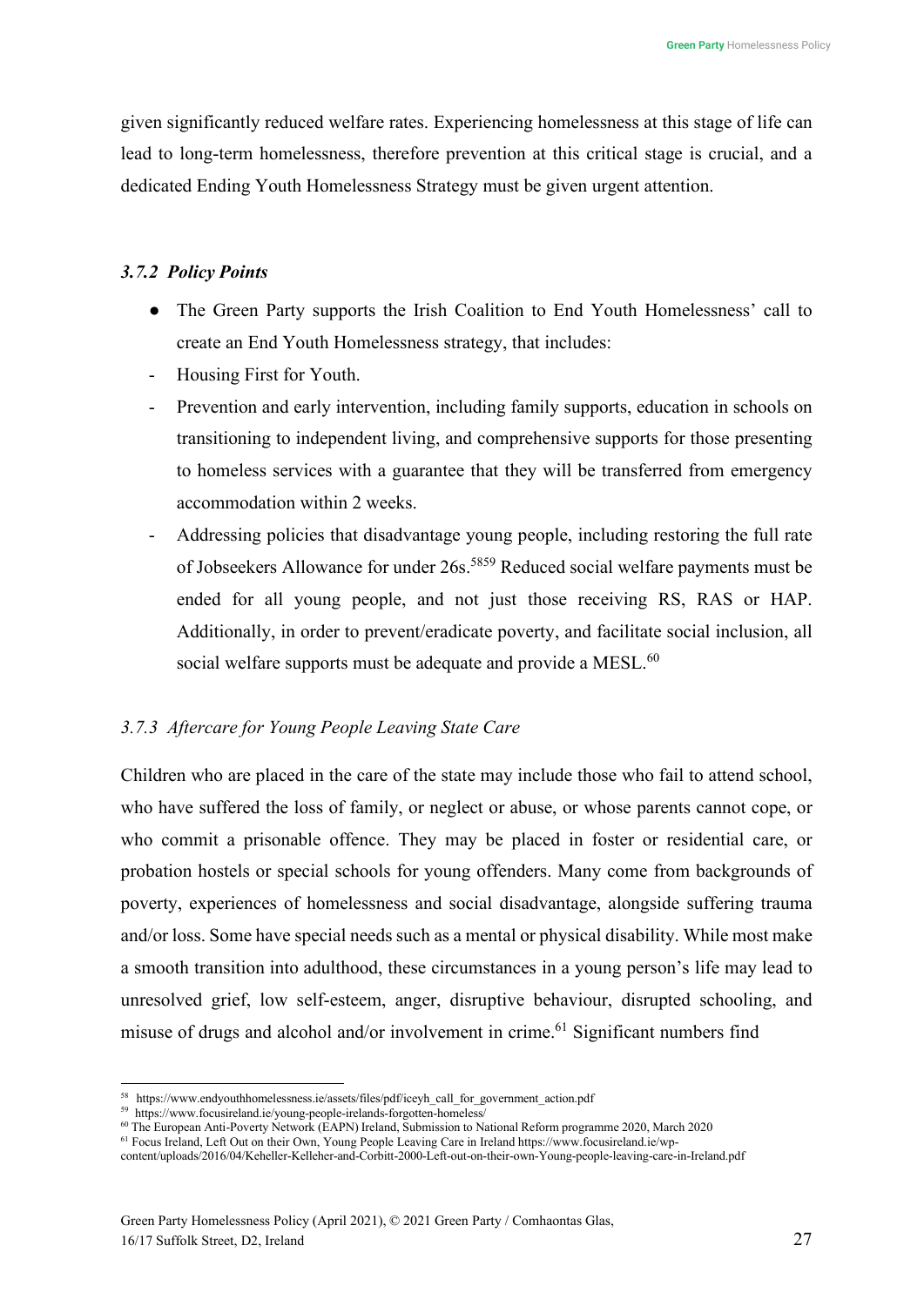given significantly reduced welfare rates. Experiencing homelessness at this stage of life can lead to long-term homelessness, therefore prevention at this critical stage is crucial, and a dedicated Ending Youth Homelessness Strategy must be given urgent attention.

### *3.7.2 Policy Points*

- The Green Party supports the Irish Coalition to End Youth Homelessness' call to create an End Youth Homelessness strategy, that includes:
  - Housing First for Youth.
  - Prevention and early intervention, including family supports, education in schools on transitioning to independent living, and comprehensive supports for those presenting to homeless services with a guarantee that they will be transferred from emergency accommodation within 2 weeks.
  - Addressing policies that disadvantage young people, including restoring the full rate of Jobseekers Allowance for under 26s.[58][59] Reduced social welfare payments must be ended for all young people, and not just those receiving RS, RAS or HAP. Additionally, in order to prevent/eradicate poverty, and facilitate social inclusion, all social welfare supports must be adequate and provide a MESL.[60]

### *3.7.3 Aftercare for Young People Leaving State Care*

Children who are placed in the care of the state may include those who fail to attend school, who have suffered the loss of family, or neglect or abuse, or whose parents cannot cope, or who commit a prisonable offence. They may be placed in foster or residential care, or probation hostels or special schools for young offenders. Many come from backgrounds of poverty, experiences of homelessness and social disadvantage, alongside suffering trauma and/or loss. Some have special needs such as a mental or physical disability. While most make a smooth transition into adulthood, these circumstances in a young person's life may lead to unresolved grief, low self-esteem, anger, disruptive behaviour, disrupted schooling, and misuse of drugs and alcohol and/or involvement in crime.[61] Significant numbers find

---

[58] https://www.endyouthhomelessness.ie/assets/files/pdf/iceyh_call_for_government_action.pdf

[59] https://www.focusireland.ie/young-people-irelands-forgotten-homeless/

[60] The European Anti-Poverty Network (EAPN) Ireland, Submission to National Reform programme 2020, March 2020

[61] Focus Ireland, Left Out on their Own, Young People Leaving Care in Ireland https://www.focusireland.ie/wp-content/uploads/2016/04/Keheller-Kelleher-and-Corbitt-2000-Left-out-on-their-own-Young-people-leaving-care-in-Ireland.pdf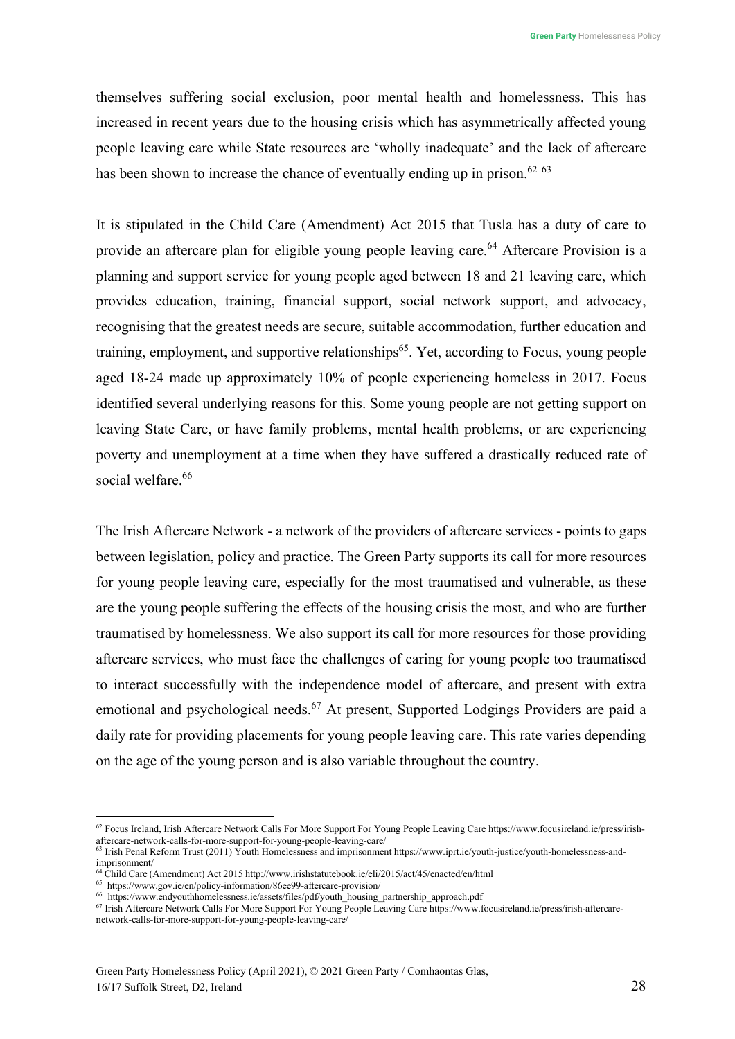themselves suffering social exclusion, poor mental health and homelessness. This has increased in recent years due to the housing crisis which has asymmetrically affected young people leaving care while State resources are 'wholly inadequate' and the lack of aftercare has been shown to increase the chance of eventually ending up in prison.[62] [63]

It is stipulated in the Child Care (Amendment) Act 2015 that Tusla has a duty of care to provide an aftercare plan for eligible young people leaving care.[64] Aftercare Provision is a planning and support service for young people aged between 18 and 21 leaving care, which provides education, training, financial support, social network support, and advocacy, recognising that the greatest needs are secure, suitable accommodation, further education and training, employment, and supportive relationships[65]. Yet, according to Focus, young people aged 18-24 made up approximately 10% of people experiencing homeless in 2017. Focus identified several underlying reasons for this. Some young people are not getting support on leaving State Care, or have family problems, mental health problems, or are experiencing poverty and unemployment at a time when they have suffered a drastically reduced rate of social welfare.[66]

The Irish Aftercare Network - a network of the providers of aftercare services - points to gaps between legislation, policy and practice. The Green Party supports its call for more resources for young people leaving care, especially for the most traumatised and vulnerable, as these are the young people suffering the effects of the housing crisis the most, and who are further traumatised by homelessness. We also support its call for more resources for those providing aftercare services, who must face the challenges of caring for young people too traumatised to interact successfully with the independence model of aftercare, and present with extra emotional and psychological needs.[67] At present, Supported Lodgings Providers are paid a daily rate for providing placements for young people leaving care. This rate varies depending on the age of the young person and is also variable throughout the country.

---

[62] Focus Ireland, Irish Aftercare Network Calls For More Support For Young People Leaving Care https://www.focusireland.ie/press/irish-aftercare-network-calls-for-more-support-for-young-people-leaving-care/

[63] Irish Penal Reform Trust (2011) Youth Homelessness and imprisonment https://www.iprt.ie/youth-justice/youth-homelessness-and-imprisonment/

[64] Child Care (Amendment) Act 2015 http://www.irishstatutebook.ie/eli/2015/act/45/enacted/en/html

[65] https://www.gov.ie/en/policy-information/86ee99-aftercare-provision/

[66] https://www.endyouthhomelessness.ie/assets/files/pdf/youth_housing_partnership_approach.pdf

[67] Irish Aftercare Network Calls For More Support For Young People Leaving Care https://www.focusireland.ie/press/irish-aftercare-network-calls-for-more-support-for-young-people-leaving-care/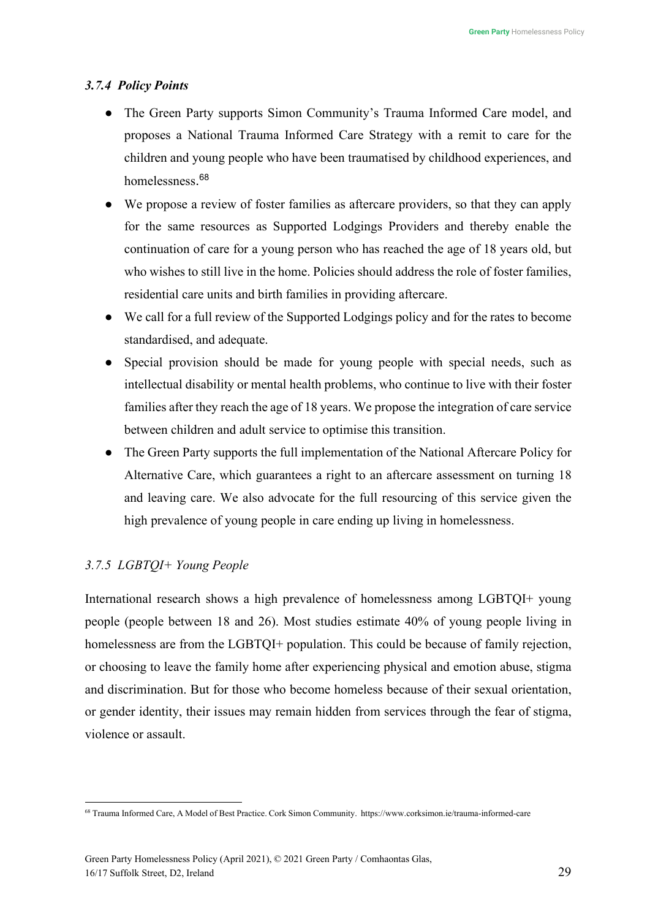#### *3.7.4 Policy Points*

- The Green Party supports Simon Community's Trauma Informed Care model, and proposes a National Trauma Informed Care Strategy with a remit to care for the children and young people who have been traumatised by childhood experiences, and homelessness.[68]
- We propose a review of foster families as aftercare providers, so that they can apply for the same resources as Supported Lodgings Providers and thereby enable the continuation of care for a young person who has reached the age of 18 years old, but who wishes to still live in the home. Policies should address the role of foster families, residential care units and birth families in providing aftercare.
- We call for a full review of the Supported Lodgings policy and for the rates to become standardised, and adequate.
- Special provision should be made for young people with special needs, such as intellectual disability or mental health problems, who continue to live with their foster families after they reach the age of 18 years. We propose the integration of care service between children and adult service to optimise this transition.
- The Green Party supports the full implementation of the National Aftercare Policy for Alternative Care, which guarantees a right to an aftercare assessment on turning 18 and leaving care. We also advocate for the full resourcing of this service given the high prevalence of young people in care ending up living in homelessness.

#### *3.7.5 LGBTQI+ Young People*

International research shows a high prevalence of homelessness among LGBTQI+ young people (people between 18 and 26). Most studies estimate 40% of young people living in homelessness are from the LGBTQI+ population. This could be because of family rejection, or choosing to leave the family home after experiencing physical and emotion abuse, stigma and discrimination. But for those who become homeless because of their sexual orientation, or gender identity, their issues may remain hidden from services through the fear of stigma, violence or assault.

[68] Trauma Informed Care, A Model of Best Practice. Cork Simon Community. https://www.corksimon.ie/trauma-informed-care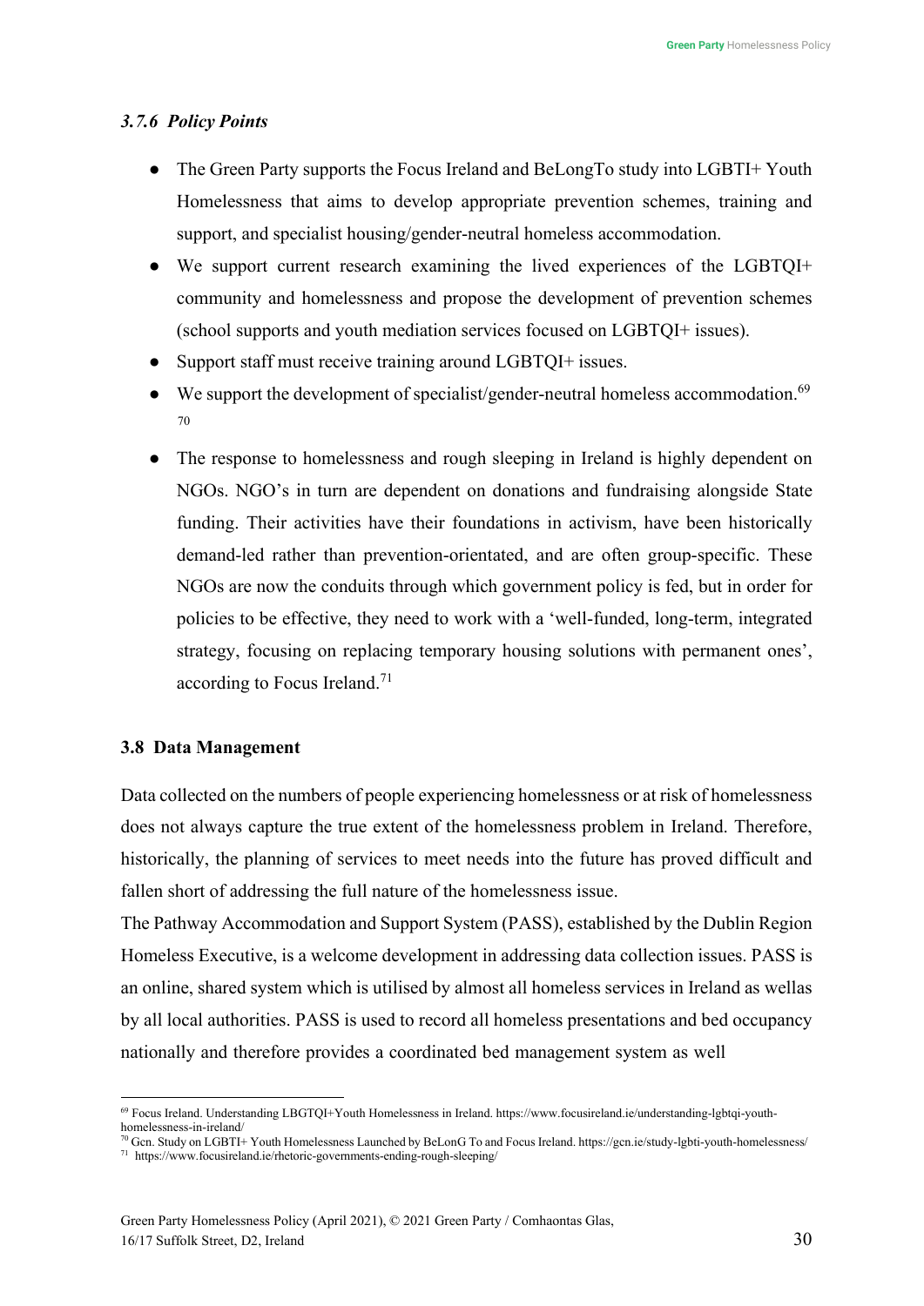### *3.7.6 Policy Points*

- The Green Party supports the Focus Ireland and BeLongTo study into LGBTI+ Youth Homelessness that aims to develop appropriate prevention schemes, training and support, and specialist housing/gender-neutral homeless accommodation.
- We support current research examining the lived experiences of the LGBTQI+ community and homelessness and propose the development of prevention schemes (school supports and youth mediation services focused on LGBTQI+ issues).
- Support staff must receive training around LGBTQI+ issues.
- We support the development of specialist/gender-neutral homeless accommodation.[69] [70]
- The response to homelessness and rough sleeping in Ireland is highly dependent on NGOs. NGO's in turn are dependent on donations and fundraising alongside State funding. Their activities have their foundations in activism, have been historically demand-led rather than prevention-orientated, and are often group-specific. These NGOs are now the conduits through which government policy is fed, but in order for policies to be effective, they need to work with a 'well-funded, long-term, integrated strategy, focusing on replacing temporary housing solutions with permanent ones', according to Focus Ireland.[71]

## 3.8 Data Management

Data collected on the numbers of people experiencing homelessness or at risk of homelessness does not always capture the true extent of the homelessness problem in Ireland. Therefore, historically, the planning of services to meet needs into the future has proved difficult and fallen short of addressing the full nature of the homelessness issue.

The Pathway Accommodation and Support System (PASS), established by the Dublin Region Homeless Executive, is a welcome development in addressing data collection issues. PASS is an online, shared system which is utilised by almost all homeless services in Ireland as wellas by all local authorities. PASS is used to record all homeless presentations and bed occupancy nationally and therefore provides a coordinated bed management system as well

---

[69] Focus Ireland. Understanding LBGTQI+Youth Homelessness in Ireland. https://www.focusireland.ie/understanding-lgbtqi-youth-homelessness-in-ireland/

[70] Gcn. Study on LGBTI+ Youth Homelessness Launched by BeLonG To and Focus Ireland. https://gcn.ie/study-lgbti-youth-homelessness/

[71] https://www.focusireland.ie/rhetoric-governments-ending-rough-sleeping/

Green Party Homelessness Policy (April 2021), © 2021 Green Party / Comhaontas Glas, 16/17 Suffolk Street, D2, Ireland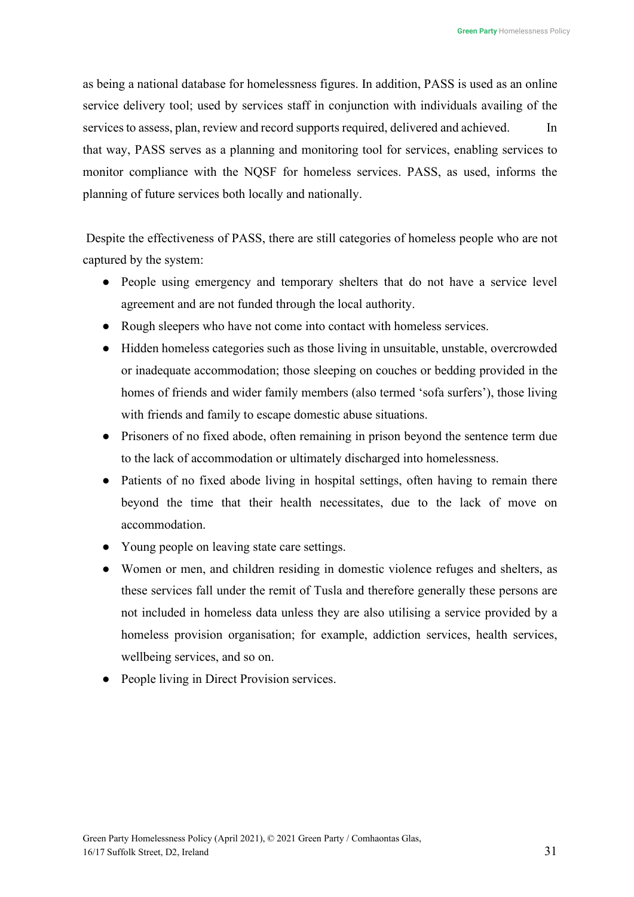as being a national database for homelessness figures. In addition, PASS is used as an online service delivery tool; used by services staff in conjunction with individuals availing of the services to assess, plan, review and record supports required, delivered and achieved. In that way, PASS serves as a planning and monitoring tool for services, enabling services to monitor compliance with the NQSF for homeless services. PASS, as used, informs the planning of future services both locally and nationally.

Despite the effectiveness of PASS, there are still categories of homeless people who are not captured by the system:

- People using emergency and temporary shelters that do not have a service level agreement and are not funded through the local authority.
- Rough sleepers who have not come into contact with homeless services.
- Hidden homeless categories such as those living in unsuitable, unstable, overcrowded or inadequate accommodation; those sleeping on couches or bedding provided in the homes of friends and wider family members (also termed 'sofa surfers'), those living with friends and family to escape domestic abuse situations.
- Prisoners of no fixed abode, often remaining in prison beyond the sentence term due to the lack of accommodation or ultimately discharged into homelessness.
- Patients of no fixed abode living in hospital settings, often having to remain there beyond the time that their health necessitates, due to the lack of move on accommodation.
- Young people on leaving state care settings.
- Women or men, and children residing in domestic violence refuges and shelters, as these services fall under the remit of Tusla and therefore generally these persons are not included in homeless data unless they are also utilising a service provided by a homeless provision organisation; for example, addiction services, health services, wellbeing services, and so on.
- People living in Direct Provision services.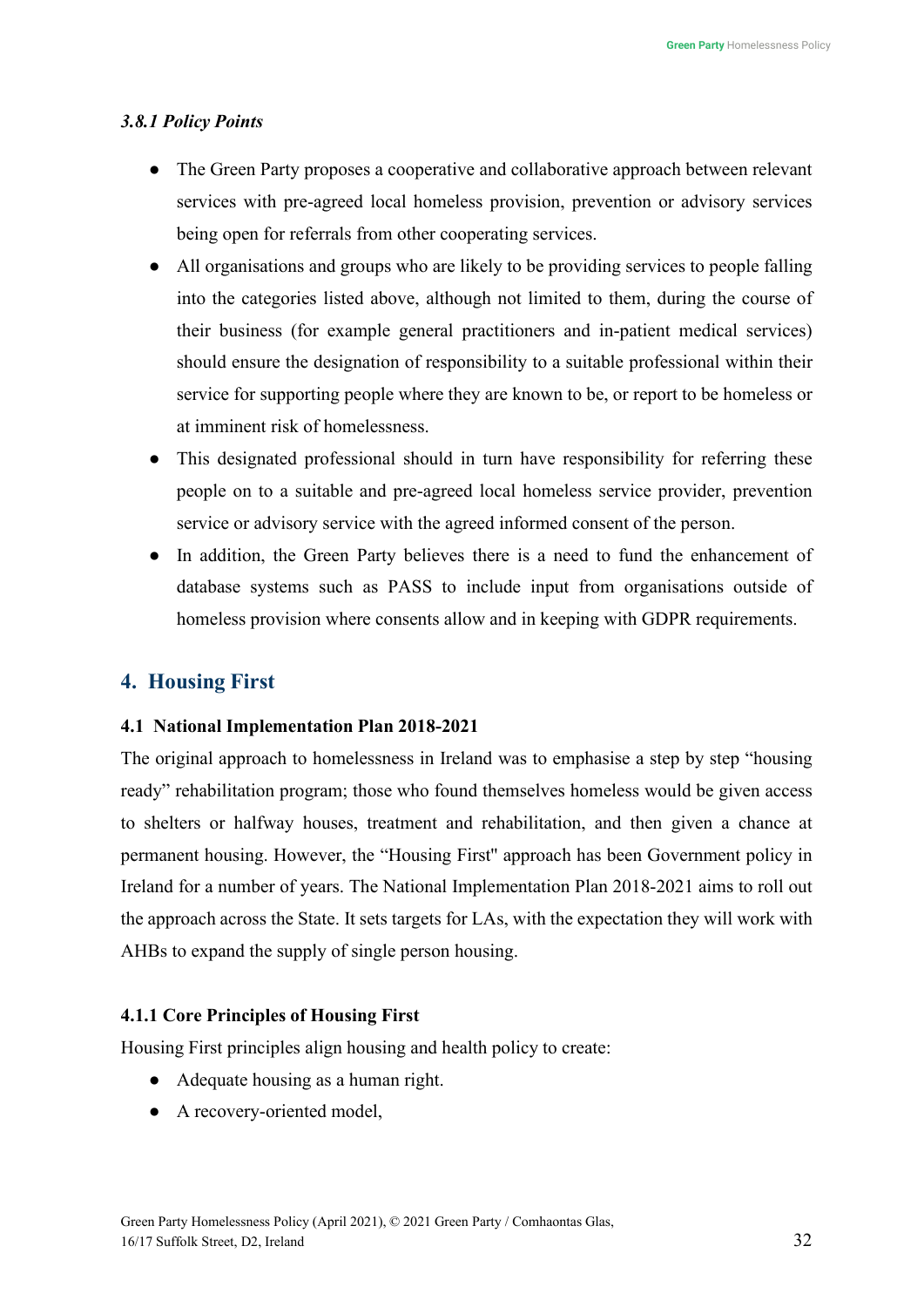#### *3.8.1 Policy Points*

- The Green Party proposes a cooperative and collaborative approach between relevant services with pre-agreed local homeless provision, prevention or advisory services being open for referrals from other cooperating services.
- All organisations and groups who are likely to be providing services to people falling into the categories listed above, although not limited to them, during the course of their business (for example general practitioners and in-patient medical services) should ensure the designation of responsibility to a suitable professional within their service for supporting people where they are known to be, or report to be homeless or at imminent risk of homelessness.
- This designated professional should in turn have responsibility for referring these people on to a suitable and pre-agreed local homeless service provider, prevention service or advisory service with the agreed informed consent of the person.
- In addition, the Green Party believes there is a need to fund the enhancement of database systems such as PASS to include input from organisations outside of homeless provision where consents allow and in keeping with GDPR requirements.

## 4. Housing First

### 4.1 National Implementation Plan 2018-2021

The original approach to homelessness in Ireland was to emphasise a step by step "housing ready" rehabilitation program; those who found themselves homeless would be given access to shelters or halfway houses, treatment and rehabilitation, and then given a chance at permanent housing. However, the "Housing First" approach has been Government policy in Ireland for a number of years. The National Implementation Plan 2018-2021 aims to roll out the approach across the State. It sets targets for LAs, with the expectation they will work with AHBs to expand the supply of single person housing.

#### 4.1.1 Core Principles of Housing First

Housing First principles align housing and health policy to create:

- Adequate housing as a human right.
- A recovery-oriented model,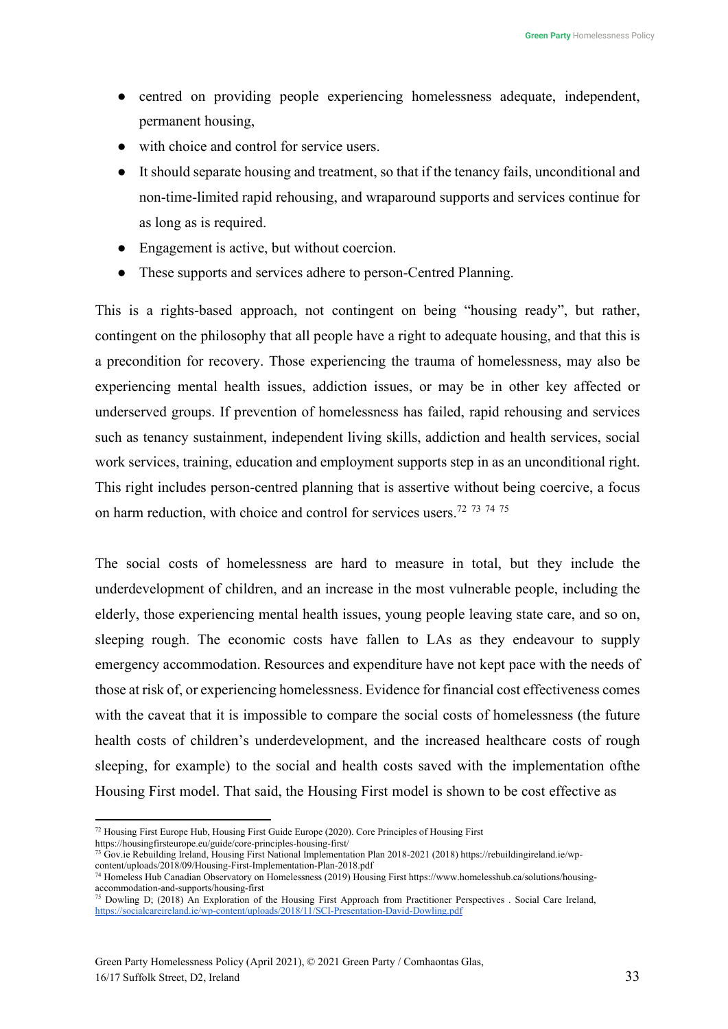- centred on providing people experiencing homelessness adequate, independent, permanent housing,
- with choice and control for service users.
- It should separate housing and treatment, so that if the tenancy fails, unconditional and non-time-limited rapid rehousing, and wraparound supports and services continue for as long as is required.
- Engagement is active, but without coercion.
- These supports and services adhere to person-Centred Planning.

This is a rights-based approach, not contingent on being "housing ready", but rather, contingent on the philosophy that all people have a right to adequate housing, and that this is a precondition for recovery. Those experiencing the trauma of homelessness, may also be experiencing mental health issues, addiction issues, or may be in other key affected or underserved groups. If prevention of homelessness has failed, rapid rehousing and services such as tenancy sustainment, independent living skills, addiction and health services, social work services, training, education and employment supports step in as an unconditional right. This right includes person-centred planning that is assertive without being coercive, a focus on harm reduction, with choice and control for services users.[72] [73] [74] [75]

The social costs of homelessness are hard to measure in total, but they include the underdevelopment of children, and an increase in the most vulnerable people, including the elderly, those experiencing mental health issues, young people leaving state care, and so on, sleeping rough. The economic costs have fallen to LAs as they endeavour to supply emergency accommodation. Resources and expenditure have not kept pace with the needs of those at risk of, or experiencing homelessness. Evidence for financial cost effectiveness comes with the caveat that it is impossible to compare the social costs of homelessness (the future health costs of children's underdevelopment, and the increased healthcare costs of rough sleeping, for example) to the social and health costs saved with the implementation ofthe Housing First model. That said, the Housing First model is shown to be cost effective as

---

[72] Housing First Europe Hub, Housing First Guide Europe (2020). Core Principles of Housing First https://housingfirsteurope.eu/guide/core-principles-housing-first/

[73] Gov.ie Rebuilding Ireland, Housing First National Implementation Plan 2018-2021 (2018) https://rebuildingireland.ie/wp-content/uploads/2018/09/Housing-First-Implementation-Plan-2018.pdf

[74] Homeless Hub Canadian Observatory on Homelessness (2019) Housing First https://www.homelesshub.ca/solutions/housing-accommodation-and-supports/housing-first

[75] Dowling D; (2018) An Exploration of the Housing First Approach from Practitioner Perspectives . Social Care Ireland, https://socialcareireland.ie/wp-content/uploads/2018/11/SCI-Presentation-David-Dowling.pdf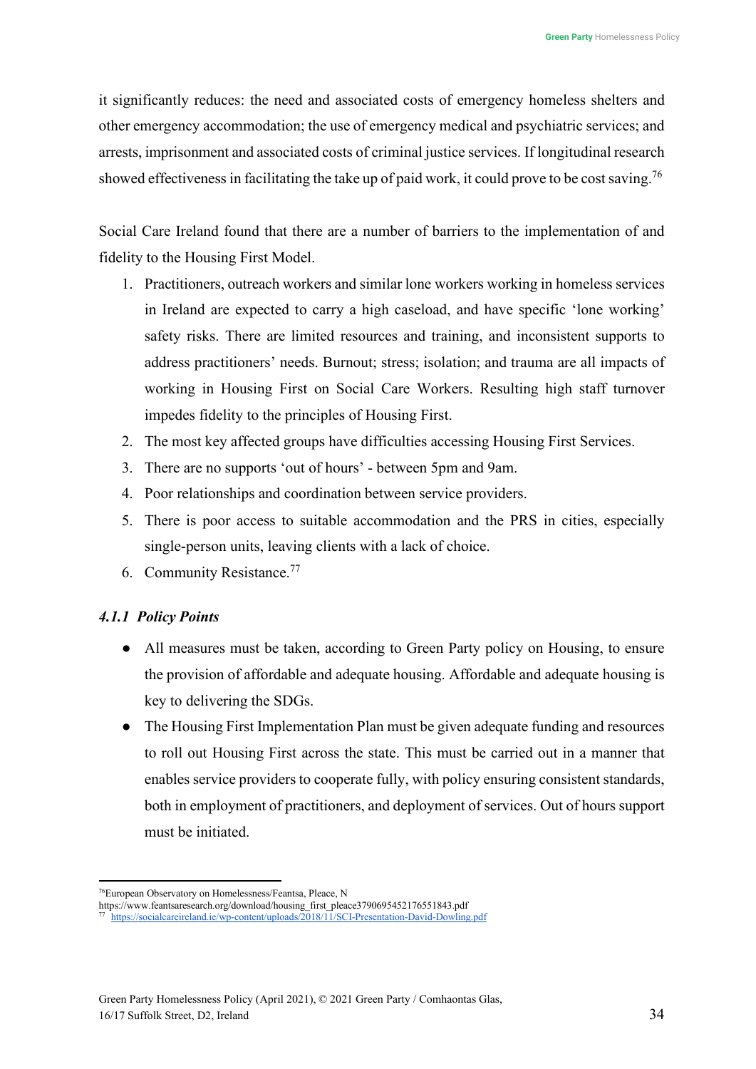it significantly reduces: the need and associated costs of emergency homeless shelters and other emergency accommodation; the use of emergency medical and psychiatric services; and arrests, imprisonment and associated costs of criminal justice services. If longitudinal research showed effectiveness in facilitating the take up of paid work, it could prove to be cost saving.[76]

Social Care Ireland found that there are a number of barriers to the implementation of and fidelity to the Housing First Model.

1. Practitioners, outreach workers and similar lone workers working in homeless services in Ireland are expected to carry a high caseload, and have specific 'lone working' safety risks. There are limited resources and training, and inconsistent supports to address practitioners' needs. Burnout; stress; isolation; and trauma are all impacts of working in Housing First on Social Care Workers. Resulting high staff turnover impedes fidelity to the principles of Housing First.
2. The most key affected groups have difficulties accessing Housing First Services.
3. There are no supports 'out of hours' - between 5pm and 9am.
4. Poor relationships and coordination between service providers.
5. There is poor access to suitable accommodation and the PRS in cities, especially single-person units, leaving clients with a lack of choice.
6. Community Resistance.[77]

### *4.1.1 Policy Points*

- All measures must be taken, according to Green Party policy on Housing, to ensure the provision of affordable and adequate housing. Affordable and adequate housing is key to delivering the SDGs.
- The Housing First Implementation Plan must be given adequate funding and resources to roll out Housing First across the state. This must be carried out in a manner that enables service providers to cooperate fully, with policy ensuring consistent standards, both in employment of practitioners, and deployment of services. Out of hours support must be initiated.

---

[76] European Observatory on Homelessness/Feantsa, Pleace, N
https://www.feantsaresearch.org/download/housing_first_pleace3790695452176551843.pdf

[77] https://socialcareireland.ie/wp-content/uploads/2018/11/SCI-Presentation-David-Dowling.pdf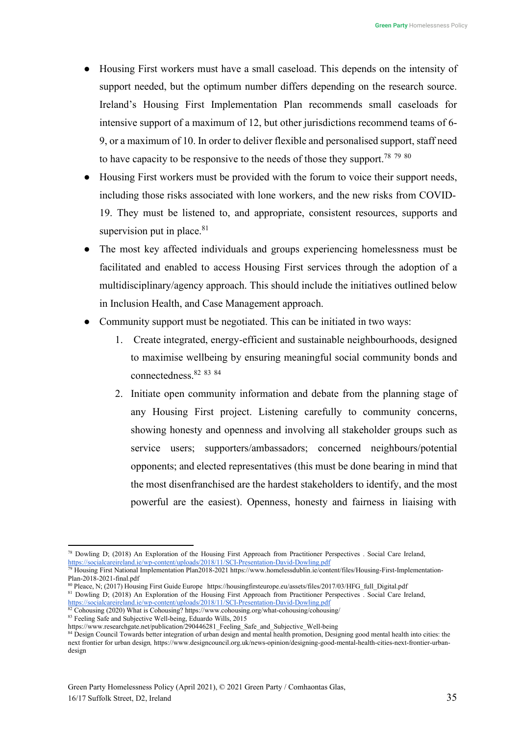- Housing First workers must have a small caseload. This depends on the intensity of support needed, but the optimum number differs depending on the research source. Ireland's Housing First Implementation Plan recommends small caseloads for intensive support of a maximum of 12, but other jurisdictions recommend teams of 6-9, or a maximum of 10. In order to deliver flexible and personalised support, staff need to have capacity to be responsive to the needs of those they support.[78] [79] [80]
- Housing First workers must be provided with the forum to voice their support needs, including those risks associated with lone workers, and the new risks from COVID-19. They must be listened to, and appropriate, consistent resources, supports and supervision put in place.[81]
- The most key affected individuals and groups experiencing homelessness must be facilitated and enabled to access Housing First services through the adoption of a multidisciplinary/agency approach. This should include the initiatives outlined below in Inclusion Health, and Case Management approach.
- Community support must be negotiated. This can be initiated in two ways:
    1. Create integrated, energy-efficient and sustainable neighbourhoods, designed to maximise wellbeing by ensuring meaningful social community bonds and connectedness.[82] [83] [84]
    2. Initiate open community information and debate from the planning stage of any Housing First project. Listening carefully to community concerns, showing honesty and openness and involving all stakeholder groups such as service users; supporters/ambassadors; concerned neighbours/potential opponents; and elected representatives (this must be done bearing in mind that the most disenfranchised are the hardest stakeholders to identify, and the most powerful are the easiest). Openness, honesty and fairness in liaising with

---

[78] Dowling D; (2018) An Exploration of the Housing First Approach from Practitioner Perspectives . Social Care Ireland, https://socialcareireland.ie/wp-content/uploads/2018/11/SCI-Presentation-David-Dowling.pdf

[79] Housing First National Implementation Plan2018-2021 https://www.homelessdublin.ie/content/files/Housing-First-Implementation-Plan-2018-2021-final.pdf

[80] Pleace, N; (2017) Housing First Guide Europe https://housingfirsteurope.eu/assets/files/2017/03/HFG_full_Digital.pdf

[81] Dowling D; (2018) An Exploration of the Housing First Approach from Practitioner Perspectives . Social Care Ireland, https://socialcareireland.ie/wp-content/uploads/2018/11/SCI-Presentation-David-Dowling.pdf

[82] Cohousing (2020) What is Cohousing? https://www.cohousing.org/what-cohousing/cohousing/

[83] Feeling Safe and Subjective Well-being, Eduardo Wills, 2015 https://www.researchgate.net/publication/290446281_Feeling_Safe_and_Subjective_Well-being

[84] Design Council Towards better integration of urban design and mental health promotion, Designing good mental health into cities: the next frontier for urban design, https://www.designcouncil.org.uk/news-opinion/designing-good-mental-health-cities-next-frontier-urban-design

Green Party Homelessness Policy (April 2021), © 2021 Green Party / Comhaontas Glas, 16/17 Suffolk Street, D2, Ireland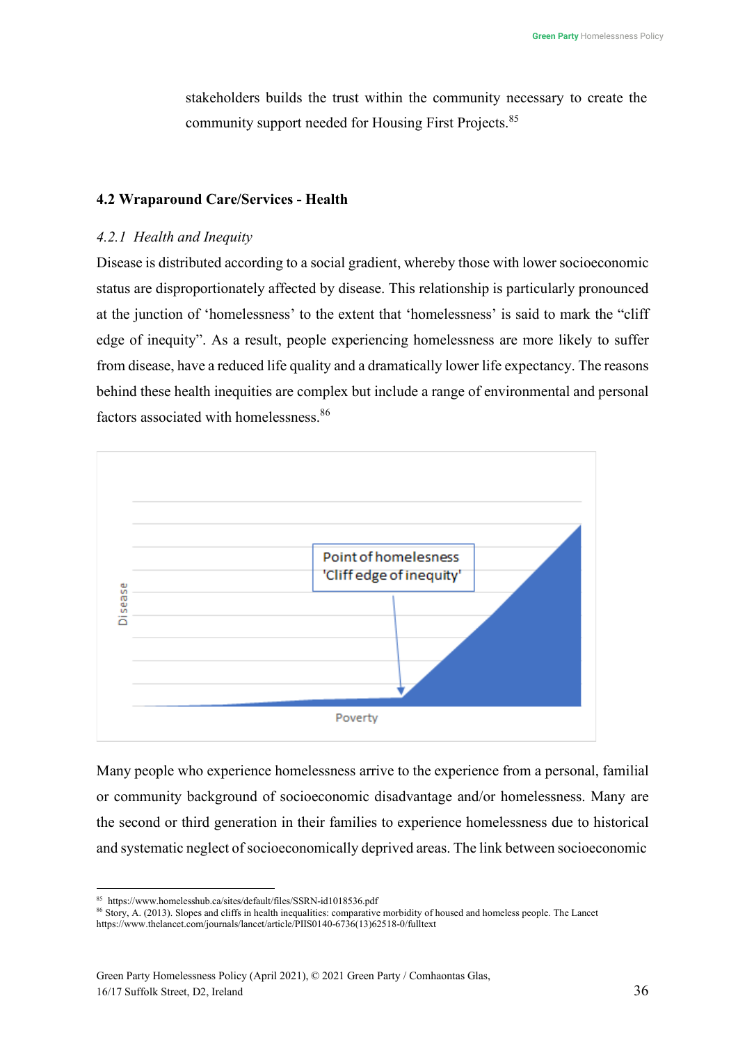stakeholders builds the trust within the community necessary to create the community support needed for Housing First Projects.[85]

### 4.2 Wraparound Care/Services - Health

#### *4.2.1 Health and Inequity*

Disease is distributed according to a social gradient, whereby those with lower socioeconomic status are disproportionately affected by disease. This relationship is particularly pronounced at the junction of 'homelessness' to the extent that 'homelessness' is said to mark the "cliff edge of inequity". As a result, people experiencing homelessness are more likely to suffer from disease, have a reduced life quality and a dramatically lower life expectancy. The reasons behind these health inequities are complex but include a range of environmental and personal factors associated with homelessness.[86]

Point of homelessness
'Cliff edge of inequity'

Disease

Poverty

Many people who experience homelessness arrive to the experience from a personal, familial or community background of socioeconomic disadvantage and/or homelessness. Many are the second or third generation in their families to experience homelessness due to historical and systematic neglect of socioeconomically deprived areas. The link between socioeconomic

---

[85] https://www.homelesshub.ca/sites/default/files/SSRN-id1018536.pdf

[86] Story, A. (2013). Slopes and cliffs in health inequalities: comparative morbidity of housed and homeless people. The Lancet https://www.thelancet.com/journals/lancet/article/PIIS0140-6736(13)62518-0/fulltext

Green Party Homelessness Policy (April 2021), © 2021 Green Party / Comhaontas Glas, 16/17 Suffolk Street, D2, Ireland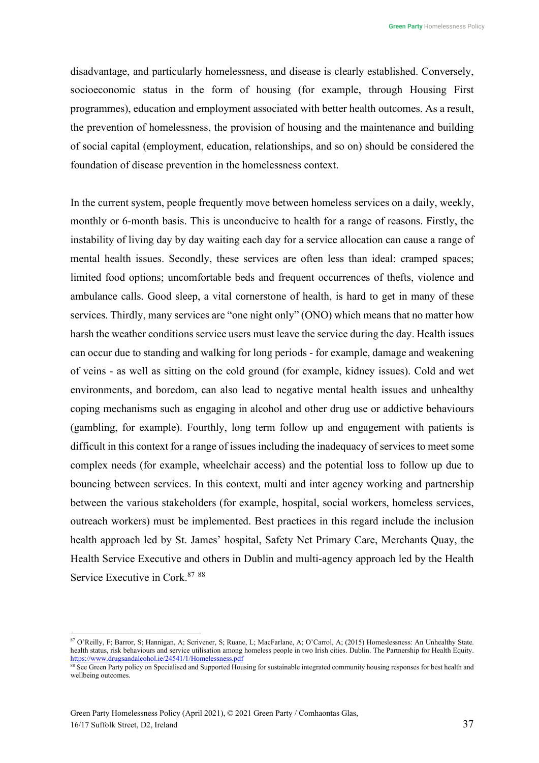disadvantage, and particularly homelessness, and disease is clearly established. Conversely, socioeconomic status in the form of housing (for example, through Housing First programmes), education and employment associated with better health outcomes. As a result, the prevention of homelessness, the provision of housing and the maintenance and building of social capital (employment, education, relationships, and so on) should be considered the foundation of disease prevention in the homelessness context.

In the current system, people frequently move between homeless services on a daily, weekly, monthly or 6-month basis. This is unconducive to health for a range of reasons. Firstly, the instability of living day by day waiting each day for a service allocation can cause a range of mental health issues. Secondly, these services are often less than ideal: cramped spaces; limited food options; uncomfortable beds and frequent occurrences of thefts, violence and ambulance calls. Good sleep, a vital cornerstone of health, is hard to get in many of these services. Thirdly, many services are "one night only" (ONO) which means that no matter how harsh the weather conditions service users must leave the service during the day. Health issues can occur due to standing and walking for long periods - for example, damage and weakening of veins - as well as sitting on the cold ground (for example, kidney issues). Cold and wet environments, and boredom, can also lead to negative mental health issues and unhealthy coping mechanisms such as engaging in alcohol and other drug use or addictive behaviours (gambling, for example). Fourthly, long term follow up and engagement with patients is difficult in this context for a range of issues including the inadequacy of services to meet some complex needs (for example, wheelchair access) and the potential loss to follow up due to bouncing between services. In this context, multi and inter agency working and partnership between the various stakeholders (for example, hospital, social workers, homeless services, outreach workers) must be implemented. Best practices in this regard include the inclusion health approach led by St. James' hospital, Safety Net Primary Care, Merchants Quay, the Health Service Executive and others in Dublin and multi-agency approach led by the Health Service Executive in Cork.[87] [88]

---

[87] O'Reilly, F; Barror, S; Hannigan, A; Scrivener, S; Ruane, L; MacFarlane, A; O'Carrol, A; (2015) Homeslessness: An Unhealthy State. health status, risk behaviours and service utilisation among homeless people in two Irish cities. Dublin. The Partnership for Health Equity. https://www.drugsandalcohol.ie/24541/1/Homelessness.pdf

[88] See Green Party policy on Specialised and Supported Housing for sustainable integrated community housing responses for best health and wellbeing outcomes.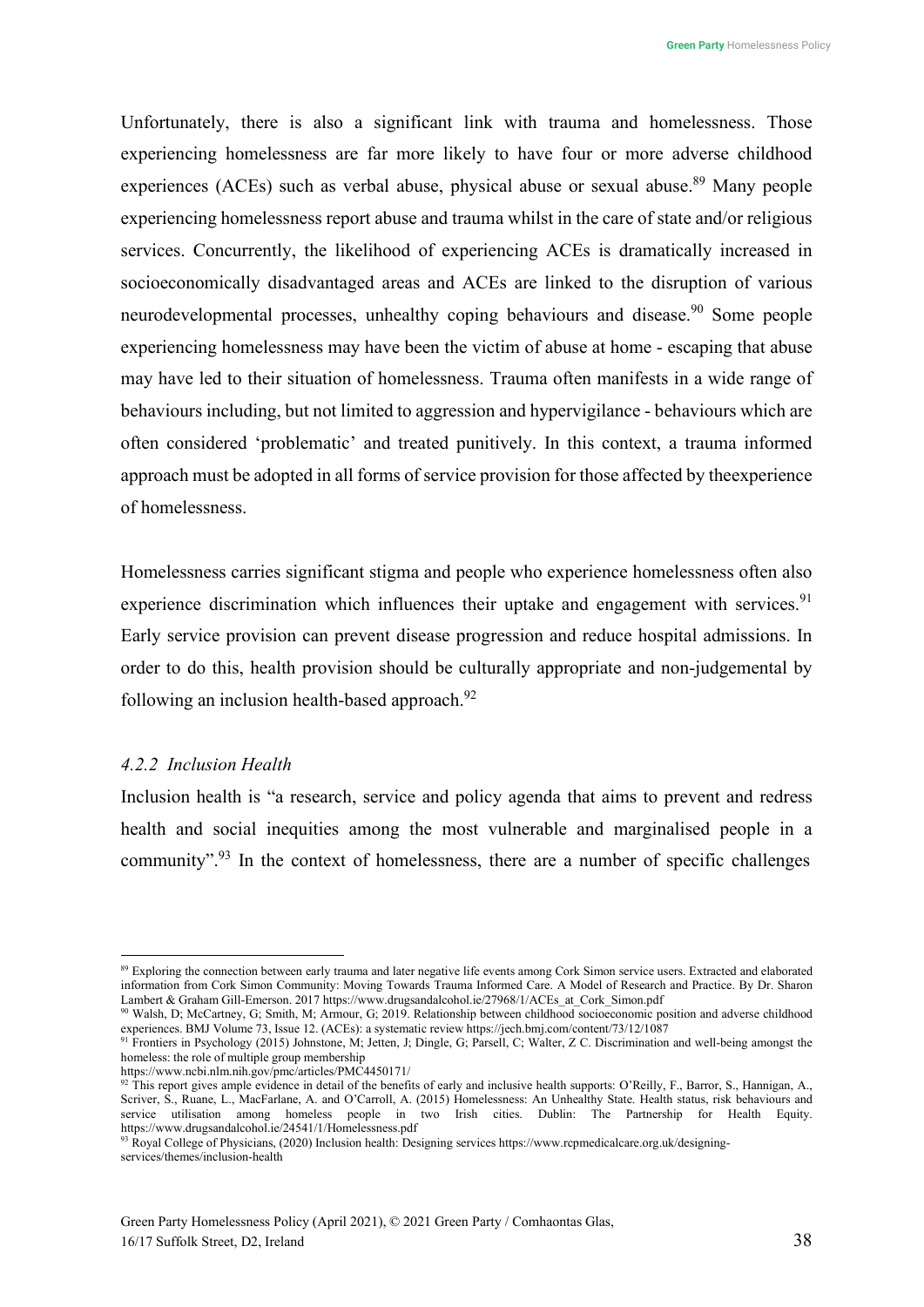Unfortunately, there is also a significant link with trauma and homelessness. Those experiencing homelessness are far more likely to have four or more adverse childhood experiences (ACEs) such as verbal abuse, physical abuse or sexual abuse.[89] Many people experiencing homelessness report abuse and trauma whilst in the care of state and/or religious services. Concurrently, the likelihood of experiencing ACEs is dramatically increased in socioeconomically disadvantaged areas and ACEs are linked to the disruption of various neurodevelopmental processes, unhealthy coping behaviours and disease.[90] Some people experiencing homelessness may have been the victim of abuse at home - escaping that abuse may have led to their situation of homelessness. Trauma often manifests in a wide range of behaviours including, but not limited to aggression and hypervigilance - behaviours which are often considered 'problematic' and treated punitively. In this context, a trauma informed approach must be adopted in all forms of service provision for those affected by theexperience of homelessness.

Homelessness carries significant stigma and people who experience homelessness often also experience discrimination which influences their uptake and engagement with services.[91] Early service provision can prevent disease progression and reduce hospital admissions. In order to do this, health provision should be culturally appropriate and non-judgemental by following an inclusion health-based approach.[92]

### *4.2.2 Inclusion Health*

Inclusion health is "a research, service and policy agenda that aims to prevent and redress health and social inequities among the most vulnerable and marginalised people in a community".[93] In the context of homelessness, there are a number of specific challenges

---

[89] Exploring the connection between early trauma and later negative life events among Cork Simon service users. Extracted and elaborated information from Cork Simon Community: Moving Towards Trauma Informed Care. A Model of Research and Practice. By Dr. Sharon Lambert & Graham Gill-Emerson. 2017 https://www.drugsandalcohol.ie/27968/1/ACEs_at_Cork_Simon.pdf

[90] Walsh, D; McCartney, G; Smith, M; Armour, G; 2019. Relationship between childhood socioeconomic position and adverse childhood experiences. BMJ Volume 73, Issue 12. (ACEs): a systematic review https://jech.bmj.com/content/73/12/1087

[91] Frontiers in Psychology (2015) Johnstone, M; Jetten, J; Dingle, G; Parsell, C; Walter, Z C. Discrimination and well-being amongst the homeless: the role of multiple group membership https://www.ncbi.nlm.nih.gov/pmc/articles/PMC4450171/

[92] This report gives ample evidence in detail of the benefits of early and inclusive health supports: O'Reilly, F., Barror, S., Hannigan, A., Scriver, S., Ruane, L., MacFarlane, A. and O'Carroll, A. (2015) Homelessness: An Unhealthy State. Health status, risk behaviours and service utilisation among homeless people in two Irish cities. Dublin: The Partnership for Health Equity. https://www.drugsandalcohol.ie/24541/1/Homelessness.pdf

[93] Royal College of Physicians, (2020) Inclusion health: Designing services https://www.rcpmedicalcare.org.uk/designing-services/themes/inclusion-health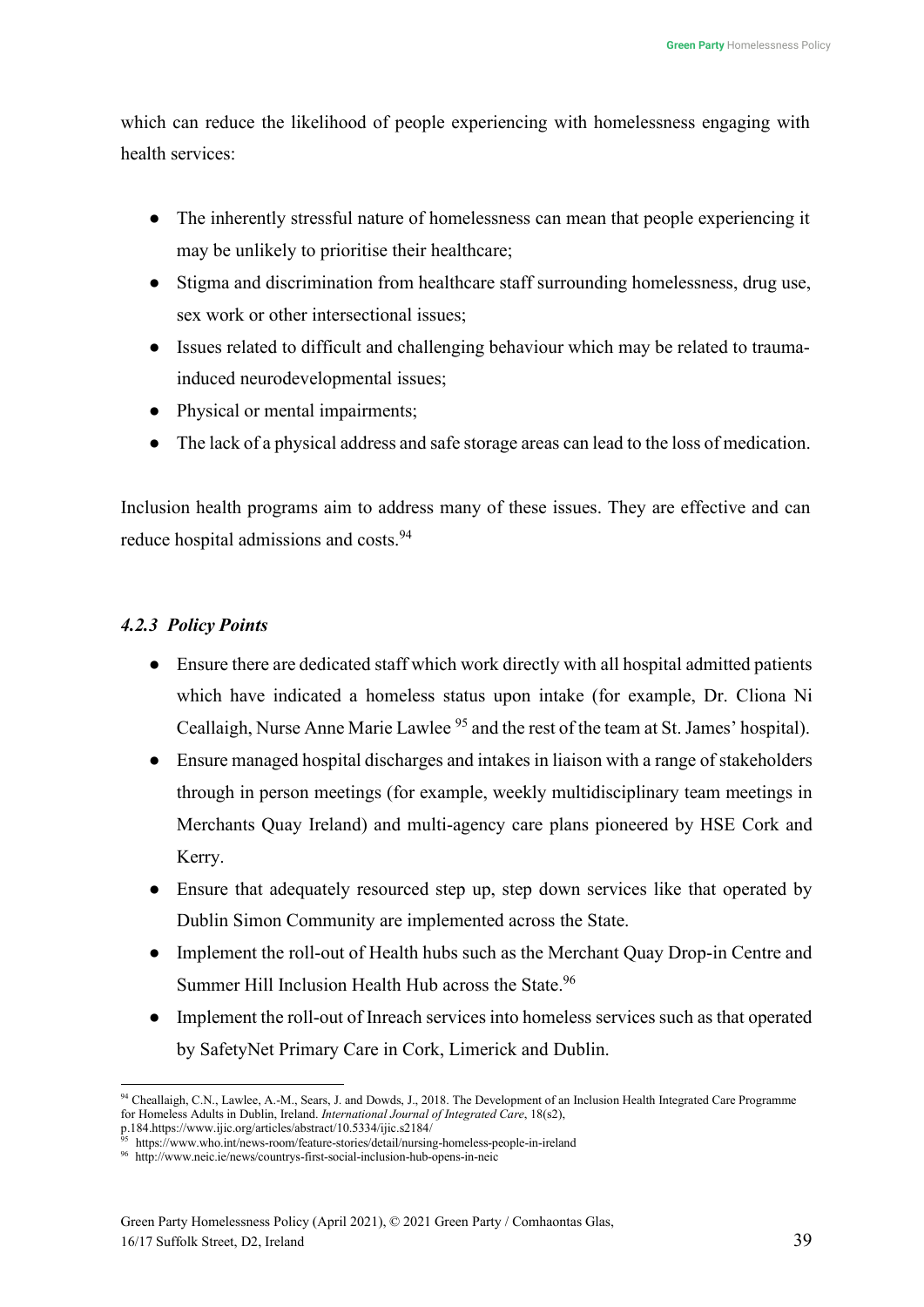which can reduce the likelihood of people experiencing with homelessness engaging with health services:

- The inherently stressful nature of homelessness can mean that people experiencing it may be unlikely to prioritise their healthcare;
- Stigma and discrimination from healthcare staff surrounding homelessness, drug use, sex work or other intersectional issues;
- Issues related to difficult and challenging behaviour which may be related to trauma-induced neurodevelopmental issues;
- Physical or mental impairments;
- The lack of a physical address and safe storage areas can lead to the loss of medication.

Inclusion health programs aim to address many of these issues. They are effective and can reduce hospital admissions and costs.[94]

### *4.2.3 Policy Points*

- Ensure there are dedicated staff which work directly with all hospital admitted patients which have indicated a homeless status upon intake (for example, Dr. Cliona Ni Ceallaigh, Nurse Anne Marie Lawlee [95] and the rest of the team at St. James' hospital).
- Ensure managed hospital discharges and intakes in liaison with a range of stakeholders through in person meetings (for example, weekly multidisciplinary team meetings in Merchants Quay Ireland) and multi-agency care plans pioneered by HSE Cork and Kerry.
- Ensure that adequately resourced step up, step down services like that operated by Dublin Simon Community are implemented across the State.
- Implement the roll-out of Health hubs such as the Merchant Quay Drop-in Centre and Summer Hill Inclusion Health Hub across the State.[96]
- Implement the roll-out of Inreach services into homeless services such as that operated by SafetyNet Primary Care in Cork, Limerick and Dublin.

---

[94] Cheallaigh, C.N., Lawlee, A.-M., Sears, J. and Dowds, J., 2018. The Development of an Inclusion Health Integrated Care Programme for Homeless Adults in Dublin, Ireland. *International Journal of Integrated Care*, 18(s2), p.184.https://www.ijic.org/articles/abstract/10.5334/ijic.s2184/

[95] https://www.who.int/news-room/feature-stories/detail/nursing-homeless-people-in-ireland

[96] http://www.neic.ie/news/countrys-first-social-inclusion-hub-opens-in-neic

Green Party Homelessness Policy (April 2021), © 2021 Green Party / Comhaontas Glas, 16/17 Suffolk Street, D2, Ireland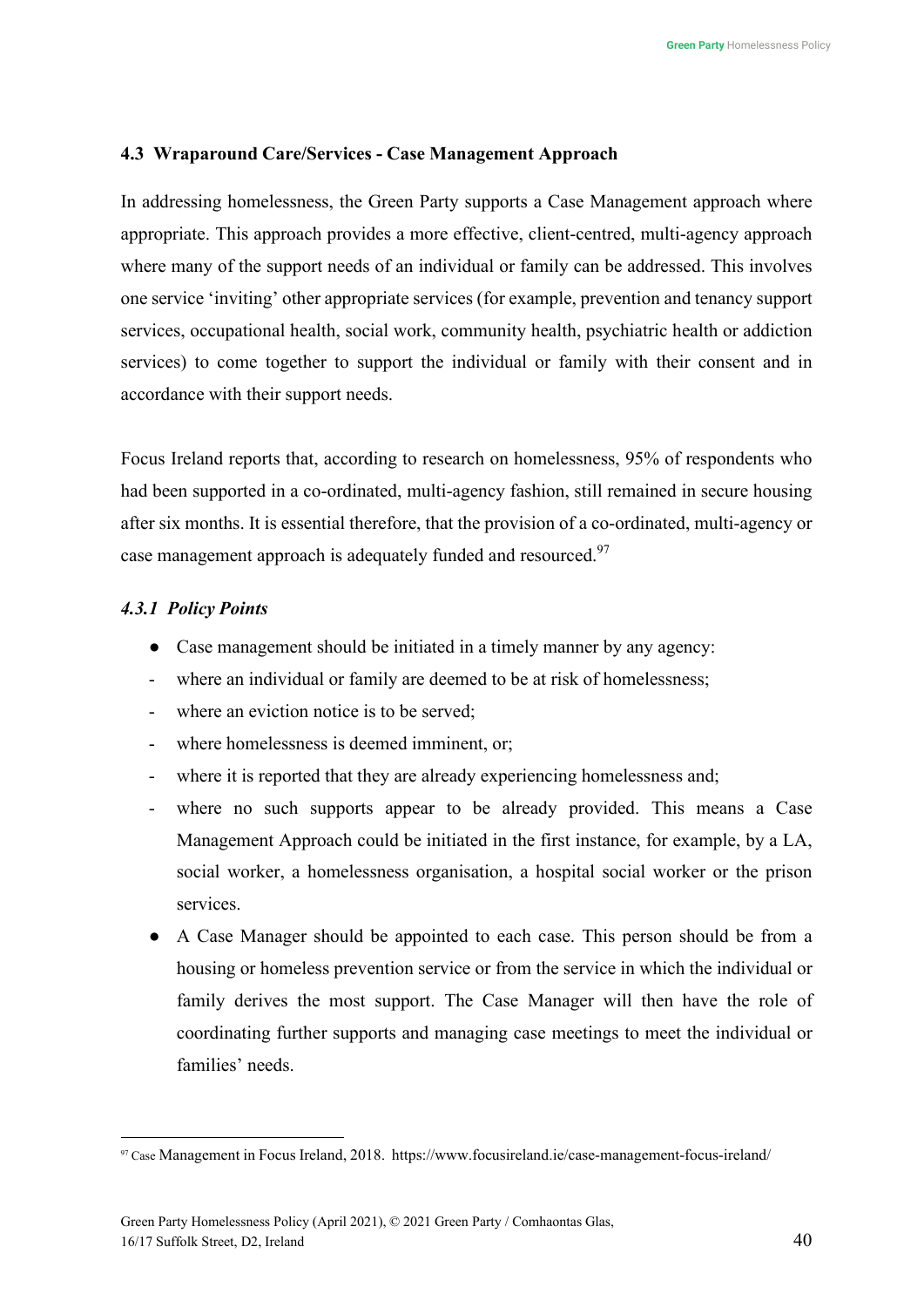### 4.3 Wraparound Care/Services - Case Management Approach

In addressing homelessness, the Green Party supports a Case Management approach where appropriate. This approach provides a more effective, client-centred, multi-agency approach where many of the support needs of an individual or family can be addressed. This involves one service 'inviting' other appropriate services (for example, prevention and tenancy support services, occupational health, social work, community health, psychiatric health or addiction services) to come together to support the individual or family with their consent and in accordance with their support needs.

Focus Ireland reports that, according to research on homelessness, 95% of respondents who had been supported in a co-ordinated, multi-agency fashion, still remained in secure housing after six months. It is essential therefore, that the provision of a co-ordinated, multi-agency or case management approach is adequately funded and resourced.[97]

#### *4.3.1 Policy Points*

- Case management should be initiated in a timely manner by any agency:
  - where an individual or family are deemed to be at risk of homelessness;
  - where an eviction notice is to be served;
  - where homelessness is deemed imminent, or;
  - where it is reported that they are already experiencing homelessness and;
  - where no such supports appear to be already provided. This means a Case Management Approach could be initiated in the first instance, for example, by a LA, social worker, a homelessness organisation, a hospital social worker or the prison services.
- A Case Manager should be appointed to each case. This person should be from a housing or homeless prevention service or from the service in which the individual or family derives the most support. The Case Manager will then have the role of coordinating further supports and managing case meetings to meet the individual or families' needs.

---

[97] Case Management in Focus Ireland, 2018. https://www.focusireland.ie/case-management-focus-ireland/

Green Party Homelessness Policy (April 2021), © 2021 Green Party / Comhaontas Glas, 16/17 Suffolk Street, D2, Ireland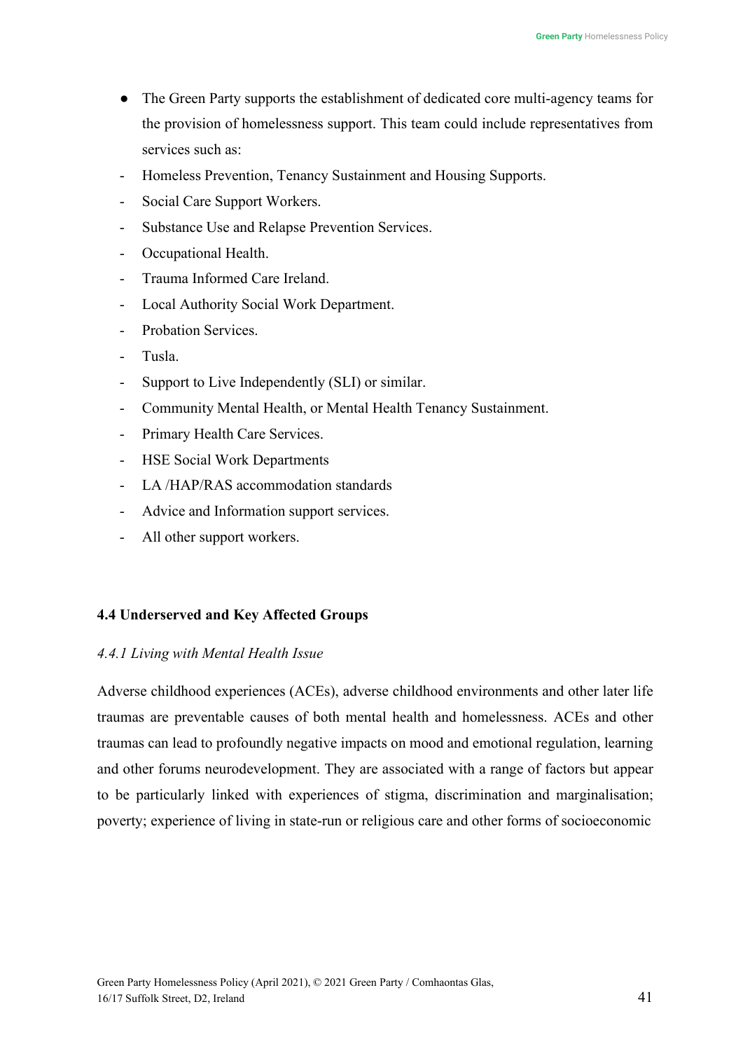- The Green Party supports the establishment of dedicated core multi-agency teams for the provision of homelessness support. This team could include representatives from services such as:
  - Homeless Prevention, Tenancy Sustainment and Housing Supports.
  - Social Care Support Workers.
  - Substance Use and Relapse Prevention Services.
  - Occupational Health.
  - Trauma Informed Care Ireland.
  - Local Authority Social Work Department.
  - Probation Services.
  - Tusla.
  - Support to Live Independently (SLI) or similar.
  - Community Mental Health, or Mental Health Tenancy Sustainment.
  - Primary Health Care Services.
  - HSE Social Work Departments
  - LA /HAP/RAS accommodation standards
  - Advice and Information support services.
  - All other support workers.

### 4.4 Underserved and Key Affected Groups

#### *4.4.1 Living with Mental Health Issue*

Adverse childhood experiences (ACEs), adverse childhood environments and other later life traumas are preventable causes of both mental health and homelessness. ACEs and other traumas can lead to profoundly negative impacts on mood and emotional regulation, learning and other forums neurodevelopment. They are associated with a range of factors but appear to be particularly linked with experiences of stigma, discrimination and marginalisation; poverty; experience of living in state-run or religious care and other forms of socioeconomic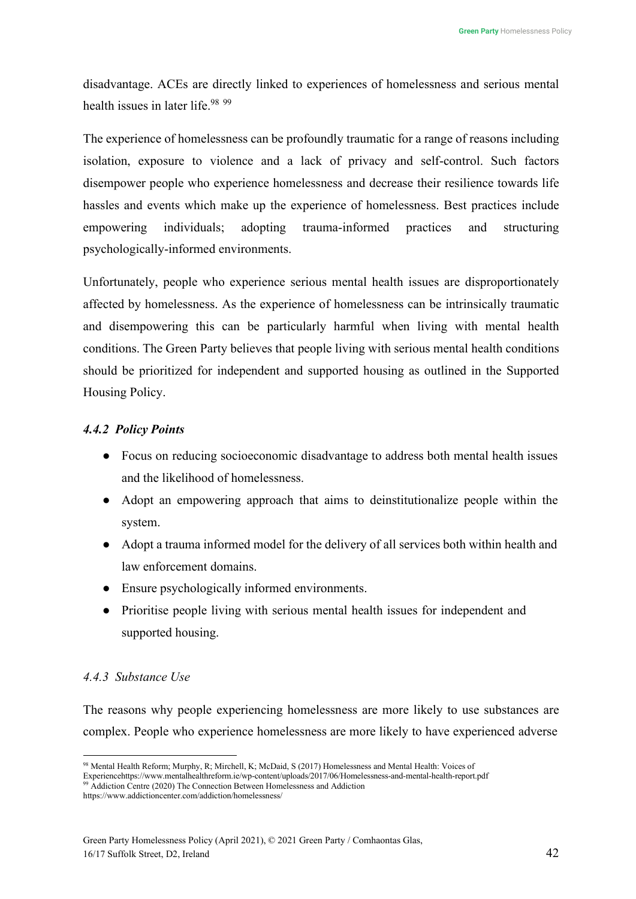disadvantage. ACEs are directly linked to experiences of homelessness and serious mental health issues in later life.[98] [99]

The experience of homelessness can be profoundly traumatic for a range of reasons including isolation, exposure to violence and a lack of privacy and self-control. Such factors disempower people who experience homelessness and decrease their resilience towards life hassles and events which make up the experience of homelessness. Best practices include empowering individuals; adopting trauma-informed practices and structuring psychologically-informed environments.

Unfortunately, people who experience serious mental health issues are disproportionately affected by homelessness. As the experience of homelessness can be intrinsically traumatic and disempowering this can be particularly harmful when living with mental health conditions. The Green Party believes that people living with serious mental health conditions should be prioritized for independent and supported housing as outlined in the Supported Housing Policy.

#### *4.4.2 Policy Points*

- Focus on reducing socioeconomic disadvantage to address both mental health issues and the likelihood of homelessness.
- Adopt an empowering approach that aims to deinstitutionalize people within the system.
- Adopt a trauma informed model for the delivery of all services both within health and law enforcement domains.
- Ensure psychologically informed environments.
- Prioritise people living with serious mental health issues for independent and supported housing.

#### *4.4.3 Substance Use*

The reasons why people experiencing homelessness are more likely to use substances are complex. People who experience homelessness are more likely to have experienced adverse

---

[98] Mental Health Reform; Murphy, R; Mirchell, K; McDaid, S (2017) Homelessness and Mental Health: Voices of Experiencehttps://www.mentalhealthreform.ie/wp-content/uploads/2017/06/Homelessness-and-mental-health-report.pdf

[99] Addiction Centre (2020) The Connection Between Homelessness and Addiction https://www.addictioncenter.com/addiction/homelessness/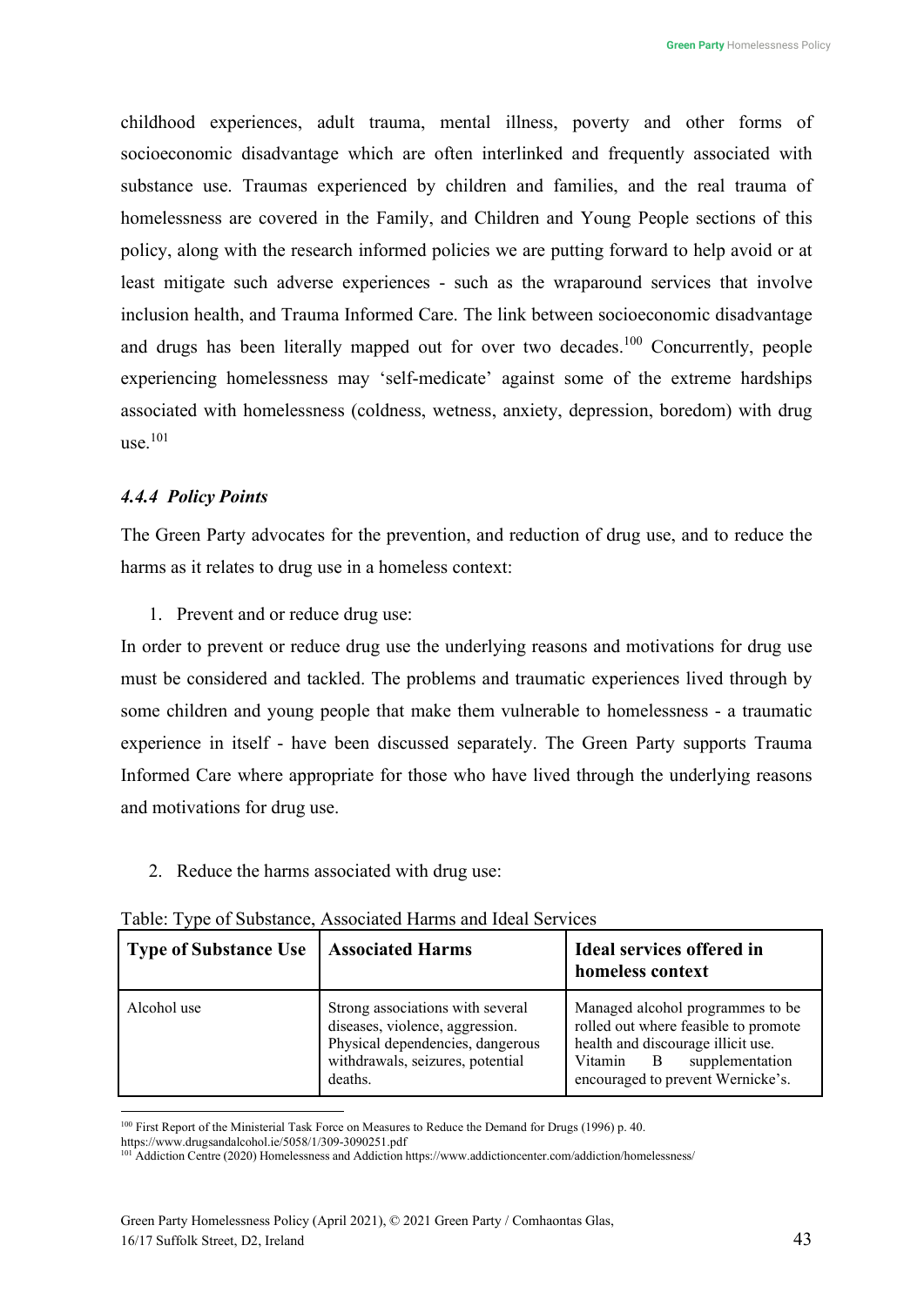childhood experiences, adult trauma, mental illness, poverty and other forms of socioeconomic disadvantage which are often interlinked and frequently associated with substance use. Traumas experienced by children and families, and the real trauma of homelessness are covered in the Family, and Children and Young People sections of this policy, along with the research informed policies we are putting forward to help avoid or at least mitigate such adverse experiences - such as the wraparound services that involve inclusion health, and Trauma Informed Care. The link between socioeconomic disadvantage and drugs has been literally mapped out for over two decades.[100] Concurrently, people experiencing homelessness may 'self-medicate' against some of the extreme hardships associated with homelessness (coldness, wetness, anxiety, depression, boredom) with drug use.[101]

### *4.4.4 Policy Points*

The Green Party advocates for the prevention, and reduction of drug use, and to reduce the harms as it relates to drug use in a homeless context:

1. Prevent and or reduce drug use:

In order to prevent or reduce drug use the underlying reasons and motivations for drug use must be considered and tackled. The problems and traumatic experiences lived through by some children and young people that make them vulnerable to homelessness - a traumatic experience in itself - have been discussed separately. The Green Party supports Trauma Informed Care where appropriate for those who have lived through the underlying reasons and motivations for drug use.

2. Reduce the harms associated with drug use:

Table: Type of Substance, Associated Harms and Ideal Services

| Type of Substance Use | Associated Harms | Ideal services offered in homeless context |
|---|---|---|
| Alcohol use | Strong associations with several diseases, violence, aggression. Physical dependencies, dangerous withdrawals, seizures, potential deaths. | Managed alcohol programmes to be rolled out where feasible to promote health and discourage illicit use. Vitamin B supplementation encouraged to prevent Wernicke's. |

[100] First Report of the Ministerial Task Force on Measures to Reduce the Demand for Drugs (1996) p. 40. https://www.drugsandalcohol.ie/5058/1/309-3090251.pdf

[101] Addiction Centre (2020) Homelessness and Addiction https://www.addictioncenter.com/addiction/homelessness/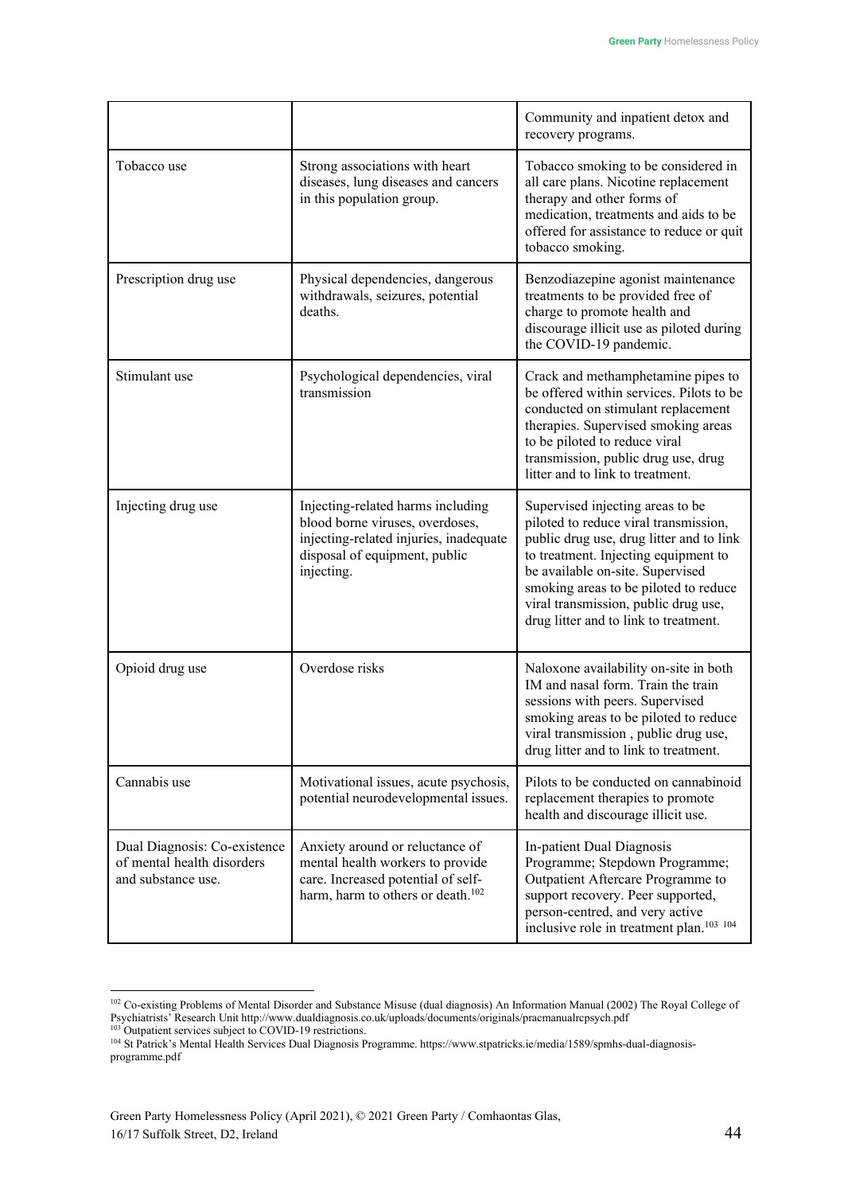| | | |
|---|---|---|
| | | Community and inpatient detox and recovery programs. |
| Tobacco use | Strong associations with heart diseases, lung diseases and cancers in this population group. | Tobacco smoking to be considered in all care plans. Nicotine replacement therapy and other forms of medication, treatments and aids to be offered for assistance to reduce or quit tobacco smoking. |
| Prescription drug use | Physical dependencies, dangerous withdrawals, seizures, potential deaths. | Benzodiazepine agonist maintenance treatments to be provided free of charge to promote health and discourage illicit use as piloted during the COVID-19 pandemic. |
| Stimulant use | Psychological dependencies, viral transmission | Crack and methamphetamine pipes to be offered within services. Pilots to be conducted on stimulant replacement therapies. Supervised smoking areas to be piloted to reduce viral transmission, public drug use, drug litter and to link to treatment. |
| Injecting drug use | Injecting-related harms including blood borne viruses, overdoses, injecting-related injuries, inadequate disposal of equipment, public injecting. | Supervised injecting areas to be piloted to reduce viral transmission, public drug use, drug litter and to link to treatment. Injecting equipment to be available on-site. Supervised smoking areas to be piloted to reduce viral transmission, public drug use, drug litter and to link to treatment. |
| Opioid drug use | Overdose risks | Naloxone availability on-site in both IM and nasal form. Train the train sessions with peers. Supervised smoking areas to be piloted to reduce viral transmission , public drug use, drug litter and to link to treatment. |
| Cannabis use | Motivational issues, acute psychosis, potential neurodevelopmental issues. | Pilots to be conducted on cannabinoid replacement therapies to promote health and discourage illicit use. |
| Dual Diagnosis: Co-existence of mental health disorders and substance use. | Anxiety around or reluctance of mental health workers to provide care. Increased potential of self-harm, harm to others or death.[102] | In-patient Dual Diagnosis Programme; Stepdown Programme; Outpatient Aftercare Programme to support recovery. Peer supported, person-centred, and very active inclusive role in treatment plan.[103] [104] |

[102] Co-existing Problems of Mental Disorder and Substance Misuse (dual diagnosis) An Information Manual (2002) The Royal College of Psychiatrists' Research Unit http://www.dualdiagnosis.co.uk/uploads/documents/originals/pracmanualrcpsych.pdf

[103] Outpatient services subject to COVID-19 restrictions.

[104] St Patrick's Mental Health Services Dual Diagnosis Programme. https://www.stpatricks.ie/media/1589/spmhs-dual-diagnosis-programme.pdf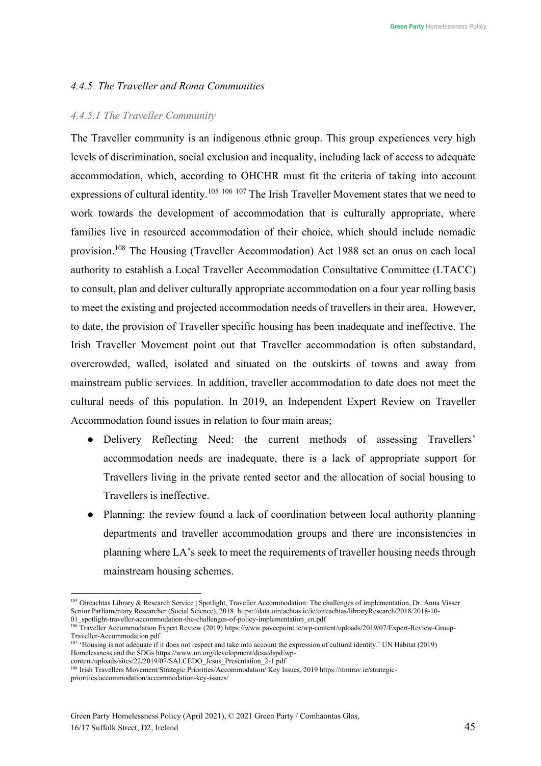#### *4.4.5 The Traveller and Roma Communities*

##### *4.4.5.1 The Traveller Community*

The Traveller community is an indigenous ethnic group. This group experiences very high levels of discrimination, social exclusion and inequality, including lack of access to adequate accommodation, which, according to OHCHR must fit the criteria of taking into account expressions of cultural identity.[105] [106] [107] The Irish Traveller Movement states that we need to work towards the development of accommodation that is culturally appropriate, where families live in resourced accommodation of their choice, which should include nomadic provision.[108] The Housing (Traveller Accommodation) Act 1988 set an onus on each local authority to establish a Local Traveller Accommodation Consultative Committee (LTACC) to consult, plan and deliver culturally appropriate accommodation on a four year rolling basis to meet the existing and projected accommodation needs of travellers in their area. However, to date, the provision of Traveller specific housing has been inadequate and ineffective. The Irish Traveller Movement point out that Traveller accommodation is often substandard, overcrowded, walled, isolated and situated on the outskirts of towns and away from mainstream public services. In addition, traveller accommodation to date does not meet the cultural needs of this population. In 2019, an Independent Expert Review on Traveller Accommodation found issues in relation to four main areas;

- Delivery Reflecting Need: the current methods of assessing Travellers' accommodation needs are inadequate, there is a lack of appropriate support for Travellers living in the private rented sector and the allocation of social housing to Travellers is ineffective.
- Planning: the review found a lack of coordination between local authority planning departments and traveller accommodation groups and there are inconsistencies in planning where LA's seek to meet the requirements of traveller housing needs through mainstream housing schemes.

---

[105] Oireachtas Library & Research Service | Spotlight, Traveller Accommodation: The challenges of implementation, Dr. Anna Visser Senior Parliamentary Researcher (Social Science), 2018. https://data.oireachtas.ie/ie/oireachtas/libraryResearch/2018/2018-10-01_spotlight-traveller-accommodation-the-challenges-of-policy-implementation_en.pdf

[106] Traveller Accommodation Expert Review (2019) https://www.paveepoint.ie/wp-content/uploads/2019/07/Expert-Review-Group-Traveller-Accommodation.pdf

[107] 'Housing is not adequate if it does not respect and take into account the expression of cultural identity.' UN Habitat (2019) Homelessness and the SDGs https://www.un.org/development/desa/dspd/wp-content/uploads/sites/22/2019/07/SALCEDO_Jesus_Presentation_2-1.pdf

[108] Irish Travellers Movement/Strategic Priorities/Accommodation/ Key Issues, 2019 https://itmtrav.ie/strategic-priorities/accommodation/accommodation-key-issues/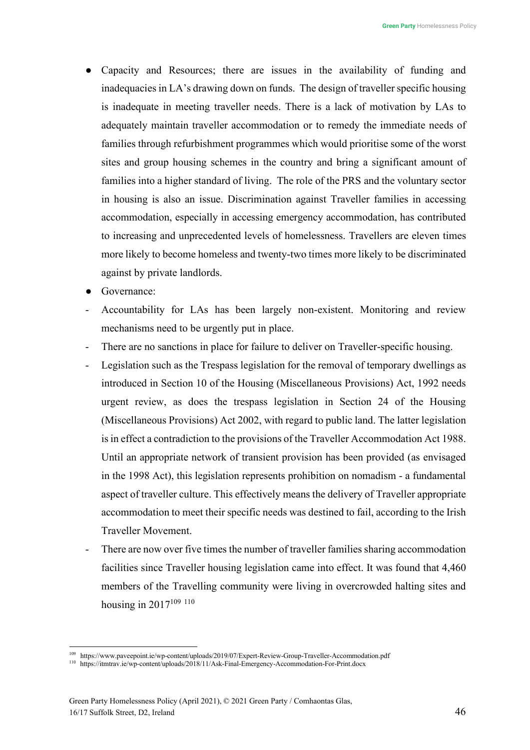- Capacity and Resources; there are issues in the availability of funding and inadequacies in LA's drawing down on funds. The design of traveller specific housing is inadequate in meeting traveller needs. There is a lack of motivation by LAs to adequately maintain traveller accommodation or to remedy the immediate needs of families through refurbishment programmes which would prioritise some of the worst sites and group housing schemes in the country and bring a significant amount of families into a higher standard of living. The role of the PRS and the voluntary sector in housing is also an issue. Discrimination against Traveller families in accessing accommodation, especially in accessing emergency accommodation, has contributed to increasing and unprecedented levels of homelessness. Travellers are eleven times more likely to become homeless and twenty-two times more likely to be discriminated against by private landlords.
- Governance:

- Accountability for LAs has been largely non-existent. Monitoring and review mechanisms need to be urgently put in place.
- There are no sanctions in place for failure to deliver on Traveller-specific housing.
- Legislation such as the Trespass legislation for the removal of temporary dwellings as introduced in Section 10 of the Housing (Miscellaneous Provisions) Act, 1992 needs urgent review, as does the trespass legislation in Section 24 of the Housing (Miscellaneous Provisions) Act 2002, with regard to public land. The latter legislation is in effect a contradiction to the provisions of the Traveller Accommodation Act 1988. Until an appropriate network of transient provision has been provided (as envisaged in the 1998 Act), this legislation represents prohibition on nomadism - a fundamental aspect of traveller culture. This effectively means the delivery of Traveller appropriate accommodation to meet their specific needs was destined to fail, according to the Irish Traveller Movement.
- There are now over five times the number of traveller families sharing accommodation facilities since Traveller housing legislation came into effect. It was found that 4,460 members of the Travelling community were living in overcrowded halting sites and housing in 2017[109] [110]

[109] https://www.paveepoint.ie/wp-content/uploads/2019/07/Expert-Review-Group-Traveller-Accommodation.pdf

[110] https://itmtrav.ie/wp-content/uploads/2018/11/Ask-Final-Emergency-Accommodation-For-Print.docx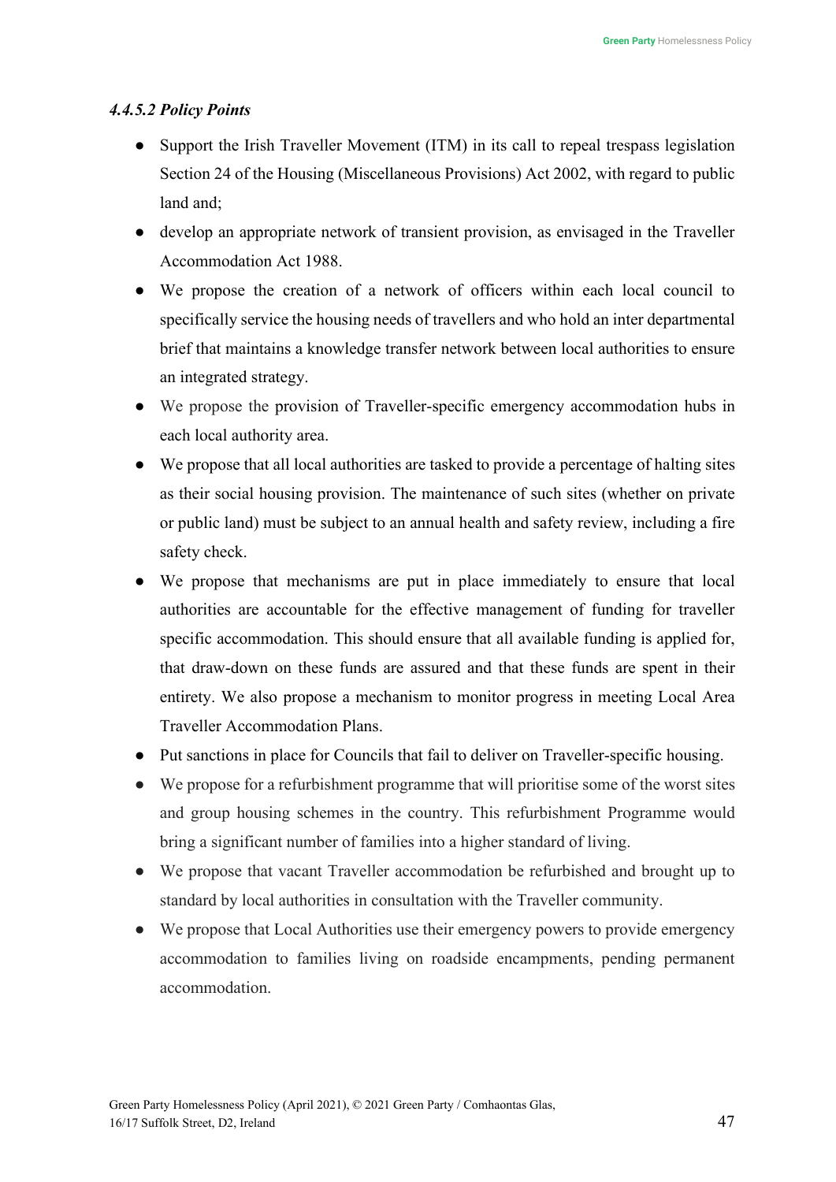#### *4.4.5.2 Policy Points*

- Support the Irish Traveller Movement (ITM) in its call to repeal trespass legislation Section 24 of the Housing (Miscellaneous Provisions) Act 2002, with regard to public land and;
- develop an appropriate network of transient provision, as envisaged in the Traveller Accommodation Act 1988.
- We propose the creation of a network of officers within each local council to specifically service the housing needs of travellers and who hold an inter departmental brief that maintains a knowledge transfer network between local authorities to ensure an integrated strategy.
- We propose the provision of Traveller-specific emergency accommodation hubs in each local authority area.
- We propose that all local authorities are tasked to provide a percentage of halting sites as their social housing provision. The maintenance of such sites (whether on private or public land) must be subject to an annual health and safety review, including a fire safety check.
- We propose that mechanisms are put in place immediately to ensure that local authorities are accountable for the effective management of funding for traveller specific accommodation. This should ensure that all available funding is applied for, that draw-down on these funds are assured and that these funds are spent in their entirety. We also propose a mechanism to monitor progress in meeting Local Area Traveller Accommodation Plans.
- Put sanctions in place for Councils that fail to deliver on Traveller-specific housing.
- We propose for a refurbishment programme that will prioritise some of the worst sites and group housing schemes in the country. This refurbishment Programme would bring a significant number of families into a higher standard of living.
- We propose that vacant Traveller accommodation be refurbished and brought up to standard by local authorities in consultation with the Traveller community.
- We propose that Local Authorities use their emergency powers to provide emergency accommodation to families living on roadside encampments, pending permanent accommodation.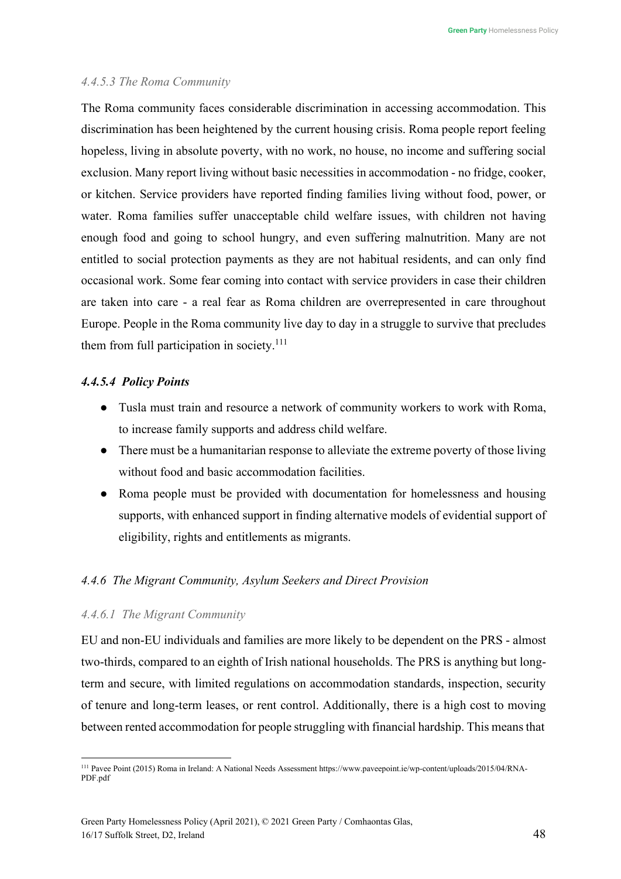#### *4.4.5.3 The Roma Community*

The Roma community faces considerable discrimination in accessing accommodation. This discrimination has been heightened by the current housing crisis. Roma people report feeling hopeless, living in absolute poverty, with no work, no house, no income and suffering social exclusion. Many report living without basic necessities in accommodation - no fridge, cooker, or kitchen. Service providers have reported finding families living without food, power, or water. Roma families suffer unacceptable child welfare issues, with children not having enough food and going to school hungry, and even suffering malnutrition. Many are not entitled to social protection payments as they are not habitual residents, and can only find occasional work. Some fear coming into contact with service providers in case their children are taken into care - a real fear as Roma children are overrepresented in care throughout Europe. People in the Roma community live day to day in a struggle to survive that precludes them from full participation in society.[111]

#### ***4.4.5.4 Policy Points***

- Tusla must train and resource a network of community workers to work with Roma, to increase family supports and address child welfare.
- There must be a humanitarian response to alleviate the extreme poverty of those living without food and basic accommodation facilities.
- Roma people must be provided with documentation for homelessness and housing supports, with enhanced support in finding alternative models of evidential support of eligibility, rights and entitlements as migrants.

### *4.4.6 The Migrant Community, Asylum Seekers and Direct Provision*

#### *4.4.6.1 The Migrant Community*

EU and non-EU individuals and families are more likely to be dependent on the PRS - almost two-thirds, compared to an eighth of Irish national households. The PRS is anything but long-term and secure, with limited regulations on accommodation standards, inspection, security of tenure and long-term leases, or rent control. Additionally, there is a high cost to moving between rented accommodation for people struggling with financial hardship. This means that

---

[111] Pavee Point (2015) Roma in Ireland: A National Needs Assessment https://www.paveepoint.ie/wp-content/uploads/2015/04/RNA-PDF.pdf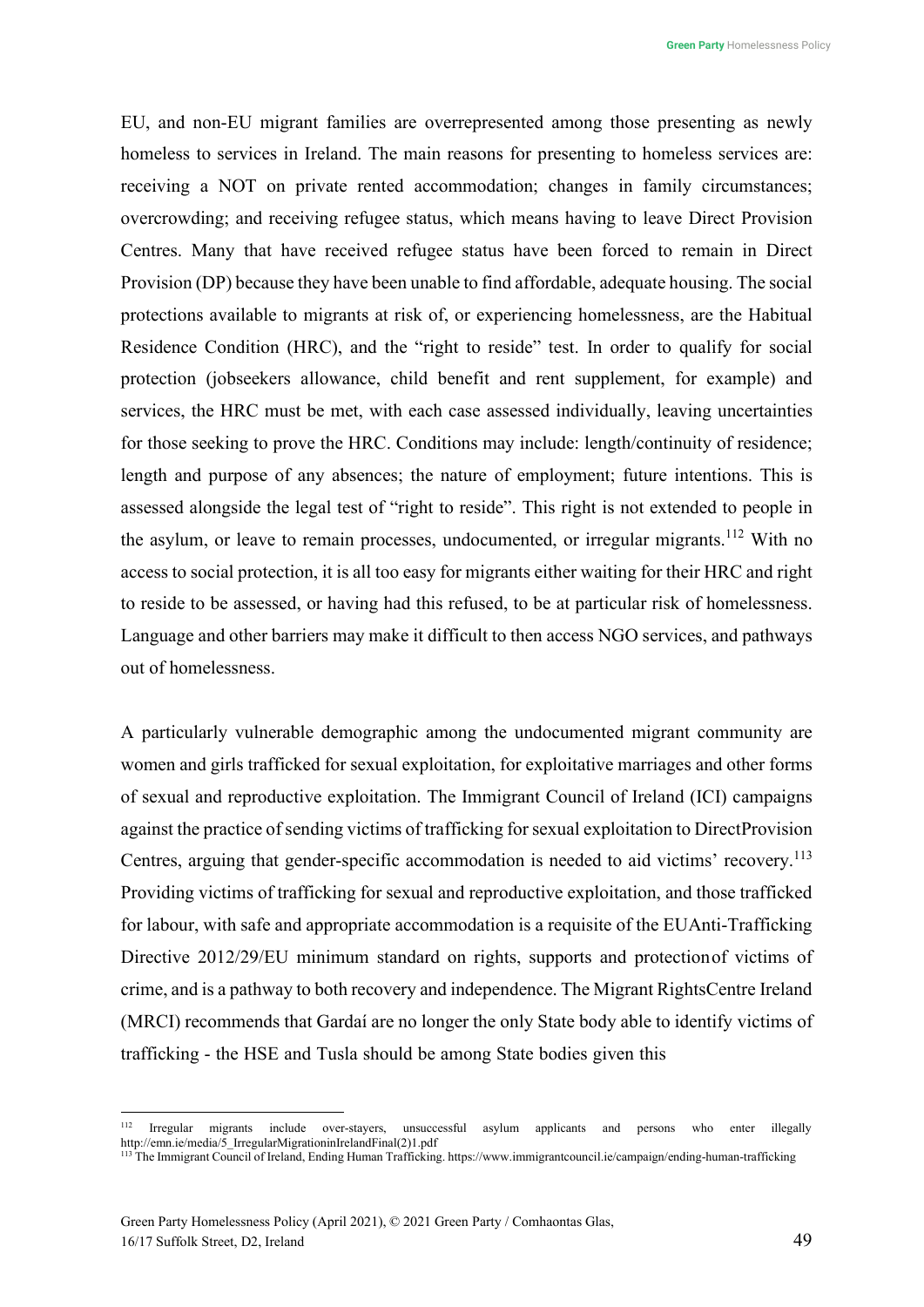EU, and non-EU migrant families are overrepresented among those presenting as newly homeless to services in Ireland. The main reasons for presenting to homeless services are: receiving a NOT on private rented accommodation; changes in family circumstances; overcrowding; and receiving refugee status, which means having to leave Direct Provision Centres. Many that have received refugee status have been forced to remain in Direct Provision (DP) because they have been unable to find affordable, adequate housing. The social protections available to migrants at risk of, or experiencing homelessness, are the Habitual Residence Condition (HRC), and the "right to reside" test. In order to qualify for social protection (jobseekers allowance, child benefit and rent supplement, for example) and services, the HRC must be met, with each case assessed individually, leaving uncertainties for those seeking to prove the HRC. Conditions may include: length/continuity of residence; length and purpose of any absences; the nature of employment; future intentions. This is assessed alongside the legal test of "right to reside". This right is not extended to people in the asylum, or leave to remain processes, undocumented, or irregular migrants.[112] With no access to social protection, it is all too easy for migrants either waiting for their HRC and right to reside to be assessed, or having had this refused, to be at particular risk of homelessness. Language and other barriers may make it difficult to then access NGO services, and pathways out of homelessness.

A particularly vulnerable demographic among the undocumented migrant community are women and girls trafficked for sexual exploitation, for exploitative marriages and other forms of sexual and reproductive exploitation. The Immigrant Council of Ireland (ICI) campaigns against the practice of sending victims of trafficking for sexual exploitation to DirectProvision Centres, arguing that gender-specific accommodation is needed to aid victims' recovery.[113] Providing victims of trafficking for sexual and reproductive exploitation, and those trafficked for labour, with safe and appropriate accommodation is a requisite of the EUAnti-Trafficking Directive 2012/29/EU minimum standard on rights, supports and protectionof victims of crime, and is a pathway to both recovery and independence. The Migrant RightsCentre Ireland (MRCI) recommends that Gardaí are no longer the only State body able to identify victims of trafficking - the HSE and Tusla should be among State bodies given this

---

[112] Irregular migrants include over-stayers, unsuccessful asylum applicants and persons who enter illegally http://emn.ie/media/5_IrregularMigrationinIrelandFinal(2)1.pdf

[113] The Immigrant Council of Ireland, Ending Human Trafficking. https://www.immigrantcouncil.ie/campaign/ending-human-trafficking

Green Party Homelessness Policy (April 2021), © 2021 Green Party / Comhaontas Glas, 16/17 Suffolk Street, D2, Ireland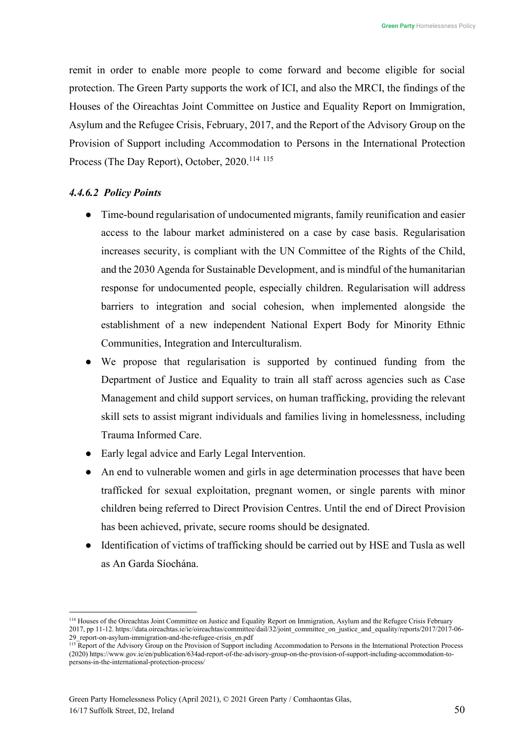remit in order to enable more people to come forward and become eligible for social protection. The Green Party supports the work of ICI, and also the MRCI, the findings of the Houses of the Oireachtas Joint Committee on Justice and Equality Report on Immigration, Asylum and the Refugee Crisis, February, 2017, and the Report of the Advisory Group on the Provision of Support including Accommodation to Persons in the International Protection Process (The Day Report), October, 2020.[114] [115]

#### *4.4.6.2 Policy Points*

- Time-bound regularisation of undocumented migrants, family reunification and easier access to the labour market administered on a case by case basis. Regularisation increases security, is compliant with the UN Committee of the Rights of the Child, and the 2030 Agenda for Sustainable Development, and is mindful of the humanitarian response for undocumented people, especially children. Regularisation will address barriers to integration and social cohesion, when implemented alongside the establishment of a new independent National Expert Body for Minority Ethnic Communities, Integration and Interculturalism.
- We propose that regularisation is supported by continued funding from the Department of Justice and Equality to train all staff across agencies such as Case Management and child support services, on human trafficking, providing the relevant skill sets to assist migrant individuals and families living in homelessness, including Trauma Informed Care.
- Early legal advice and Early Legal Intervention.
- An end to vulnerable women and girls in age determination processes that have been trafficked for sexual exploitation, pregnant women, or single parents with minor children being referred to Direct Provision Centres. Until the end of Direct Provision has been achieved, private, secure rooms should be designated.
- Identification of victims of trafficking should be carried out by HSE and Tusla as well as An Garda Síochána.

---

[114] Houses of the Oireachtas Joint Committee on Justice and Equality Report on Immigration, Asylum and the Refugee Crisis February 2017, pp 11-12. https://data.oireachtas.ie/ie/oireachtas/committee/dail/32/joint_committee_on_justice_and_equality/reports/2017/2017-06-29_report-on-asylum-immigration-and-the-refugee-crisis_en.pdf

[115] Report of the Advisory Group on the Provision of Support including Accommodation to Persons in the International Protection Process (2020) https://www.gov.ie/en/publication/634ad-report-of-the-advisory-group-on-the-provision-of-support-including-accommodation-to-persons-in-the-international-protection-process/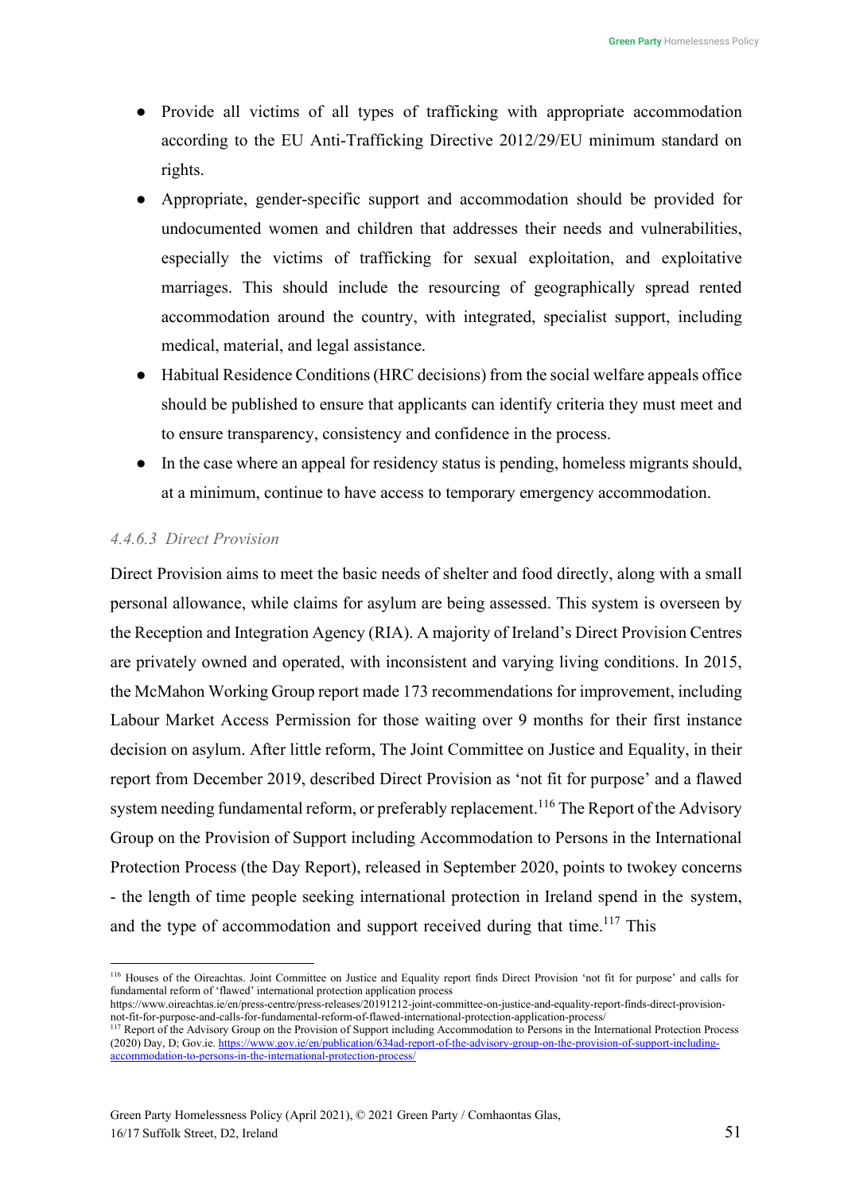- Provide all victims of all types of trafficking with appropriate accommodation according to the EU Anti-Trafficking Directive 2012/29/EU minimum standard on rights.
- Appropriate, gender-specific support and accommodation should be provided for undocumented women and children that addresses their needs and vulnerabilities, especially the victims of trafficking for sexual exploitation, and exploitative marriages. This should include the resourcing of geographically spread rented accommodation around the country, with integrated, specialist support, including medical, material, and legal assistance.
- Habitual Residence Conditions (HRC decisions) from the social welfare appeals office should be published to ensure that applicants can identify criteria they must meet and to ensure transparency, consistency and confidence in the process.
- In the case where an appeal for residency status is pending, homeless migrants should, at a minimum, continue to have access to temporary emergency accommodation.

#### *4.4.6.3 Direct Provision*

Direct Provision aims to meet the basic needs of shelter and food directly, along with a small personal allowance, while claims for asylum are being assessed. This system is overseen by the Reception and Integration Agency (RIA). A majority of Ireland's Direct Provision Centres are privately owned and operated, with inconsistent and varying living conditions. In 2015, the McMahon Working Group report made 173 recommendations for improvement, including Labour Market Access Permission for those waiting over 9 months for their first instance decision on asylum. After little reform, The Joint Committee on Justice and Equality, in their report from December 2019, described Direct Provision as 'not fit for purpose' and a flawed system needing fundamental reform, or preferably replacement.[116] The Report of the Advisory Group on the Provision of Support including Accommodation to Persons in the International Protection Process (the Day Report), released in September 2020, points to twokey concerns - the length of time people seeking international protection in Ireland spend in the system, and the type of accommodation and support received during that time.[117] This

---

[116] Houses of the Oireachtas. Joint Committee on Justice and Equality report finds Direct Provision 'not fit for purpose' and calls for fundamental reform of 'flawed' international protection application process https://www.oireachtas.ie/en/press-centre/press-releases/20191212-joint-committee-on-justice-and-equality-report-finds-direct-provision-not-fit-for-purpose-and-calls-for-fundamental-reform-of-flawed-international-protection-application-process/

[117] Report of the Advisory Group on the Provision of Support including Accommodation to Persons in the International Protection Process (2020) Day, D; Gov.ie. https://www.gov.ie/en/publication/634ad-report-of-the-advisory-group-on-the-provision-of-support-including-accommodation-to-persons-in-the-international-protection-process/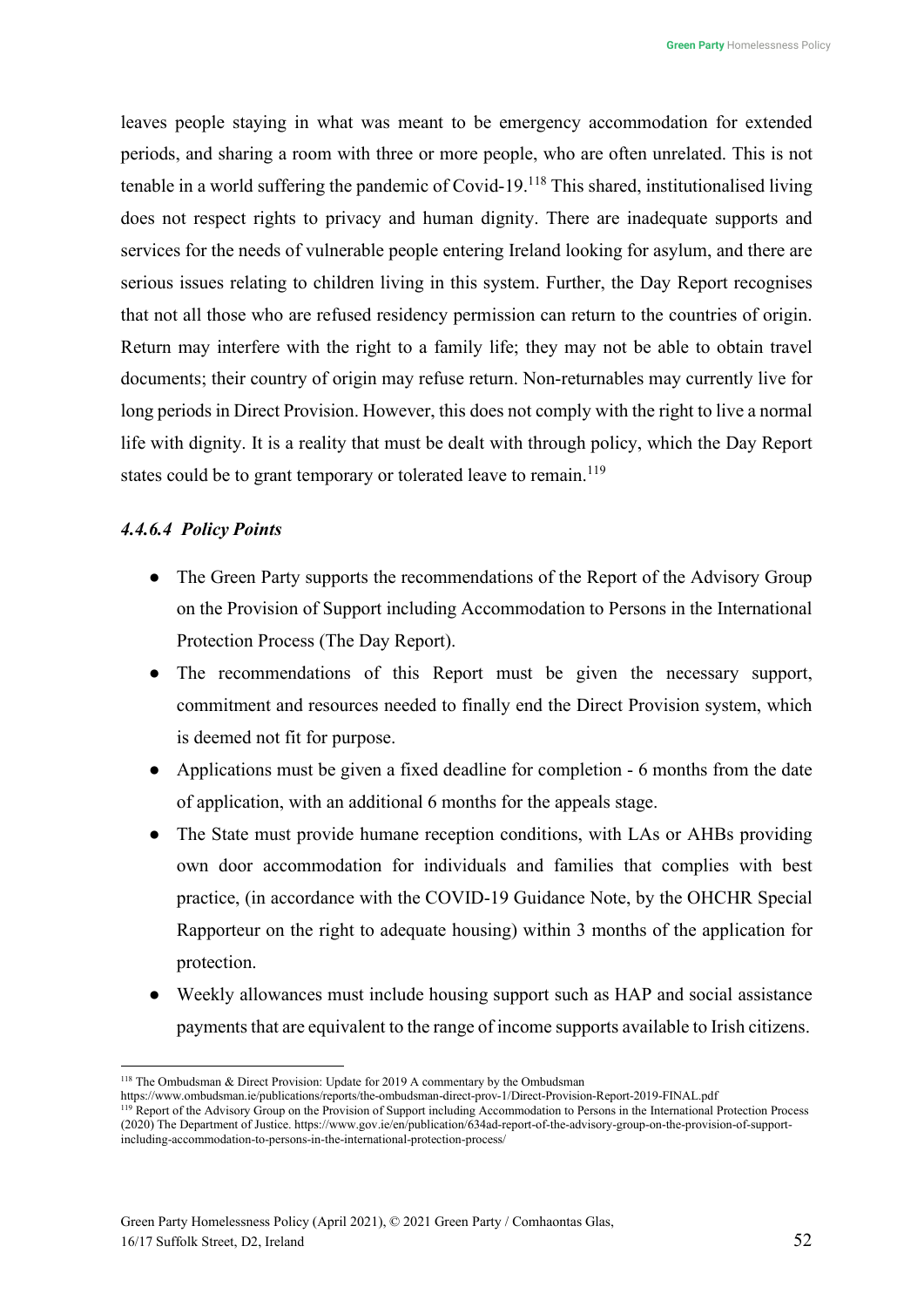leaves people staying in what was meant to be emergency accommodation for extended periods, and sharing a room with three or more people, who are often unrelated. This is not tenable in a world suffering the pandemic of Covid-19.[118] This shared, institutionalised living does not respect rights to privacy and human dignity. There are inadequate supports and services for the needs of vulnerable people entering Ireland looking for asylum, and there are serious issues relating to children living in this system. Further, the Day Report recognises that not all those who are refused residency permission can return to the countries of origin. Return may interfere with the right to a family life; they may not be able to obtain travel documents; their country of origin may refuse return. Non-returnables may currently live for long periods in Direct Provision. However, this does not comply with the right to live a normal life with dignity. It is a reality that must be dealt with through policy, which the Day Report states could be to grant temporary or tolerated leave to remain.[119]

#### *4.4.6.4 Policy Points*

- The Green Party supports the recommendations of the Report of the Advisory Group on the Provision of Support including Accommodation to Persons in the International Protection Process (The Day Report).
- The recommendations of this Report must be given the necessary support, commitment and resources needed to finally end the Direct Provision system, which is deemed not fit for purpose.
- Applications must be given a fixed deadline for completion - 6 months from the date of application, with an additional 6 months for the appeals stage.
- The State must provide humane reception conditions, with LAs or AHBs providing own door accommodation for individuals and families that complies with best practice, (in accordance with the COVID-19 Guidance Note, by the OHCHR Special Rapporteur on the right to adequate housing) within 3 months of the application for protection.
- Weekly allowances must include housing support such as HAP and social assistance payments that are equivalent to the range of income supports available to Irish citizens.

---

[118] The Ombudsman & Direct Provision: Update for 2019 A commentary by the Ombudsman https://www.ombudsman.ie/publications/reports/the-ombudsman-direct-prov-1/Direct-Provision-Report-2019-FINAL.pdf

[119] Report of the Advisory Group on the Provision of Support including Accommodation to Persons in the International Protection Process (2020) The Department of Justice. https://www.gov.ie/en/publication/634ad-report-of-the-advisory-group-on-the-provision-of-support-including-accommodation-to-persons-in-the-international-protection-process/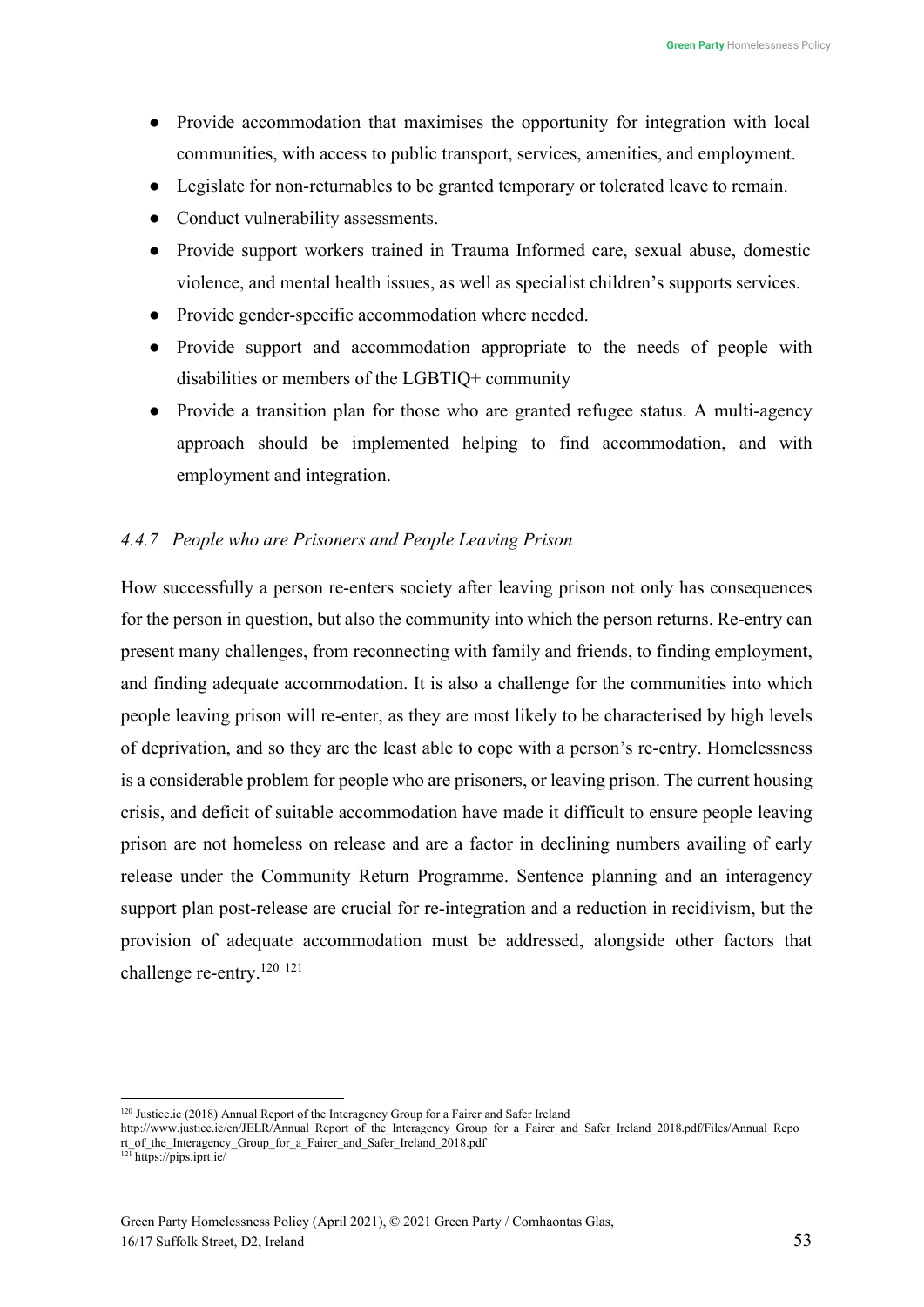- Provide accommodation that maximises the opportunity for integration with local communities, with access to public transport, services, amenities, and employment.
- Legislate for non-returnables to be granted temporary or tolerated leave to remain.
- Conduct vulnerability assessments.
- Provide support workers trained in Trauma Informed care, sexual abuse, domestic violence, and mental health issues, as well as specialist children's supports services.
- Provide gender-specific accommodation where needed.
- Provide support and accommodation appropriate to the needs of people with disabilities or members of the LGBTIQ+ community
- Provide a transition plan for those who are granted refugee status. A multi-agency approach should be implemented helping to find accommodation, and with employment and integration.

#### *4.4.7 People who are Prisoners and People Leaving Prison*

How successfully a person re-enters society after leaving prison not only has consequences for the person in question, but also the community into which the person returns. Re-entry can present many challenges, from reconnecting with family and friends, to finding employment, and finding adequate accommodation. It is also a challenge for the communities into which people leaving prison will re-enter, as they are most likely to be characterised by high levels of deprivation, and so they are the least able to cope with a person's re-entry. Homelessness is a considerable problem for people who are prisoners, or leaving prison. The current housing crisis, and deficit of suitable accommodation have made it difficult to ensure people leaving prison are not homeless on release and are a factor in declining numbers availing of early release under the Community Return Programme. Sentence planning and an interagency support plan post-release are crucial for re-integration and a reduction in recidivism, but the provision of adequate accommodation must be addressed, alongside other factors that challenge re-entry.[120] [121]

---

[120] Justice.ie (2018) Annual Report of the Interagency Group for a Fairer and Safer Ireland http://www.justice.ie/en/JELR/Annual_Report_of_the_Interagency_Group_for_a_Fairer_and_Safer_Ireland_2018.pdf/Files/Annual_Report_of_the_Interagency_Group_for_a_Fairer_and_Safer_Ireland_2018.pdf

[121] https://pips.iprt.ie/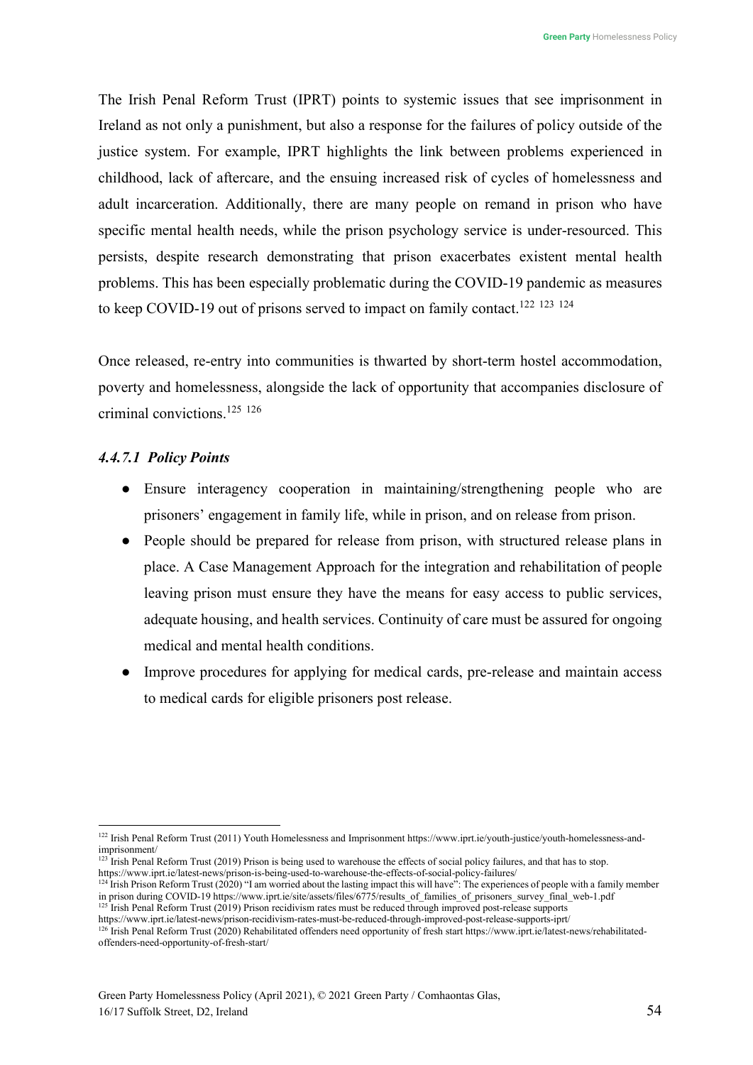The Irish Penal Reform Trust (IPRT) points to systemic issues that see imprisonment in Ireland as not only a punishment, but also a response for the failures of policy outside of the justice system. For example, IPRT highlights the link between problems experienced in childhood, lack of aftercare, and the ensuing increased risk of cycles of homelessness and adult incarceration. Additionally, there are many people on remand in prison who have specific mental health needs, while the prison psychology service is under-resourced. This persists, despite research demonstrating that prison exacerbates existent mental health problems. This has been especially problematic during the COVID-19 pandemic as measures to keep COVID-19 out of prisons served to impact on family contact.[122] [123] [124]

Once released, re-entry into communities is thwarted by short-term hostel accommodation, poverty and homelessness, alongside the lack of opportunity that accompanies disclosure of criminal convictions.[125] [126]

#### *4.4.7.1 Policy Points*

- Ensure interagency cooperation in maintaining/strengthening people who are prisoners' engagement in family life, while in prison, and on release from prison.
- People should be prepared for release from prison, with structured release plans in place. A Case Management Approach for the integration and rehabilitation of people leaving prison must ensure they have the means for easy access to public services, adequate housing, and health services. Continuity of care must be assured for ongoing medical and mental health conditions.
- Improve procedures for applying for medical cards, pre-release and maintain access to medical cards for eligible prisoners post release.

---

[122] Irish Penal Reform Trust (2011) Youth Homelessness and Imprisonment https://www.iprt.ie/youth-justice/youth-homelessness-and-imprisonment/

[123] Irish Penal Reform Trust (2019) Prison is being used to warehouse the effects of social policy failures, and that has to stop. https://www.iprt.ie/latest-news/prison-is-being-used-to-warehouse-the-effects-of-social-policy-failures/

[124] Irish Prison Reform Trust (2020) "I am worried about the lasting impact this will have": The experiences of people with a family member in prison during COVID-19 https://www.iprt.ie/site/assets/files/6775/results_of_families_of_prisoners_survey_final_web-1.pdf

[125] Irish Penal Reform Trust (2019) Prison recidivism rates must be reduced through improved post-release supports https://www.iprt.ie/latest-news/prison-recidivism-rates-must-be-reduced-through-improved-post-release-supports-iprt/

[126] Irish Penal Reform Trust (2020) Rehabilitated offenders need opportunity of fresh start https://www.iprt.ie/latest-news/rehabilitated-offenders-need-opportunity-of-fresh-start/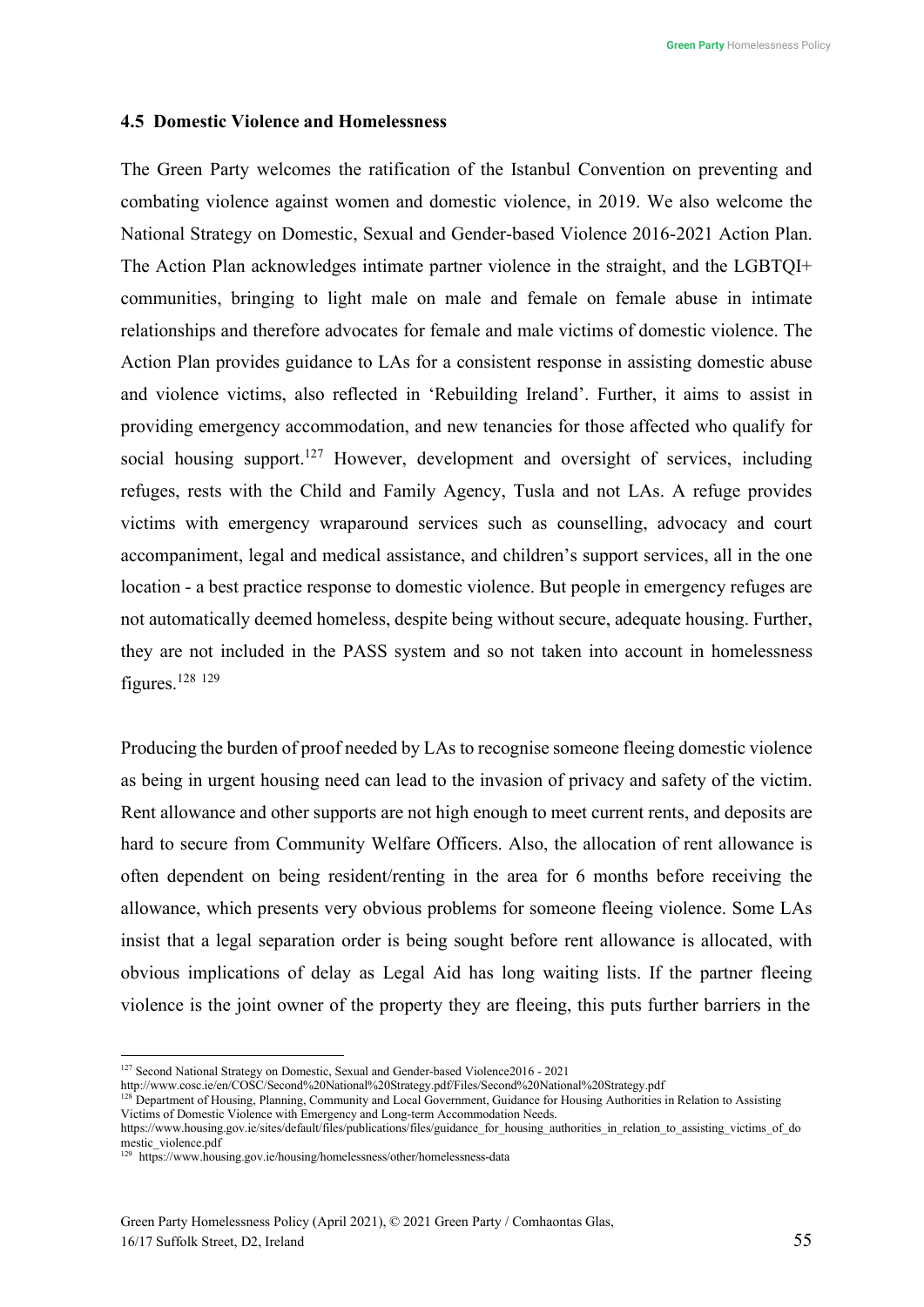### 4.5 Domestic Violence and Homelessness

The Green Party welcomes the ratification of the Istanbul Convention on preventing and combating violence against women and domestic violence, in 2019. We also welcome the National Strategy on Domestic, Sexual and Gender-based Violence 2016-2021 Action Plan. The Action Plan acknowledges intimate partner violence in the straight, and the LGBTQI+ communities, bringing to light male on male and female on female abuse in intimate relationships and therefore advocates for female and male victims of domestic violence. The Action Plan provides guidance to LAs for a consistent response in assisting domestic abuse and violence victims, also reflected in 'Rebuilding Ireland'. Further, it aims to assist in providing emergency accommodation, and new tenancies for those affected who qualify for social housing support.[127] However, development and oversight of services, including refuges, rests with the Child and Family Agency, Tusla and not LAs. A refuge provides victims with emergency wraparound services such as counselling, advocacy and court accompaniment, legal and medical assistance, and children's support services, all in the one location - a best practice response to domestic violence. But people in emergency refuges are not automatically deemed homeless, despite being without secure, adequate housing. Further, they are not included in the PASS system and so not taken into account in homelessness figures.[128] [129]

Producing the burden of proof needed by LAs to recognise someone fleeing domestic violence as being in urgent housing need can lead to the invasion of privacy and safety of the victim. Rent allowance and other supports are not high enough to meet current rents, and deposits are hard to secure from Community Welfare Officers. Also, the allocation of rent allowance is often dependent on being resident/renting in the area for 6 months before receiving the allowance, which presents very obvious problems for someone fleeing violence. Some LAs insist that a legal separation order is being sought before rent allowance is allocated, with obvious implications of delay as Legal Aid has long waiting lists. If the partner fleeing violence is the joint owner of the property they are fleeing, this puts further barriers in the

---

[127] Second National Strategy on Domestic, Sexual and Gender-based Violence2016 - 2021 http://www.cosc.ie/en/COSC/Second%20National%20Strategy.pdf/Files/Second%20National%20Strategy.pdf

[128] Department of Housing, Planning, Community and Local Government, Guidance for Housing Authorities in Relation to Assisting Victims of Domestic Violence with Emergency and Long-term Accommodation Needs. https://www.housing.gov.ie/sites/default/files/publications/files/guidance_for_housing_authorities_in_relation_to_assisting_victims_of_domestic_violence.pdf

[129] https://www.housing.gov.ie/housing/homelessness/other/homelessness-data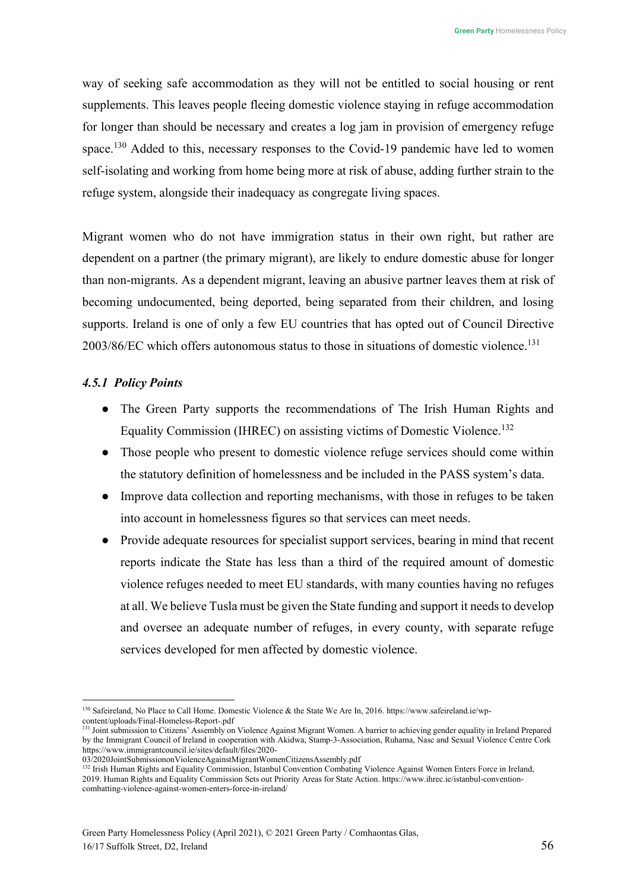way of seeking safe accommodation as they will not be entitled to social housing or rent supplements. This leaves people fleeing domestic violence staying in refuge accommodation for longer than should be necessary and creates a log jam in provision of emergency refuge space.[130] Added to this, necessary responses to the Covid-19 pandemic have led to women self-isolating and working from home being more at risk of abuse, adding further strain to the refuge system, alongside their inadequacy as congregate living spaces.

Migrant women who do not have immigration status in their own right, but rather are dependent on a partner (the primary migrant), are likely to endure domestic abuse for longer than non-migrants. As a dependent migrant, leaving an abusive partner leaves them at risk of becoming undocumented, being deported, being separated from their children, and losing supports. Ireland is one of only a few EU countries that has opted out of Council Directive 2003/86/EC which offers autonomous status to those in situations of domestic violence.[131]

#### *4.5.1 Policy Points*

- The Green Party supports the recommendations of The Irish Human Rights and Equality Commission (IHREC) on assisting victims of Domestic Violence.[132]
- Those people who present to domestic violence refuge services should come within the statutory definition of homelessness and be included in the PASS system's data.
- Improve data collection and reporting mechanisms, with those in refuges to be taken into account in homelessness figures so that services can meet needs.
- Provide adequate resources for specialist support services, bearing in mind that recent reports indicate the State has less than a third of the required amount of domestic violence refuges needed to meet EU standards, with many counties having no refuges at all. We believe Tusla must be given the State funding and support it needs to develop and oversee an adequate number of refuges, in every county, with separate refuge services developed for men affected by domestic violence.

---

[130] Safeireland, No Place to Call Home. Domestic Violence & the State We Are In, 2016. https://www.safeireland.ie/wp-content/uploads/Final-Homeless-Report-.pdf

[131] Joint submission to Citizens' Assembly on Violence Against Migrant Women. A barrier to achieving gender equality in Ireland Prepared by the Immigrant Council of Ireland in cooperation with Akidwa, Stamp-3-Association, Ruhama, Nasc and Sexual Violence Centre Cork https://www.immigrantcouncil.ie/sites/default/files/2020-03/2020JointSubmissiononViolenceAgainstMigrantWomenCitizensAssembly.pdf

[132] Irish Human Rights and Equality Commission, Istanbul Convention Combating Violence Against Women Enters Force in Ireland, 2019. Human Rights and Equality Commission Sets out Priority Areas for State Action. https://www.ihrec.ie/istanbul-convention-combatting-violence-against-women-enters-force-in-ireland/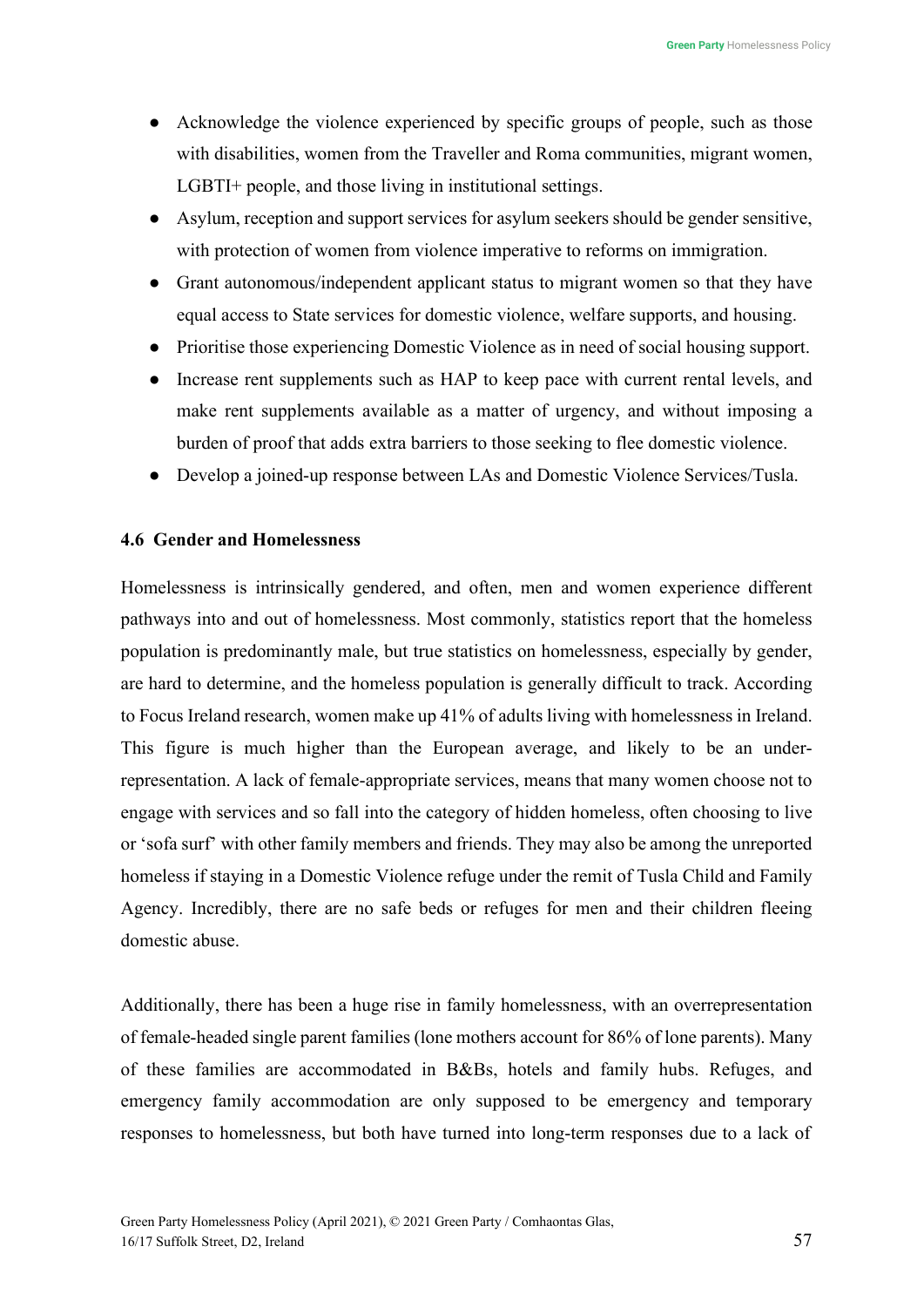- Acknowledge the violence experienced by specific groups of people, such as those with disabilities, women from the Traveller and Roma communities, migrant women, LGBTI+ people, and those living in institutional settings.
- Asylum, reception and support services for asylum seekers should be gender sensitive, with protection of women from violence imperative to reforms on immigration.
- Grant autonomous/independent applicant status to migrant women so that they have equal access to State services for domestic violence, welfare supports, and housing.
- Prioritise those experiencing Domestic Violence as in need of social housing support.
- Increase rent supplements such as HAP to keep pace with current rental levels, and make rent supplements available as a matter of urgency, and without imposing a burden of proof that adds extra barriers to those seeking to flee domestic violence.
- Develop a joined-up response between LAs and Domestic Violence Services/Tusla.

### 4.6 Gender and Homelessness

Homelessness is intrinsically gendered, and often, men and women experience different pathways into and out of homelessness. Most commonly, statistics report that the homeless population is predominantly male, but true statistics on homelessness, especially by gender, are hard to determine, and the homeless population is generally difficult to track. According to Focus Ireland research, women make up 41% of adults living with homelessness in Ireland. This figure is much higher than the European average, and likely to be an under-representation. A lack of female-appropriate services, means that many women choose not to engage with services and so fall into the category of hidden homeless, often choosing to live or 'sofa surf' with other family members and friends. They may also be among the unreported homeless if staying in a Domestic Violence refuge under the remit of Tusla Child and Family Agency. Incredibly, there are no safe beds or refuges for men and their children fleeing domestic abuse.

Additionally, there has been a huge rise in family homelessness, with an overrepresentation of female-headed single parent families (lone mothers account for 86% of lone parents). Many of these families are accommodated in B&Bs, hotels and family hubs. Refuges, and emergency family accommodation are only supposed to be emergency and temporary responses to homelessness, but both have turned into long-term responses due to a lack of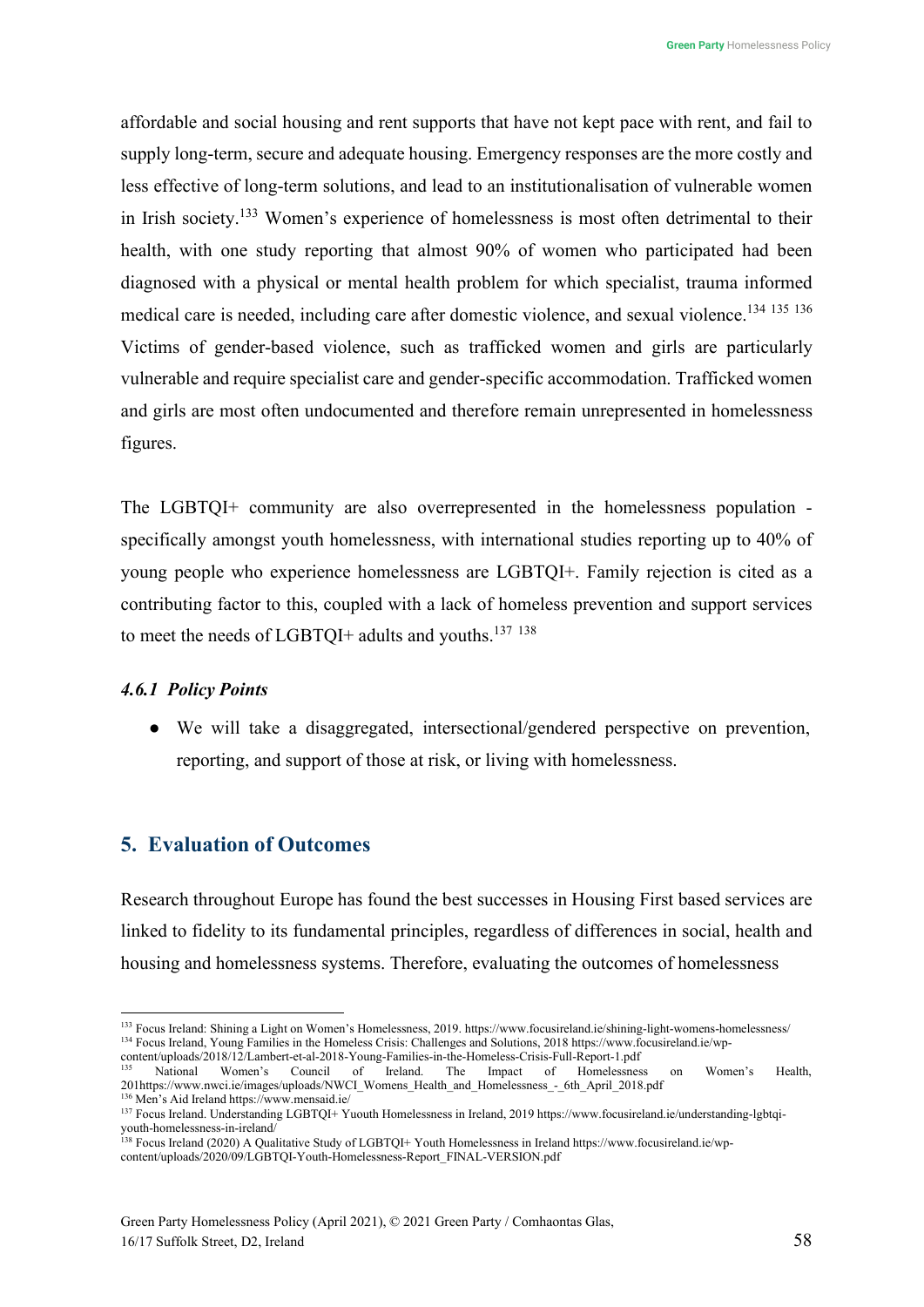affordable and social housing and rent supports that have not kept pace with rent, and fail to supply long-term, secure and adequate housing. Emergency responses are the more costly and less effective of long-term solutions, and lead to an institutionalisation of vulnerable women in Irish society.[133] Women's experience of homelessness is most often detrimental to their health, with one study reporting that almost 90% of women who participated had been diagnosed with a physical or mental health problem for which specialist, trauma informed medical care is needed, including care after domestic violence, and sexual violence.[134] [135] [136] Victims of gender-based violence, such as trafficked women and girls are particularly vulnerable and require specialist care and gender-specific accommodation. Trafficked women and girls are most often undocumented and therefore remain unrepresented in homelessness figures.

The LGBTQI+ community are also overrepresented in the homelessness population - specifically amongst youth homelessness, with international studies reporting up to 40% of young people who experience homelessness are LGBTQI+. Family rejection is cited as a contributing factor to this, coupled with a lack of homeless prevention and support services to meet the needs of LGBTQI+ adults and youths.[137] [138]

#### *4.6.1 Policy Points*

- We will take a disaggregated, intersectional/gendered perspective on prevention, reporting, and support of those at risk, or living with homelessness.

## 5. Evaluation of Outcomes

Research throughout Europe has found the best successes in Housing First based services are linked to fidelity to its fundamental principles, regardless of differences in social, health and housing and homelessness systems. Therefore, evaluating the outcomes of homelessness

---

[133] Focus Ireland: Shining a Light on Women's Homelessness, 2019. https://www.focusireland.ie/shining-light-womens-homelessness/

[134] Focus Ireland, Young Families in the Homeless Crisis: Challenges and Solutions, 2018 https://www.focusireland.ie/wp-content/uploads/2018/12/Lambert-et-al-2018-Young-Families-in-the-Homeless-Crisis-Full-Report-1.pdf

[135] National Women's Council of Ireland. The Impact of Homelessness on Women's Health, 201https://www.nwci.ie/images/uploads/NWCI_Womens_Health_and_Homelessness_-_6th_April_2018.pdf

[136] Men's Aid Ireland https://www.mensaid.ie/

[137] Focus Ireland. Understanding LGBTQI+ Yuouth Homelessness in Ireland, 2019 https://www.focusireland.ie/understanding-lgbtqi-youth-homelessness-in-ireland/

[138] Focus Ireland (2020) A Qualitative Study of LGBTQI+ Youth Homelessness in Ireland https://www.focusireland.ie/wp-content/uploads/2020/09/LGBTQI-Youth-Homelessness-Report_FINAL-VERSION.pdf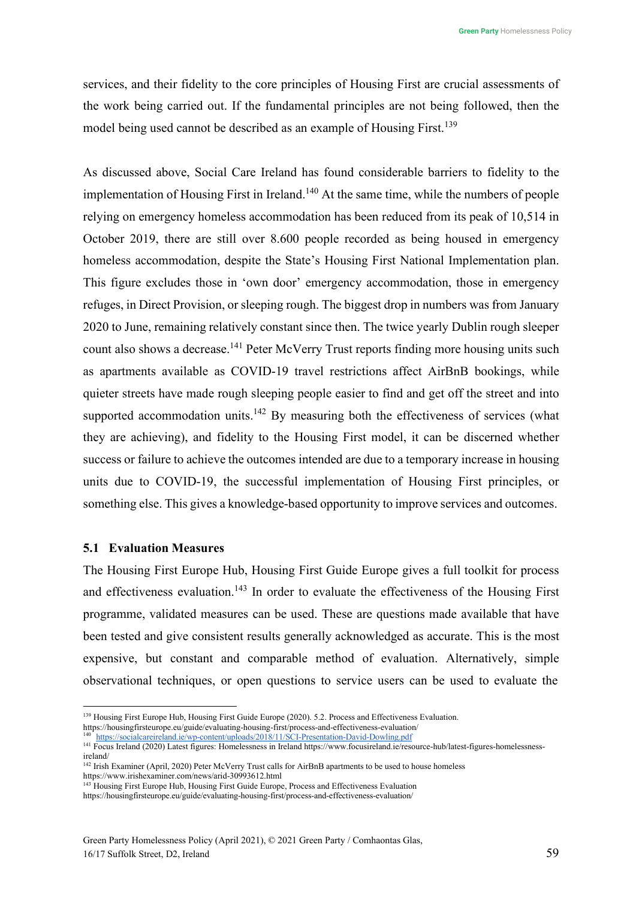services, and their fidelity to the core principles of Housing First are crucial assessments of the work being carried out. If the fundamental principles are not being followed, then the model being used cannot be described as an example of Housing First.[139]

As discussed above, Social Care Ireland has found considerable barriers to fidelity to the implementation of Housing First in Ireland.[140] At the same time, while the numbers of people relying on emergency homeless accommodation has been reduced from its peak of 10,514 in October 2019, there are still over 8.600 people recorded as being housed in emergency homeless accommodation, despite the State's Housing First National Implementation plan. This figure excludes those in 'own door' emergency accommodation, those in emergency refuges, in Direct Provision, or sleeping rough. The biggest drop in numbers was from January 2020 to June, remaining relatively constant since then. The twice yearly Dublin rough sleeper count also shows a decrease.[141] Peter McVerry Trust reports finding more housing units such as apartments available as COVID-19 travel restrictions affect AirBnB bookings, while quieter streets have made rough sleeping people easier to find and get off the street and into supported accommodation units.[142] By measuring both the effectiveness of services (what they are achieving), and fidelity to the Housing First model, it can be discerned whether success or failure to achieve the outcomes intended are due to a temporary increase in housing units due to COVID-19, the successful implementation of Housing First principles, or something else. This gives a knowledge-based opportunity to improve services and outcomes.

### 5.1 Evaluation Measures

The Housing First Europe Hub, Housing First Guide Europe gives a full toolkit for process and effectiveness evaluation.[143] In order to evaluate the effectiveness of the Housing First programme, validated measures can be used. These are questions made available that have been tested and give consistent results generally acknowledged as accurate. This is the most expensive, but constant and comparable method of evaluation. Alternatively, simple observational techniques, or open questions to service users can be used to evaluate the

---

[139] Housing First Europe Hub, Housing First Guide Europe (2020). 5.2. Process and Effectiveness Evaluation. https://housingfirsteurope.eu/guide/evaluating-housing-first/process-and-effectiveness-evaluation/

[140] https://socialcareireland.ie/wp-content/uploads/2018/11/SCI-Presentation-David-Dowling.pdf

[141] Focus Ireland (2020) Latest figures: Homelessness in Ireland https://www.focusireland.ie/resource-hub/latest-figures-homelessness-ireland/

[142] Irish Examiner (April, 2020) Peter McVerry Trust calls for AirBnB apartments to be used to house homeless https://www.irishexaminer.com/news/arid-30993612.html

[143] Housing First Europe Hub, Housing First Guide Europe, Process and Effectiveness Evaluation https://housingfirsteurope.eu/guide/evaluating-housing-first/process-and-effectiveness-evaluation/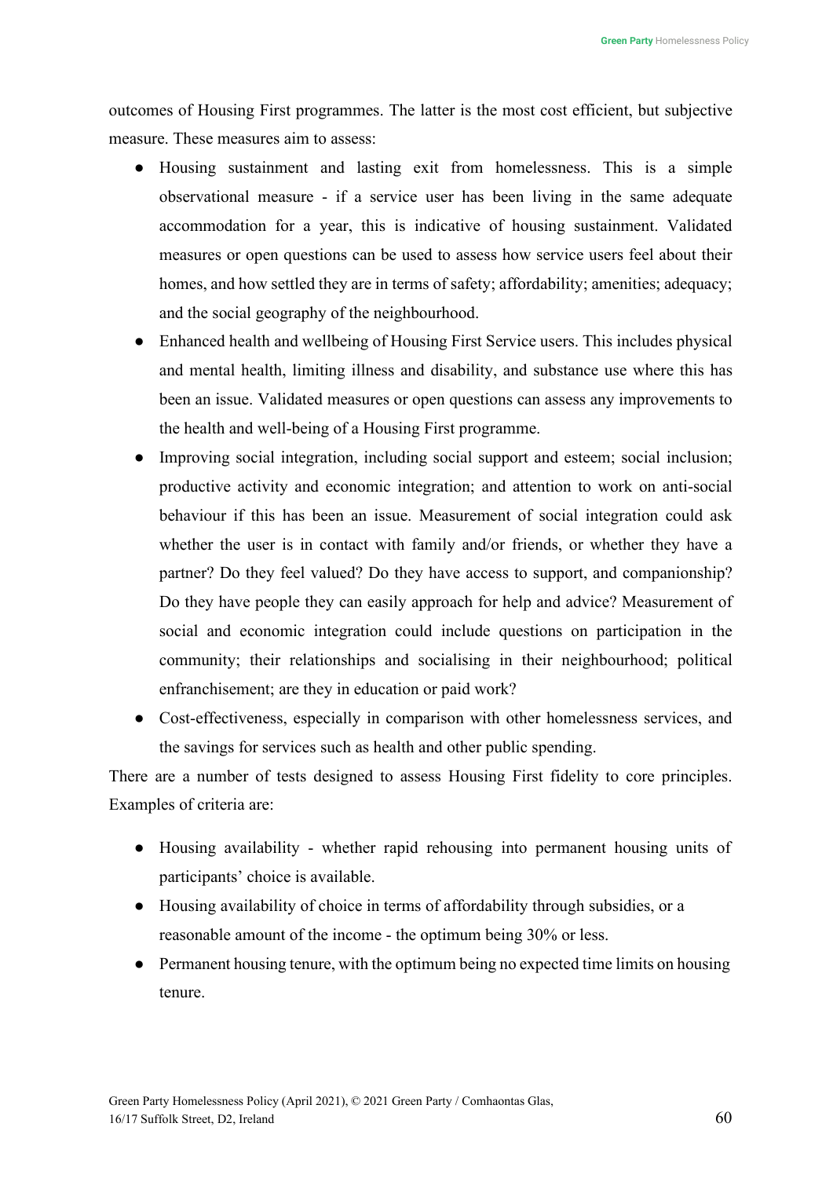outcomes of Housing First programmes. The latter is the most cost efficient, but subjective measure. These measures aim to assess:

- Housing sustainment and lasting exit from homelessness. This is a simple observational measure - if a service user has been living in the same adequate accommodation for a year, this is indicative of housing sustainment. Validated measures or open questions can be used to assess how service users feel about their homes, and how settled they are in terms of safety; affordability; amenities; adequacy; and the social geography of the neighbourhood.
- Enhanced health and wellbeing of Housing First Service users. This includes physical and mental health, limiting illness and disability, and substance use where this has been an issue. Validated measures or open questions can assess any improvements to the health and well-being of a Housing First programme.
- Improving social integration, including social support and esteem; social inclusion; productive activity and economic integration; and attention to work on anti-social behaviour if this has been an issue. Measurement of social integration could ask whether the user is in contact with family and/or friends, or whether they have a partner? Do they feel valued? Do they have access to support, and companionship? Do they have people they can easily approach for help and advice? Measurement of social and economic integration could include questions on participation in the community; their relationships and socialising in their neighbourhood; political enfranchisement; are they in education or paid work?
- Cost-effectiveness, especially in comparison with other homelessness services, and the savings for services such as health and other public spending.

There are a number of tests designed to assess Housing First fidelity to core principles. Examples of criteria are:

- Housing availability - whether rapid rehousing into permanent housing units of participants' choice is available.
- Housing availability of choice in terms of affordability through subsidies, or a reasonable amount of the income - the optimum being 30% or less.
- Permanent housing tenure, with the optimum being no expected time limits on housing tenure.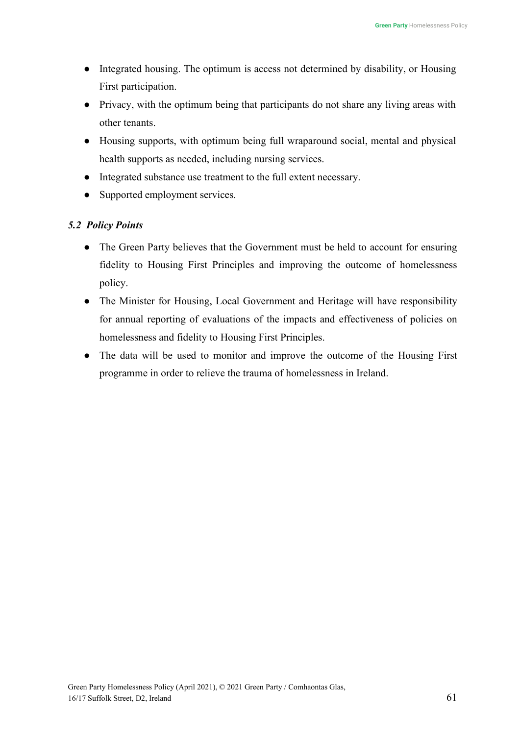- Integrated housing. The optimum is access not determined by disability, or Housing First participation.
- Privacy, with the optimum being that participants do not share any living areas with other tenants.
- Housing supports, with optimum being full wraparound social, mental and physical health supports as needed, including nursing services.
- Integrated substance use treatment to the full extent necessary.
- Supported employment services.

### *5.2 Policy Points*

- The Green Party believes that the Government must be held to account for ensuring fidelity to Housing First Principles and improving the outcome of homelessness policy.
- The Minister for Housing, Local Government and Heritage will have responsibility for annual reporting of evaluations of the impacts and effectiveness of policies on homelessness and fidelity to Housing First Principles.
- The data will be used to monitor and improve the outcome of the Housing First programme in order to relieve the trauma of homelessness in Ireland.